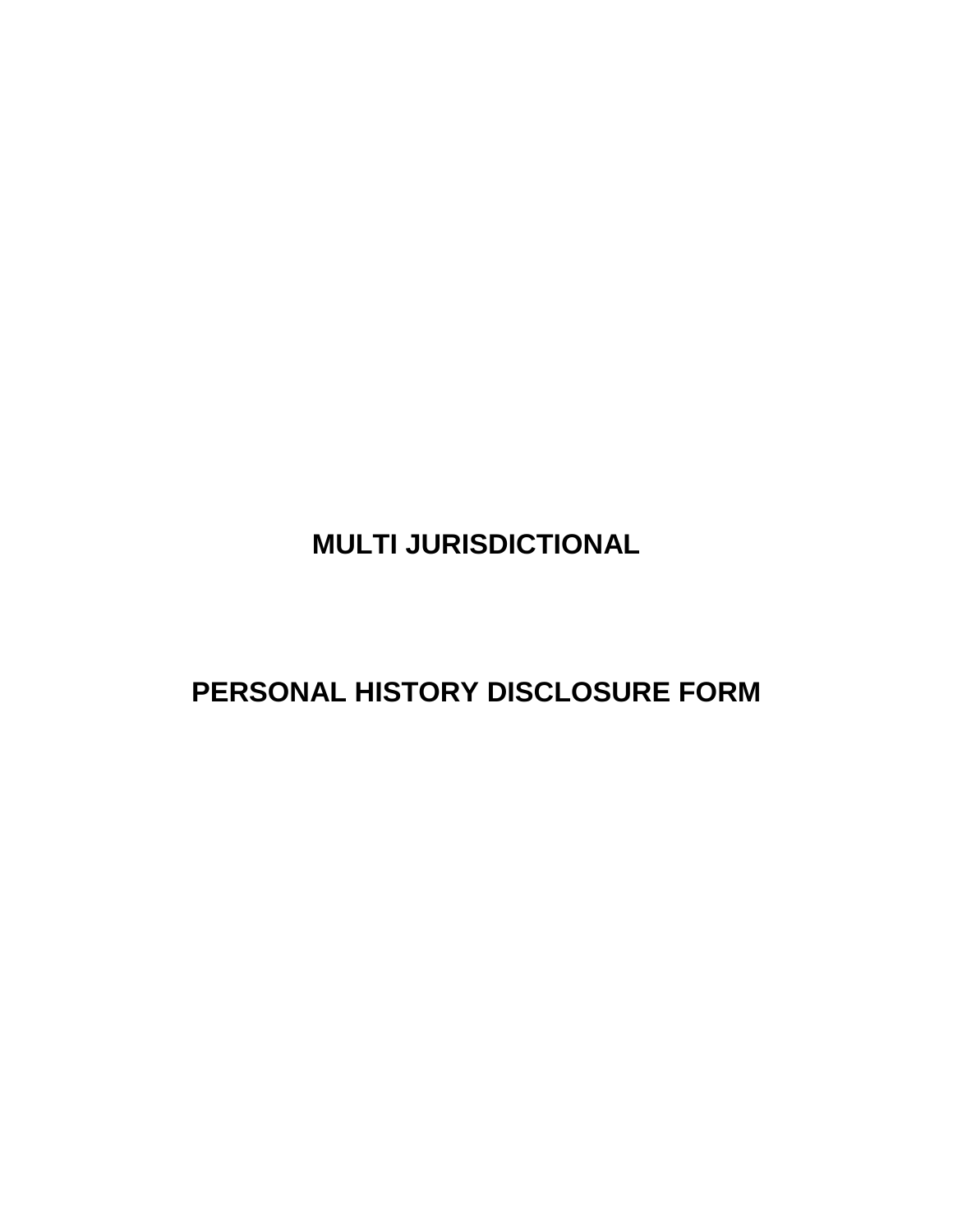# MULTI JURISDICTIONAL

# PERSONAL HISTORY DISCLOSURE FORM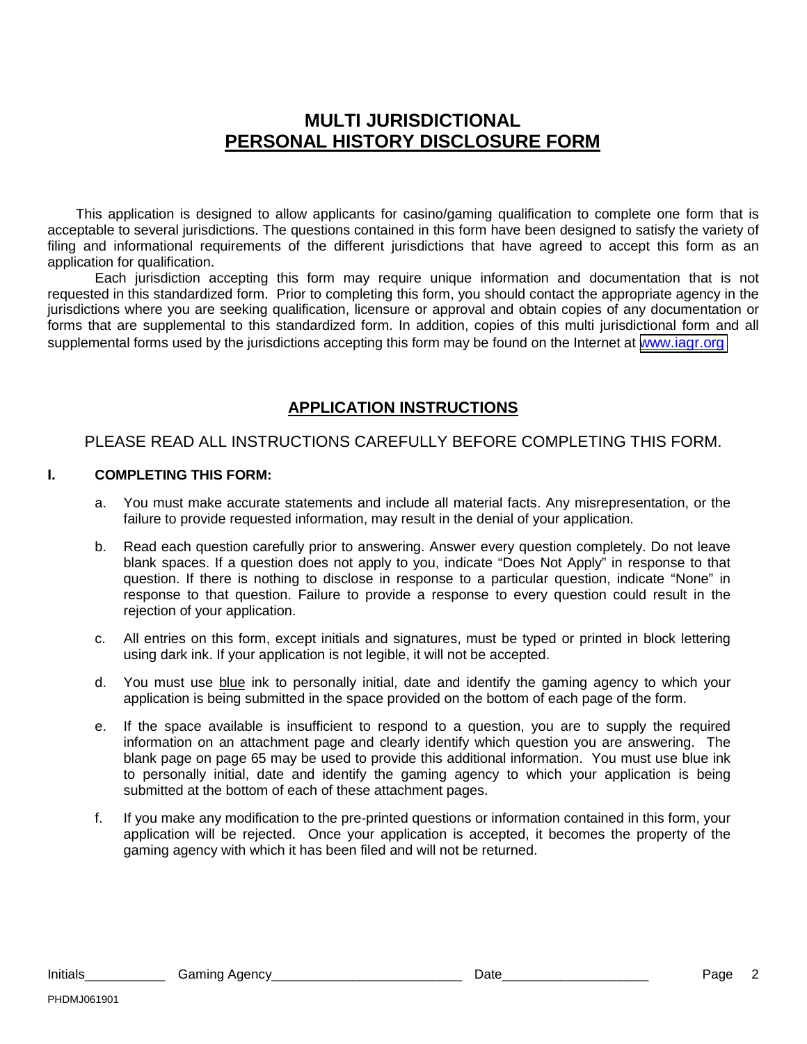# MULTI JURISDICTIONAL
# PERSONAL HISTORY DISCLOSURE FORM

This application is designed to allow applicants for casino/gaming qualification to complete one form that is acceptable to several jurisdictions. The questions contained in this form have been designed to satisfy the variety of filing and informational requirements of the different jurisdictions that have agreed to accept this form as an application for qualification.

Each jurisdiction accepting this form may require unique information and documentation that is not requested in this standardized form. Prior to completing this form, you should contact the appropriate agency in the jurisdictions where you are seeking qualification, licensure or approval and obtain copies of any documentation or forms that are supplemental to this standardized form. In addition, copies of this multi jurisdictional form and all supplemental forms used by the jurisdictions accepting this form may be found on the Internet at www.iagr.org

## APPLICATION INSTRUCTIONS

PLEASE READ ALL INSTRUCTIONS CAREFULLY BEFORE COMPLETING THIS FORM.

### I. COMPLETING THIS FORM:

a. You must make accurate statements and include all material facts. Any misrepresentation, or the failure to provide requested information, may result in the denial of your application.

b. Read each question carefully prior to answering. Answer every question completely. Do not leave blank spaces. If a question does not apply to you, indicate "Does Not Apply" in response to that question. If there is nothing to disclose in response to a particular question, indicate "None" in response to that question. Failure to provide a response to every question could result in the rejection of your application.

c. All entries on this form, except initials and signatures, must be typed or printed in block lettering using dark ink. If your application is not legible, it will not be accepted.

d. You must use blue ink to personally initial, date and identify the gaming agency to which your application is being submitted in the space provided on the bottom of each page of the form.

e. If the space available is insufficient to respond to a question, you are to supply the required information on an attachment page and clearly identify which question you are answering. The blank page on page 65 may be used to provide this additional information. You must use blue ink to personally initial, date and identify the gaming agency to which your application is being submitted at the bottom of each of these attachment pages.

f. If you make any modification to the pre-printed questions or information contained in this form, your application will be rejected. Once your application is accepted, it becomes the property of the gaming agency with which it has been filed and will not be returned.

Initials___________ Gaming Agency__________________________ Date____________________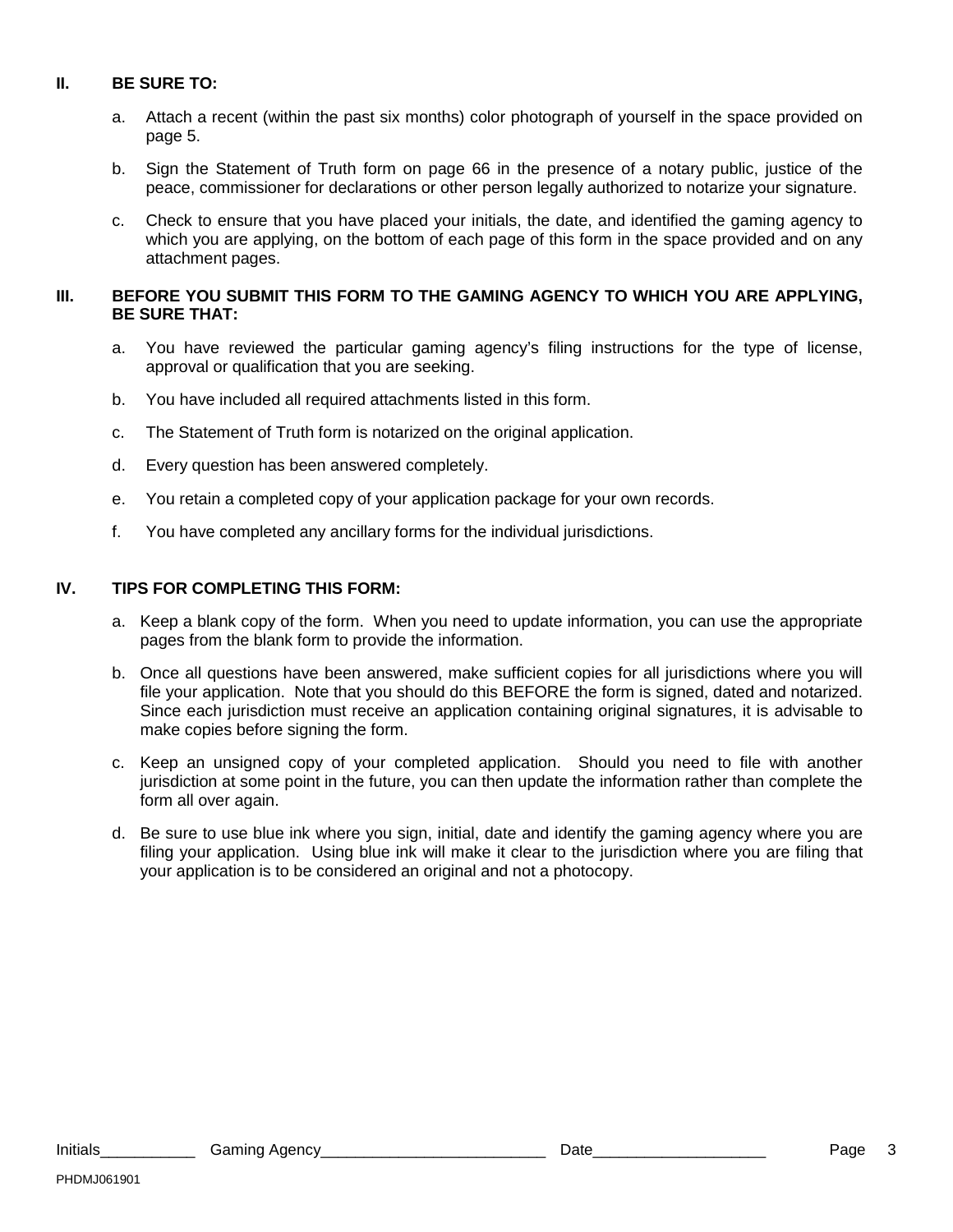## II. BE SURE TO:

a. Attach a recent (within the past six months) color photograph of yourself in the space provided on page 5.

b. Sign the Statement of Truth form on page 66 in the presence of a notary public, justice of the peace, commissioner for declarations or other person legally authorized to notarize your signature.

c. Check to ensure that you have placed your initials, the date, and identified the gaming agency to which you are applying, on the bottom of each page of this form in the space provided and on any attachment pages.

## III. BEFORE YOU SUBMIT THIS FORM TO THE GAMING AGENCY TO WHICH YOU ARE APPLYING, BE SURE THAT:

a. You have reviewed the particular gaming agency's filing instructions for the type of license, approval or qualification that you are seeking.

b. You have included all required attachments listed in this form.

c. The Statement of Truth form is notarized on the original application.

d. Every question has been answered completely.

e. You retain a completed copy of your application package for your own records.

f. You have completed any ancillary forms for the individual jurisdictions.

## IV. TIPS FOR COMPLETING THIS FORM:

a. Keep a blank copy of the form. When you need to update information, you can use the appropriate pages from the blank form to provide the information.

b. Once all questions have been answered, make sufficient copies for all jurisdictions where you will file your application. Note that you should do this BEFORE the form is signed, dated and notarized. Since each jurisdiction must receive an application containing original signatures, it is advisable to make copies before signing the form.

c. Keep an unsigned copy of your completed application. Should you need to file with another jurisdiction at some point in the future, you can then update the information rather than complete the form all over again.

d. Be sure to use blue ink where you sign, initial, date and identify the gaming agency where you are filing your application. Using blue ink will make it clear to the jurisdiction where you are filing that your application is to be considered an original and not a photocopy.

Initials___________ Gaming Agency__________________________ Date____________________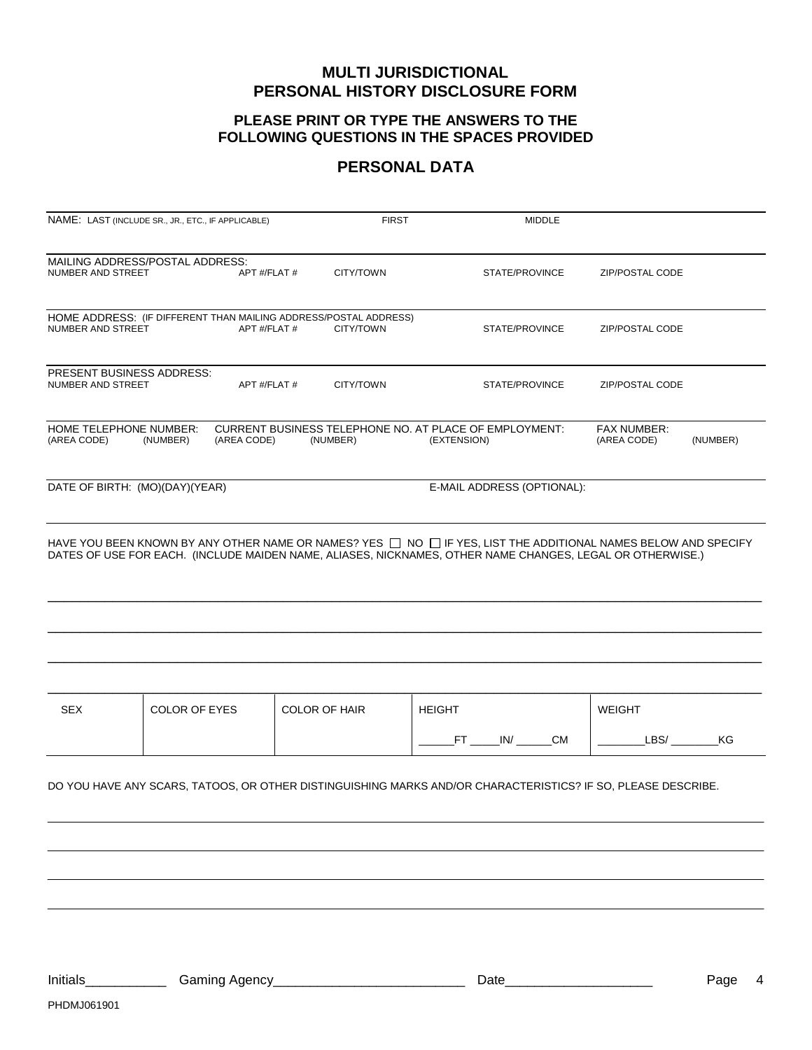# MULTI JURISDICTIONAL PERSONAL HISTORY DISCLOSURE FORM

### PLEASE PRINT OR TYPE THE ANSWERS TO THE FOLLOWING QUESTIONS IN THE SPACES PROVIDED

## PERSONAL DATA

| NAME: LAST (INCLUDE SR., JR., ETC., IF APPLICABLE) | FIRST | MIDDLE |
|---|---|---|
| | | |

MAILING ADDRESS/POSTAL ADDRESS:

| NUMBER AND STREET | APT #/FLAT # | CITY/TOWN | STATE/PROVINCE | ZIP/POSTAL CODE |
|---|---|---|---|---|
| | | | | |

HOME ADDRESS: (IF DIFFERENT THAN MAILING ADDRESS/POSTAL ADDRESS)

| NUMBER AND STREET | APT #/FLAT # | CITY/TOWN | STATE/PROVINCE | ZIP/POSTAL CODE |
|---|---|---|---|---|
| | | | | |

PRESENT BUSINESS ADDRESS:

| NUMBER AND STREET | APT #/FLAT # | CITY/TOWN | STATE/PROVINCE | ZIP/POSTAL CODE |
|---|---|---|---|---|
| | | | | |

| HOME TELEPHONE NUMBER: | | CURRENT BUSINESS TELEPHONE NO. AT PLACE OF EMPLOYMENT: | | | FAX NUMBER: | |
|---|---|---|---|---|---|---|
| (AREA CODE) | (NUMBER) | (AREA CODE) | (NUMBER) | (EXTENSION) | (AREA CODE) | (NUMBER) |
| | | | | | | |

| DATE OF BIRTH: (MO)(DAY)(YEAR) | E-MAIL ADDRESS (OPTIONAL): |
|---|---|
| | |

HAVE YOU BEEN KNOWN BY ANY OTHER NAME OR NAMES? YES ☐ NO ☐ IF YES, LIST THE ADDITIONAL NAMES BELOW AND SPECIFY DATES OF USE FOR EACH. (INCLUDE MAIDEN NAME, ALIASES, NICKNAMES, OTHER NAME CHANGES, LEGAL OR OTHERWISE.)

______________________________________________________________________________

______________________________________________________________________________

______________________________________________________________________________

______________________________________________________________________________

| SEX | COLOR OF EYES | COLOR OF HAIR | HEIGHT | WEIGHT |
|---|---|---|---|---|
| | | | ______FT _____IN/ ______CM | ________LBS/ ________KG |

DO YOU HAVE ANY SCARS, TATOOS, OR OTHER DISTINGUISHING MARKS AND/OR CHARACTERISTICS? IF SO, PLEASE DESCRIBE.

______________________________________________________________________________

______________________________________________________________________________

______________________________________________________________________________

______________________________________________________________________________

Initials___________ Gaming Agency__________________________ Date____________________

PHDMJ061901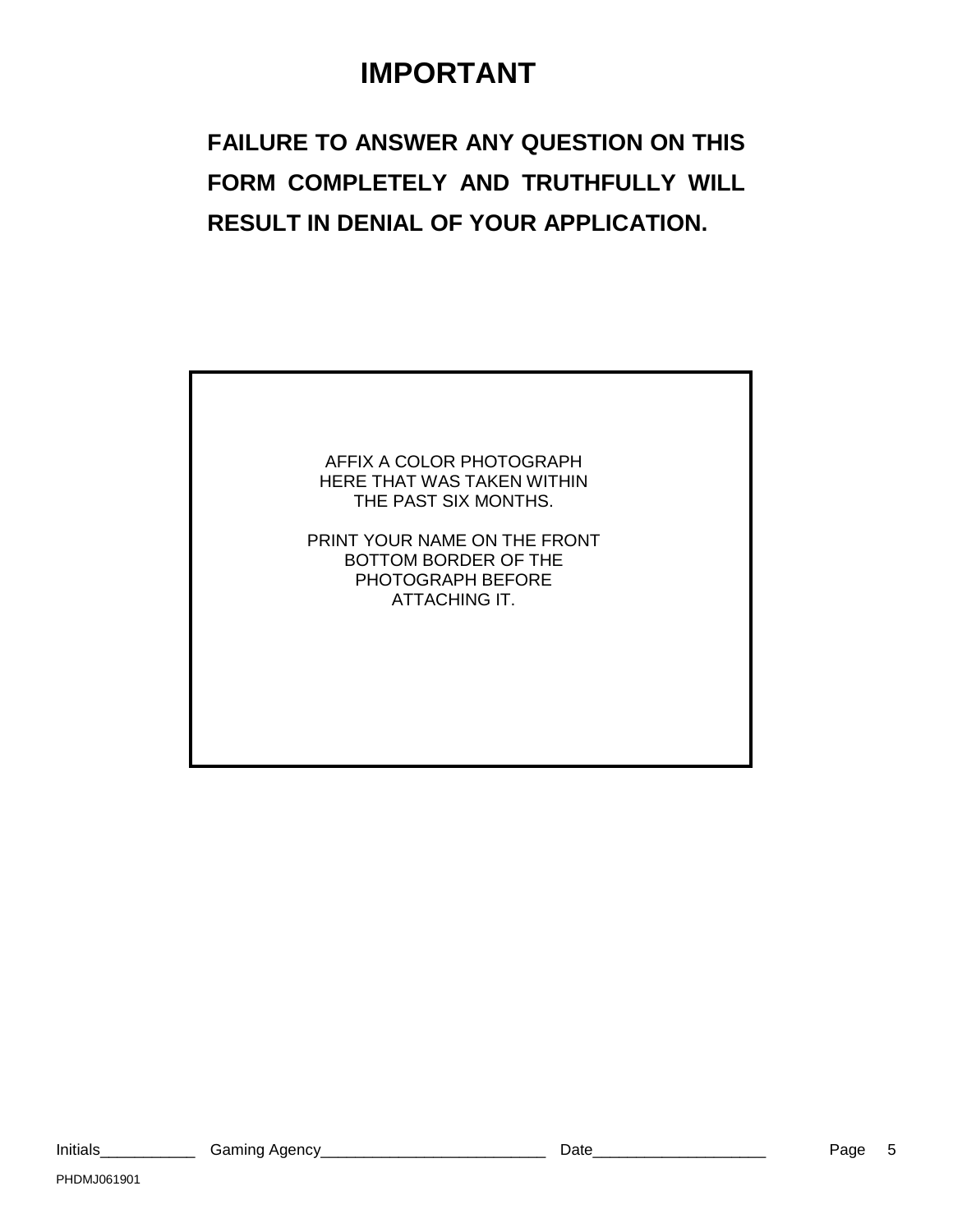# IMPORTANT

**FAILURE TO ANSWER ANY QUESTION ON THIS FORM COMPLETELY AND TRUTHFULLY WILL RESULT IN DENIAL OF YOUR APPLICATION.**

AFFIX A COLOR PHOTOGRAPH HERE THAT WAS TAKEN WITHIN THE PAST SIX MONTHS.

PRINT YOUR NAME ON THE FRONT BOTTOM BORDER OF THE PHOTOGRAPH BEFORE ATTACHING IT.

Initials___________ Gaming Agency__________________________ Date____________________

PHDMJ061901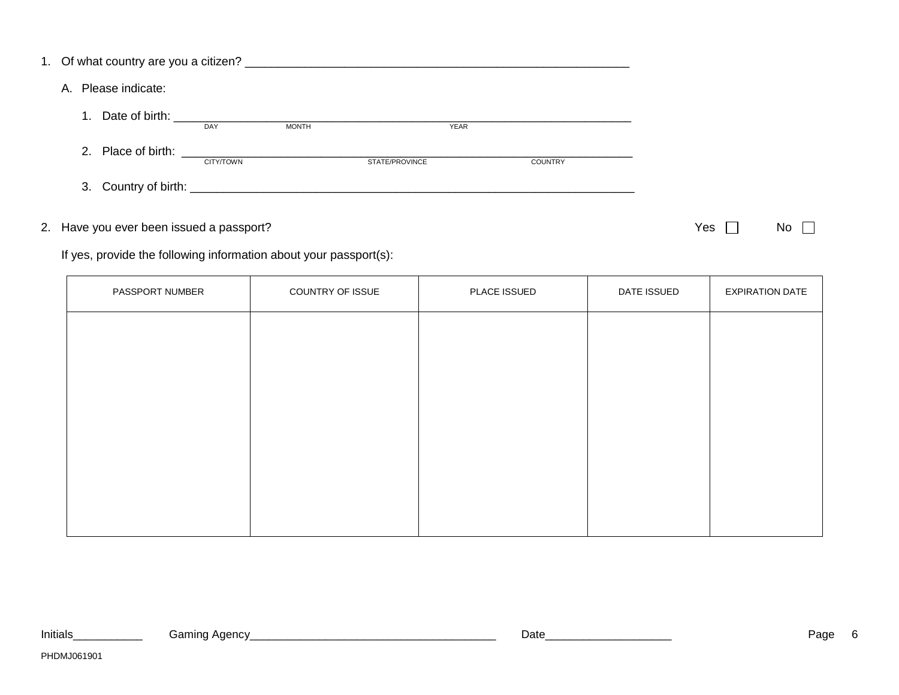1. Of what country are you a citizen? ____________________________________________________________

   A. Please indicate:

      1. Date of birth: ____________________________________________________________
         DAY MONTH YEAR

      2. Place of birth: ____________________________________________________________
         CITY/TOWN STATE/PROVINCE COUNTRY

      3. Country of birth: ____________________________________________________________

2. Have you ever been issued a passport? Yes ☐ No ☐

   If yes, provide the following information about your passport(s):

| PASSPORT NUMBER | COUNTRY OF ISSUE | PLACE ISSUED | DATE ISSUED | EXPIRATION DATE |
|---|---|---|---|---|
| | | | | |

Initials___________ Gaming Agency_______________________________________ Date___________________

PHDMJ061901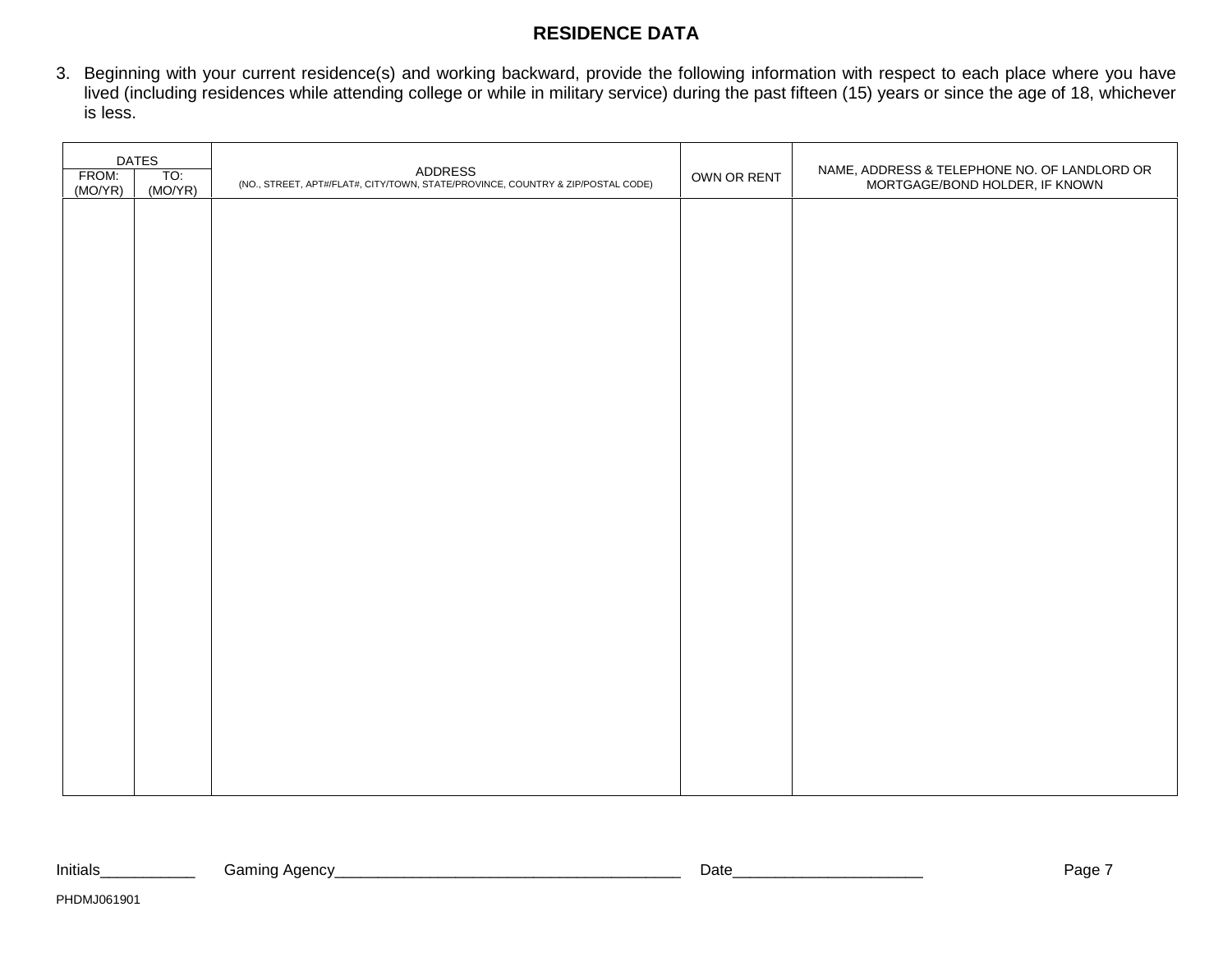## RESIDENCE DATA

3. Beginning with your current residence(s) and working backward, provide the following information with respect to each place where you have lived (including residences while attending college or while in military service) during the past fifteen (15) years or since the age of 18, whichever is less.

| DATES | | ADDRESS (NO., STREET, APT#/FLAT#, CITY/TOWN, STATE/PROVINCE, COUNTRY & ZIP/POSTAL CODE) | OWN OR RENT | NAME, ADDRESS & TELEPHONE NO. OF LANDLORD OR MORTGAGE/BOND HOLDER, IF KNOWN |
|---|---|---|---|---|
| FROM: (MO/YR) | TO: (MO/YR) | | | |
| | | | | |

Initials___________ Gaming Agency________________________________________ Date_____________________

PHDMJ061901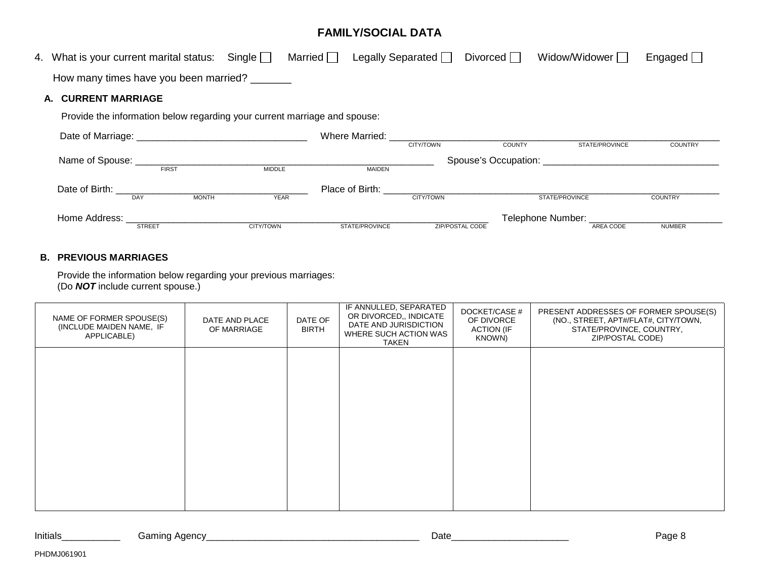## FAMILY/SOCIAL DATA

4. What is your current marital status: Single ☐ Married ☐ Legally Separated ☐ Divorced ☐ Widow/Widower ☐ Engaged ☐

   How many times have you been married? _______

### A. CURRENT MARRIAGE

Provide the information below regarding your current marriage and spouse:

Date of Marriage: ________________________________ Where Married: ______________________________________________________________
CITY/TOWN COUNTY STATE/PROVINCE COUNTRY

Name of Spouse: ________________________________________________________ Spouse's Occupation: ________________________________
FIRST MIDDLE MAIDEN

Date of Birth: ____________________________________ Place of Birth: ________________________________________________________________
DAY MONTH YEAR CITY/TOWN STATE/PROVINCE COUNTRY

Home Address: ____________________________________________________________________ Telephone Number: ________________________
STREET CITY/TOWN STATE/PROVINCE ZIP/POSTAL CODE AREA CODE NUMBER

### B. PREVIOUS MARRIAGES

Provide the information below regarding your previous marriages:
(Do ***NOT*** include current spouse.)

| NAME OF FORMER SPOUSE(S) (INCLUDE MAIDEN NAME, IF APPLICABLE) | DATE AND PLACE OF MARRIAGE | DATE OF BIRTH | IF ANNULLED, SEPARATED OR DIVORCED,, INDICATE DATE AND JURISDICTION WHERE SUCH ACTION WAS TAKEN | DOCKET/CASE # OF DIVORCE ACTION (IF KNOWN) | PRESENT ADDRESSES OF FORMER SPOUSE(S) (NO., STREET, APT#/FLAT#, CITY/TOWN, STATE/PROVINCE, COUNTRY, ZIP/POSTAL CODE) |
|---|---|---|---|---|---|
| | | | | | |

Initials___________ Gaming Agency________________________________________ Date_____________________

PHDMJ061901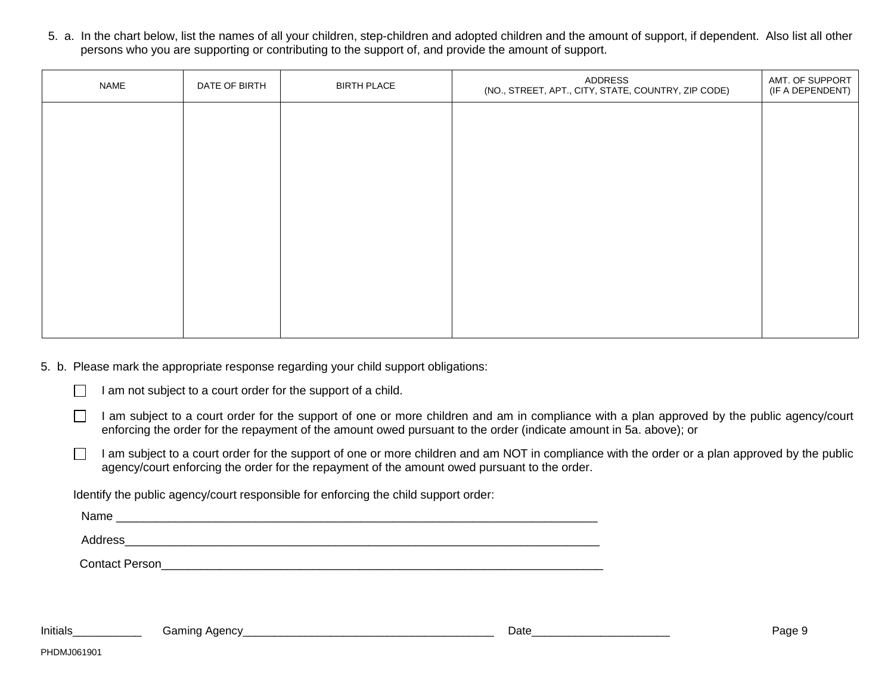5. a. In the chart below, list the names of all your children, step-children and adopted children and the amount of support, if dependent. Also list all other persons who you are supporting or contributing to the support of, and provide the amount of support.

| NAME | DATE OF BIRTH | BIRTH PLACE | ADDRESS (NO., STREET, APT., CITY, STATE, COUNTRY, ZIP CODE) | AMT. OF SUPPORT (IF A DEPENDENT) |
|---|---|---|---|---|
| | | | | |

5. b. Please mark the appropriate response regarding your child support obligations:

☐ I am not subject to a court order for the support of a child.

☐ I am subject to a court order for the support of one or more children and am in compliance with a plan approved by the public agency/court enforcing the order for the repayment of the amount owed pursuant to the order (indicate amount in 5a. above); or

☐ I am subject to a court order for the support of one or more children and am NOT in compliance with the order or a plan approved by the public agency/court enforcing the order for the repayment of the amount owed pursuant to the order.

Identify the public agency/court responsible for enforcing the child support order:

Name ___________________________________________________________________________

Address__________________________________________________________________________

Contact Person_____________________________________________________________________

Initials___________ Gaming Agency________________________________________ Date______________________

PHDMJ061901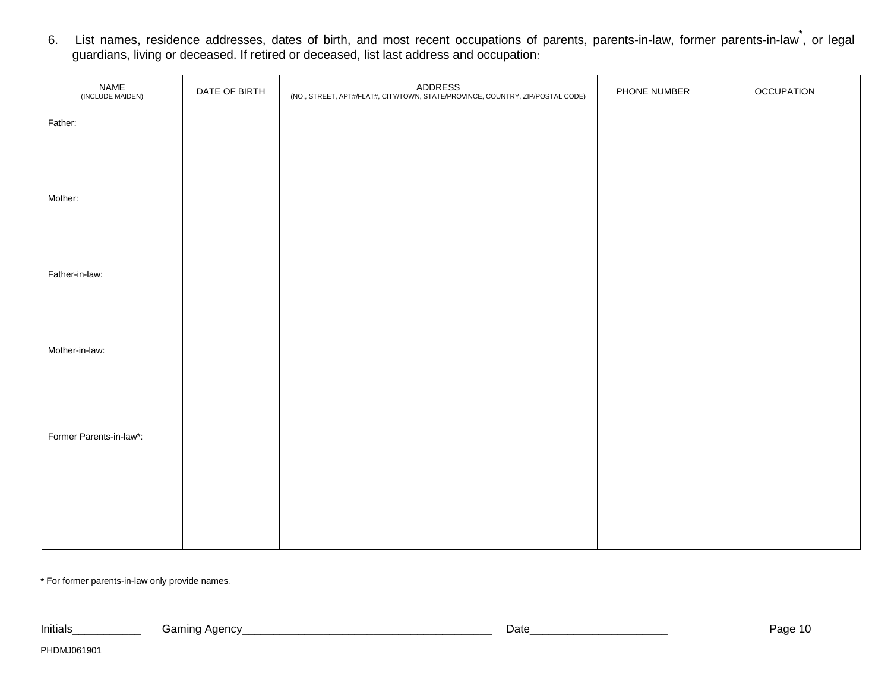6. List names, residence addresses, dates of birth, and most recent occupations of parents, parents-in-law, former parents-in-law*, or legal guardians, living or deceased. If retired or deceased, list last address and occupation:

| NAME (INCLUDE MAIDEN) | DATE OF BIRTH | ADDRESS (NO., STREET, APT#/FLAT#, CITY/TOWN, STATE/PROVINCE, COUNTRY, ZIP/POSTAL CODE) | PHONE NUMBER | OCCUPATION |
| --- | --- | --- | --- | --- |
| Father: | | | | |
| Mother: | | | | |
| Father-in-law: | | | | |
| Mother-in-law: | | | | |
| Former Parents-in-law*: | | | | |

* For former parents-in-law only provide names.

Initials___________ Gaming Agency________________________________________ Date_____________________

PHDMJ061901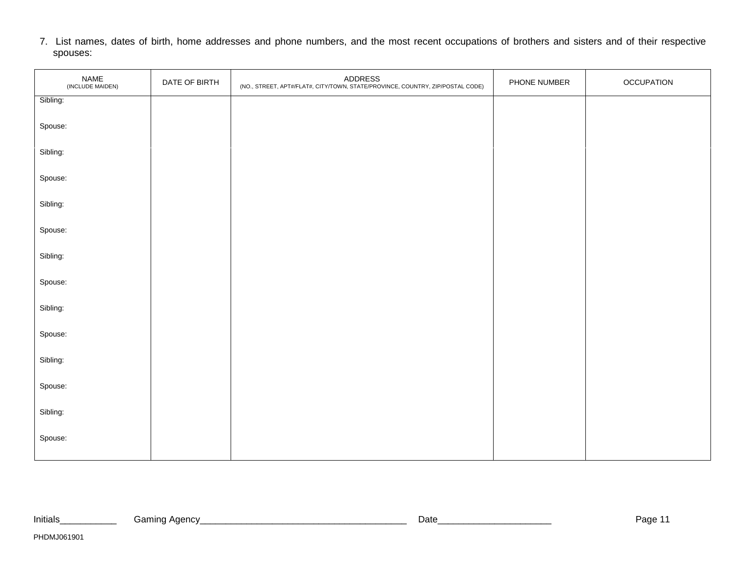7. List names, dates of birth, home addresses and phone numbers, and the most recent occupations of brothers and sisters and of their respective spouses:

| NAME (INCLUDE MAIDEN) | DATE OF BIRTH | ADDRESS (NO., STREET, APT#/FLAT#, CITY/TOWN, STATE/PROVINCE, COUNTRY, ZIP/POSTAL CODE) | PHONE NUMBER | OCCUPATION |
|---|---|---|---|---|
| Sibling: | | | | |
| Spouse: | | | | |
| Sibling: | | | | |
| Spouse: | | | | |
| Sibling: | | | | |
| Spouse: | | | | |
| Sibling: | | | | |
| Spouse: | | | | |
| Sibling: | | | | |
| Spouse: | | | | |
| Sibling: | | | | |
| Spouse: | | | | |
| Sibling: | | | | |
| Spouse: | | | | |

Initials___________ Gaming Agency________________________________________ Date______________________

PHDMJ061901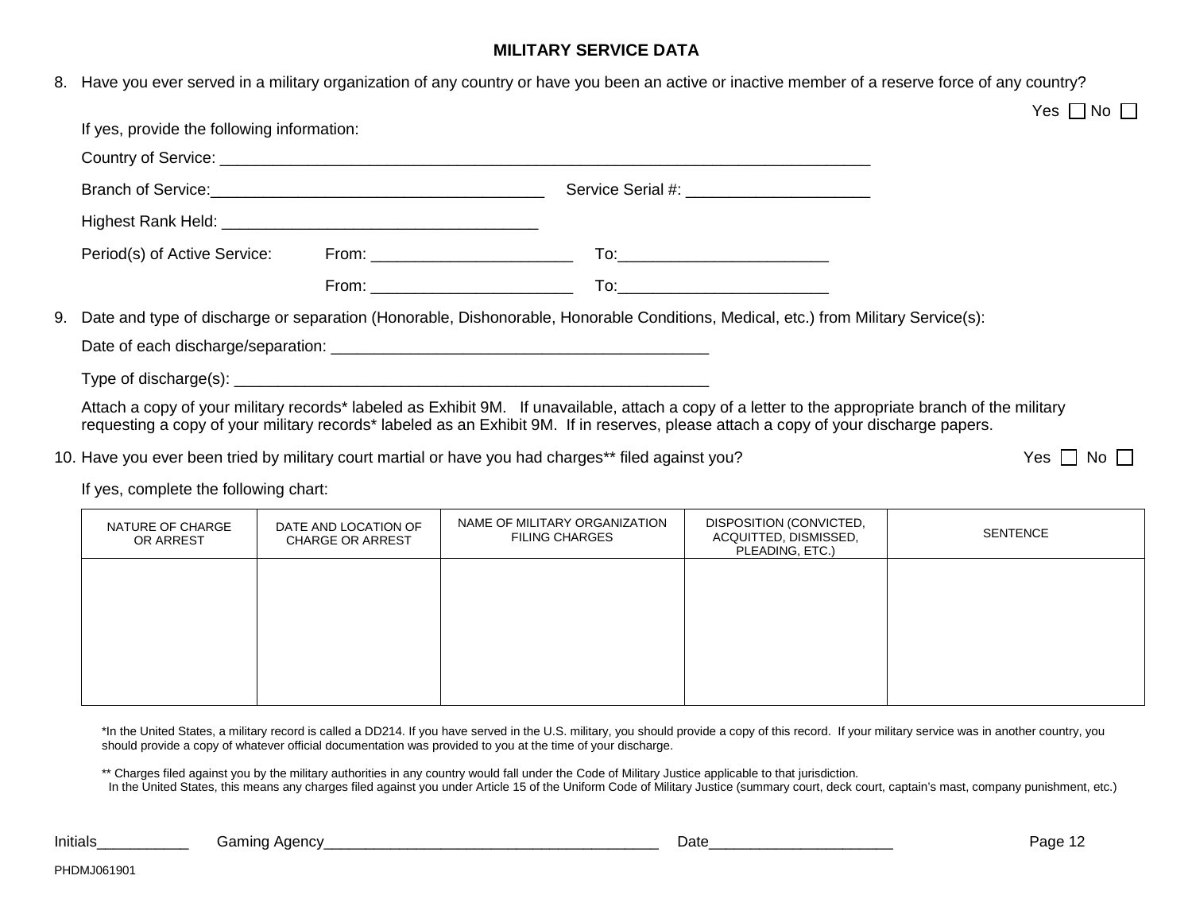## MILITARY SERVICE DATA

8. Have you ever served in a military organization of any country or have you been an active or inactive member of a reserve force of any country?

   Yes ☐ No ☐

   If yes, provide the following information:

   Country of Service: ____________________________________________________________________________

   Branch of Service:______________________________________ Service Serial #: _____________________

   Highest Rank Held: ____________________________________

   Period(s) of Active Service: From: _______________________ To:________________________

   From: _______________________ To:________________________

9. Date and type of discharge or separation (Honorable, Dishonorable, Honorable Conditions, Medical, etc.) from Military Service(s):

   Date of each discharge/separation: ____________________________________________

   Type of discharge(s): ________________________________________________________

   Attach a copy of your military records* labeled as Exhibit 9M. If unavailable, attach a copy of a letter to the appropriate branch of the military requesting a copy of your military records* labeled as an Exhibit 9M. If in reserves, please attach a copy of your discharge papers.

10. Have you ever been tried by military court martial or have you had charges** filed against you?

    Yes ☐ No ☐

    If yes, complete the following chart:

| NATURE OF CHARGE OR ARREST | DATE AND LOCATION OF CHARGE OR ARREST | NAME OF MILITARY ORGANIZATION FILING CHARGES | DISPOSITION (CONVICTED, ACQUITTED, DISMISSED, PLEADING, ETC.) | SENTENCE |
|---|---|---|---|---|
| | | | | |

*In the United States, a military record is called a DD214. If you have served in the U.S. military, you should provide a copy of this record. If your military service was in another country, you should provide a copy of whatever official documentation was provided to you at the time of your discharge.

** Charges filed against you by the military authorities in any country would fall under the Code of Military Justice applicable to that jurisdiction.
In the United States, this means any charges filed against you under Article 15 of the Uniform Code of Military Justice (summary court, deck court, captain's mast, company punishment, etc.)

Initials___________ Gaming Agency________________________________________ Date______________________

PHDMJ061901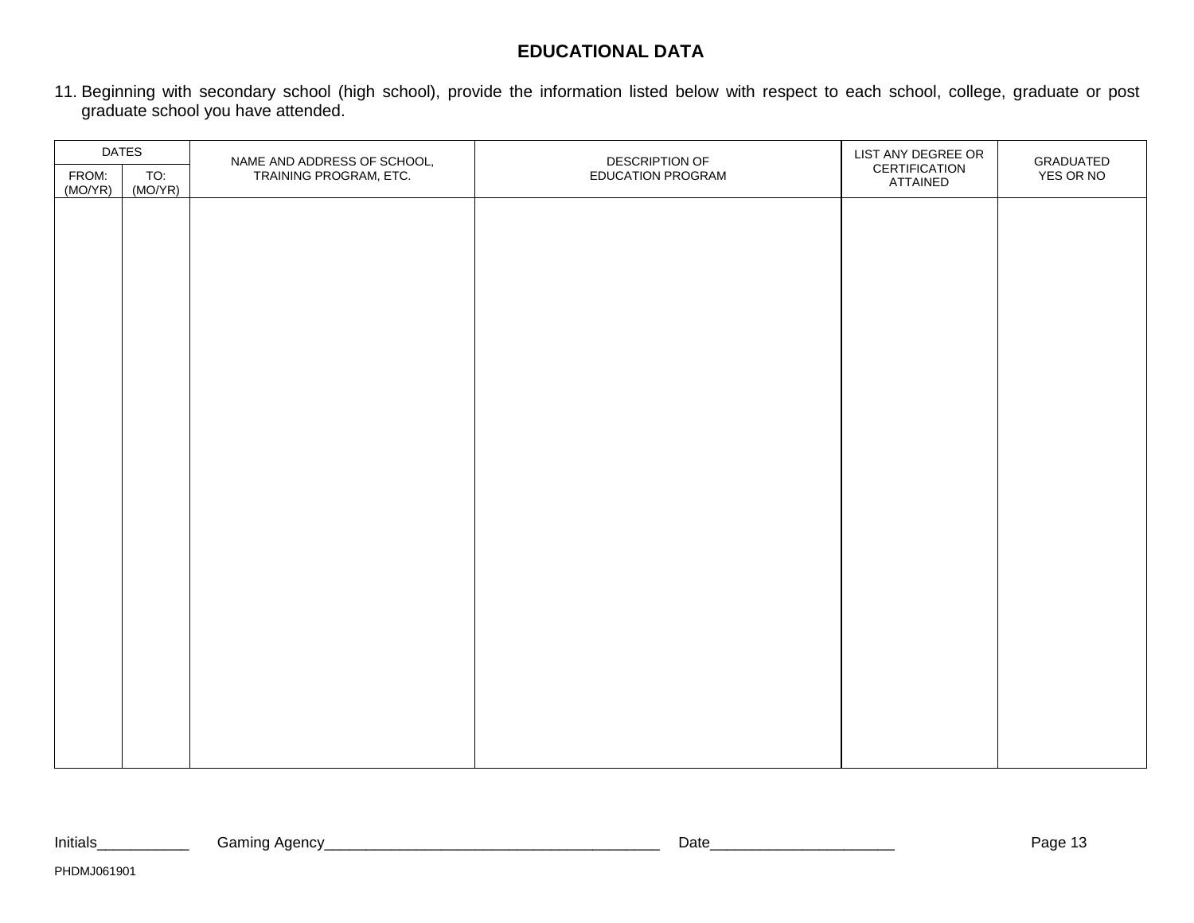## EDUCATIONAL DATA

11. Beginning with secondary school (high school), provide the information listed below with respect to each school, college, graduate or post graduate school you have attended.

| DATES | | NAME AND ADDRESS OF SCHOOL, TRAINING PROGRAM, ETC. | DESCRIPTION OF EDUCATION PROGRAM | LIST ANY DEGREE OR CERTIFICATION ATTAINED | GRADUATED YES OR NO |
|---|---|---|---|---|---|
| FROM: (MO/YR) | TO: (MO/YR) | | | | |
| | | | | | |

Initials___________ Gaming Agency________________________________________ Date______________________

PHDMJ061901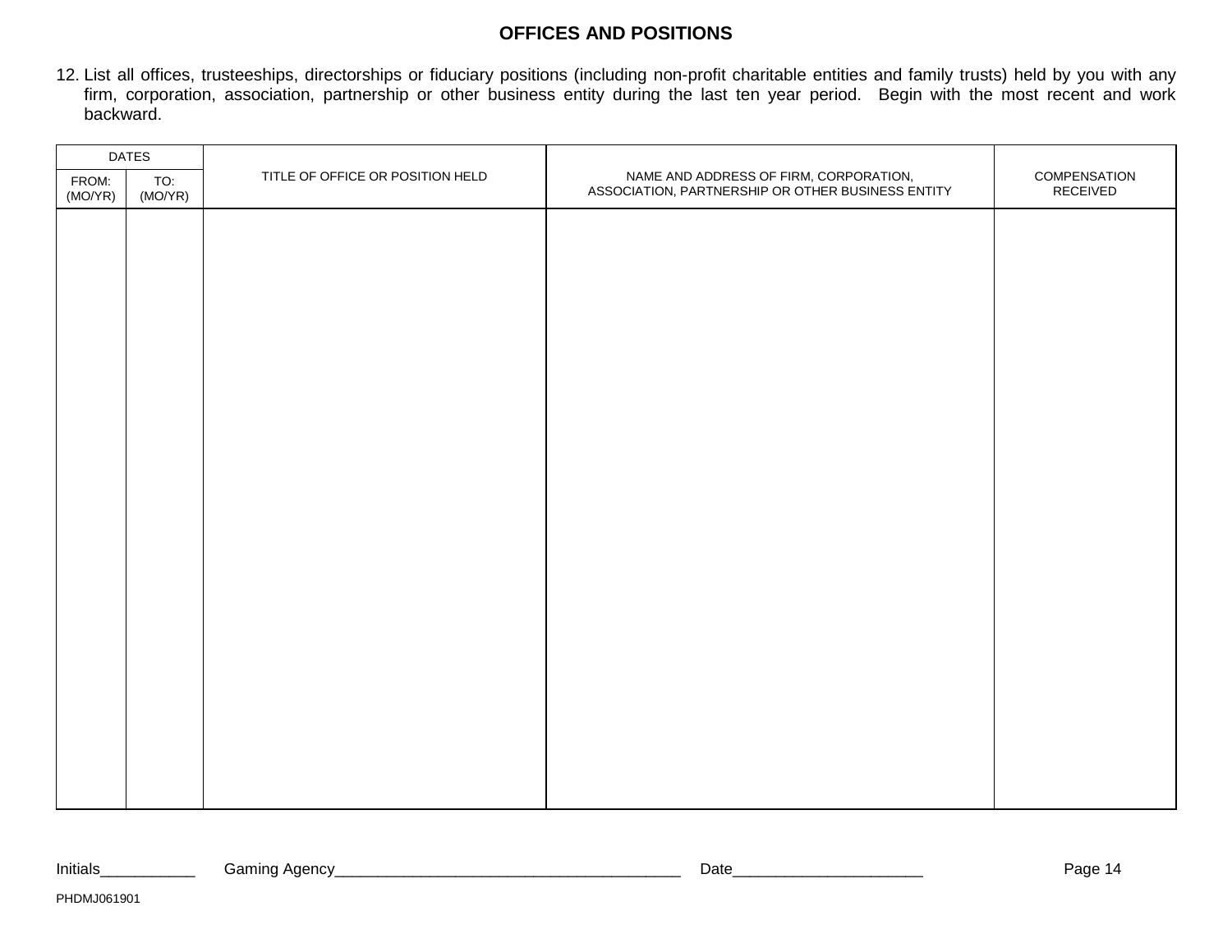## OFFICES AND POSITIONS

12. List all offices, trusteeships, directorships or fiduciary positions (including non-profit charitable entities and family trusts) held by you with any firm, corporation, association, partnership or other business entity during the last ten year period. Begin with the most recent and work backward.

| DATES | | TITLE OF OFFICE OR POSITION HELD | NAME AND ADDRESS OF FIRM, CORPORATION, ASSOCIATION, PARTNERSHIP OR OTHER BUSINESS ENTITY | COMPENSATION RECEIVED |
|---|---|---|---|---|
| FROM: (MO/YR) | TO: (MO/YR) | | | |
| | | | | |

Initials___________ Gaming Agency________________________________________ Date______________________

PHDMJ061901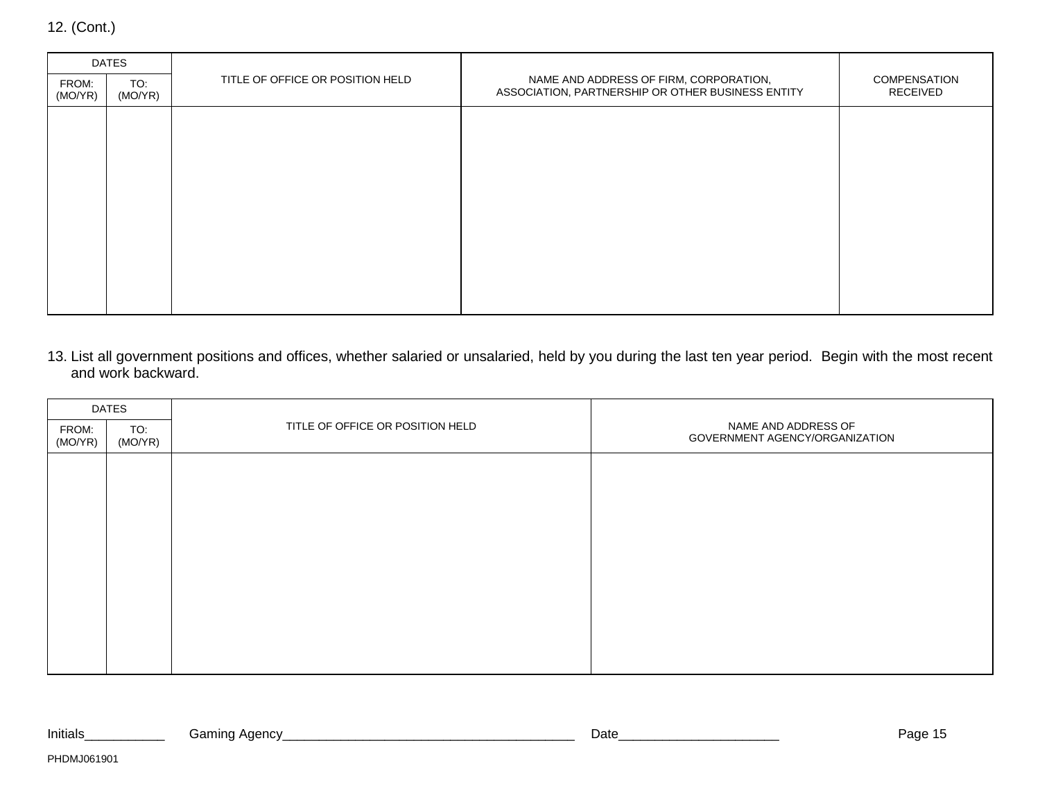12. (Cont.)

| DATES | | TITLE OF OFFICE OR POSITION HELD | NAME AND ADDRESS OF FIRM, CORPORATION, ASSOCIATION, PARTNERSHIP OR OTHER BUSINESS ENTITY | COMPENSATION RECEIVED |
|---|---|---|---|---|
| FROM: (MO/YR) | TO: (MO/YR) | | | |
| | | | | |

13. List all government positions and offices, whether salaried or unsalaried, held by you during the last ten year period. Begin with the most recent and work backward.

| DATES | | TITLE OF OFFICE OR POSITION HELD | NAME AND ADDRESS OF GOVERNMENT AGENCY/ORGANIZATION |
|---|---|---|---|
| FROM: (MO/YR) | TO: (MO/YR) | | |
| | | | |

Initials___________ Gaming Agency________________________________________ Date______________________

PHDMJ061901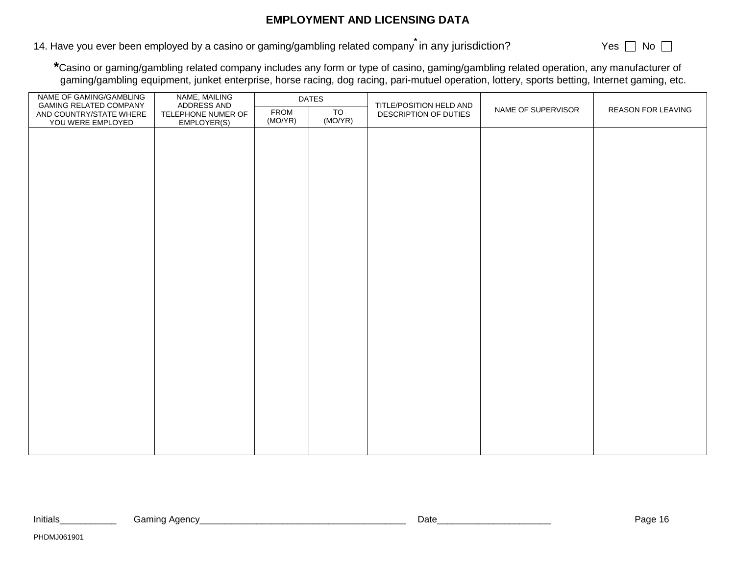## EMPLOYMENT AND LICENSING DATA

14. Have you ever been employed by a casino or gaming/gambling related company* in any jurisdiction? Yes ☐ No ☐

*Casino or gaming/gambling related company includes any form or type of casino, gaming/gambling related operation, any manufacturer of gaming/gambling equipment, junket enterprise, horse racing, dog racing, pari-mutuel operation, lottery, sports betting, Internet gaming, etc.

| NAME OF GAMING/GAMBLING GAMING RELATED COMPANY AND COUNTRY/STATE WHERE YOU WERE EMPLOYED | NAME, MAILING ADDRESS AND TELEPHONE NUMER OF EMPLOYER(S) | DATES | | TITLE/POSITION HELD AND DESCRIPTION OF DUTIES | NAME OF SUPERVISOR | REASON FOR LEAVING |
|---|---|---|---|---|---|---|
| | | FROM (MO/YR) | TO (MO/YR) | | | |
| | | | | | | |

Initials___________ Gaming Agency________________________________________ Date______________________

PHDMJ061901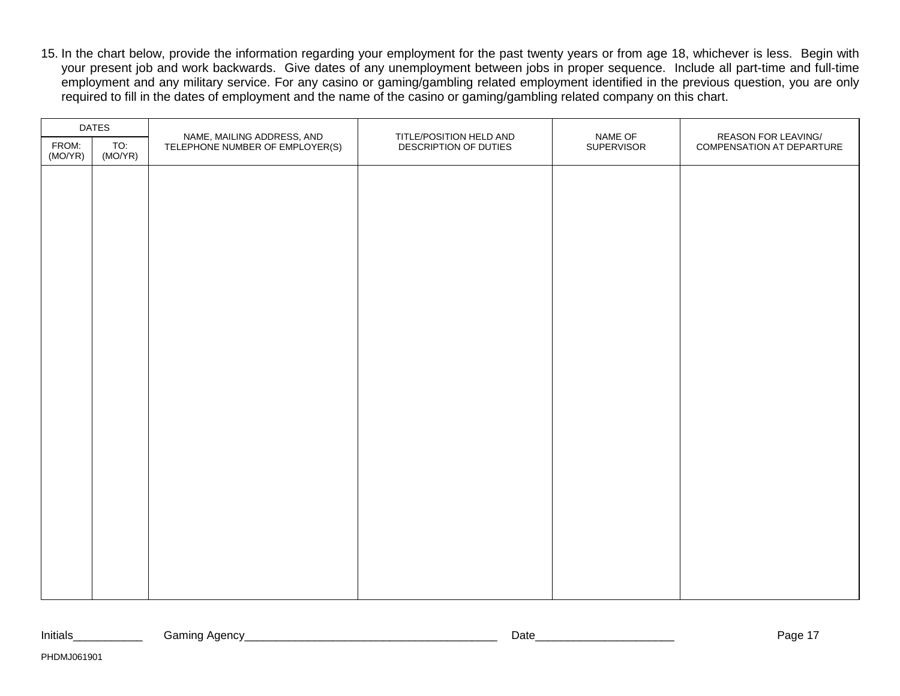15. In the chart below, provide the information regarding your employment for the past twenty years or from age 18, whichever is less. Begin with your present job and work backwards. Give dates of any unemployment between jobs in proper sequence. Include all part-time and full-time employment and any military service. For any casino or gaming/gambling related employment identified in the previous question, you are only required to fill in the dates of employment and the name of the casino or gaming/gambling related company on this chart.

| DATES | | NAME, MAILING ADDRESS, AND TELEPHONE NUMBER OF EMPLOYER(S) | TITLE/POSITION HELD AND DESCRIPTION OF DUTIES | NAME OF SUPERVISOR | REASON FOR LEAVING/ COMPENSATION AT DEPARTURE |
|---|---|---|---|---|---|
| FROM: (MO/YR) | TO: (MO/YR) | | | | |
| | | | | | |

Initials___________ Gaming Agency________________________________________ Date_____________________

PHDMJ061901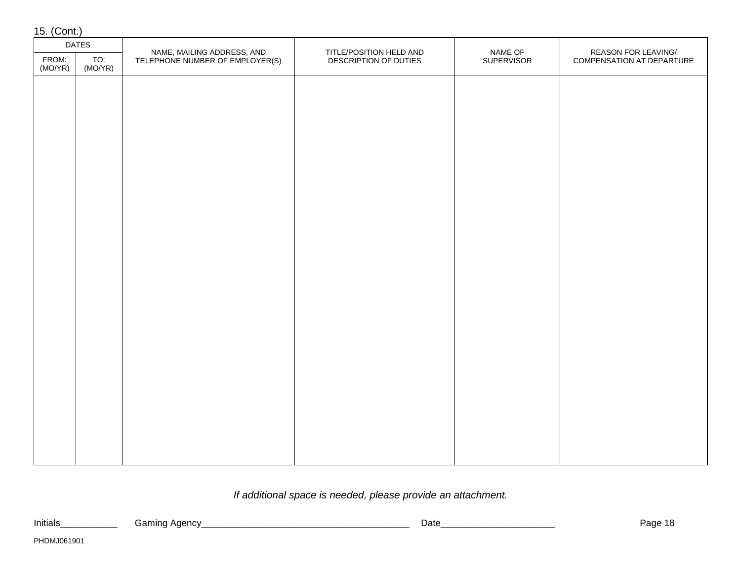15. (Cont.)

| DATES | | NAME, MAILING ADDRESS, AND TELEPHONE NUMBER OF EMPLOYER(S) | TITLE/POSITION HELD AND DESCRIPTION OF DUTIES | NAME OF SUPERVISOR | REASON FOR LEAVING/ COMPENSATION AT DEPARTURE |
|---|---|---|---|---|---|
| FROM: (MO/YR) | TO: (MO/YR) | | | | |
| | | | | | |

*If additional space is needed, please provide an attachment.*

Initials___________ Gaming Agency________________________________________ Date______________________

PHDMJ061901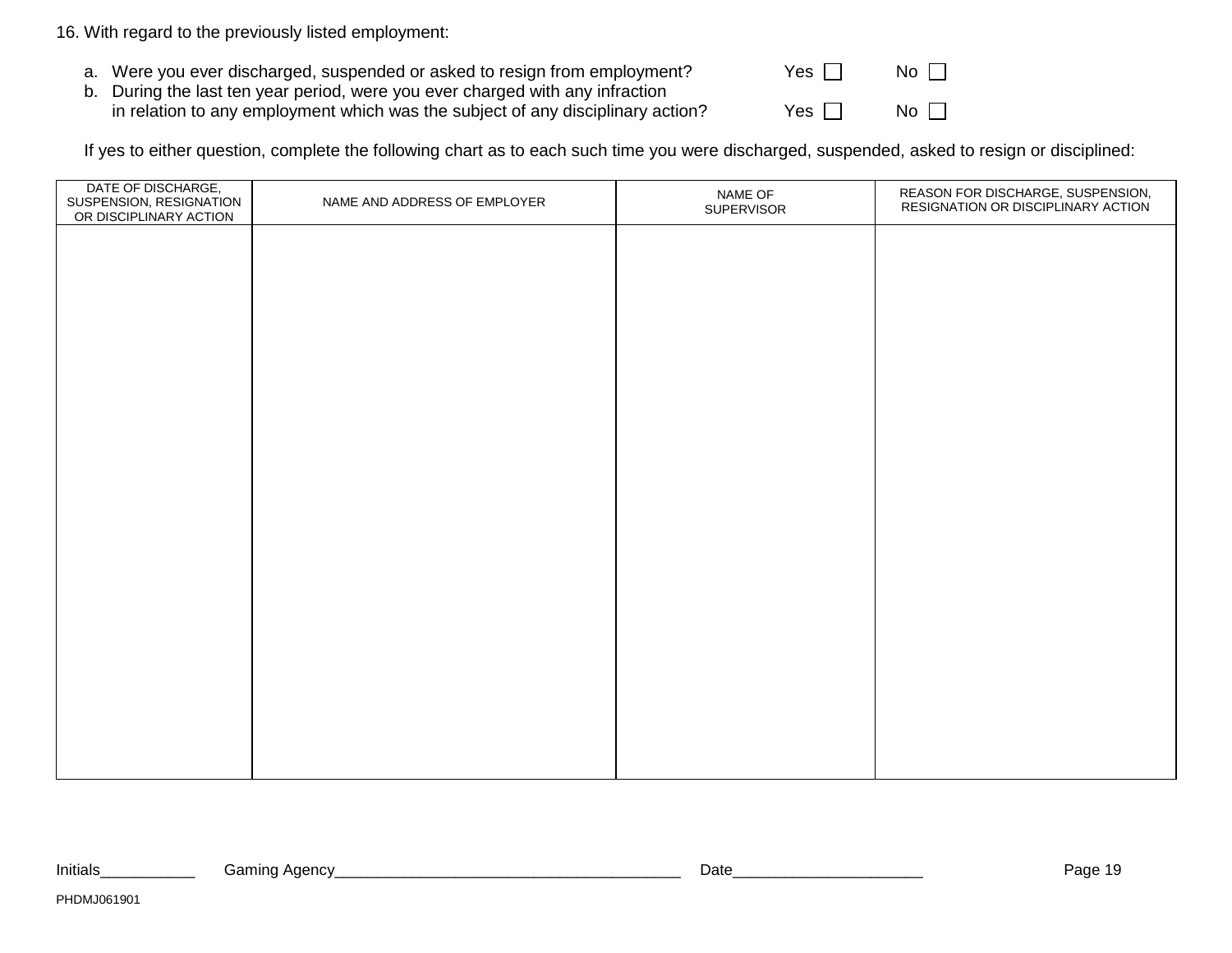16. With regard to the previously listed employment:

a. Were you ever discharged, suspended or asked to resign from employment? Yes ☐ No ☐

b. During the last ten year period, were you ever charged with any infraction in relation to any employment which was the subject of any disciplinary action? Yes ☐ No ☐

If yes to either question, complete the following chart as to each such time you were discharged, suspended, asked to resign or disciplined:

| DATE OF DISCHARGE, SUSPENSION, RESIGNATION OR DISCIPLINARY ACTION | NAME AND ADDRESS OF EMPLOYER | NAME OF SUPERVISOR | REASON FOR DISCHARGE, SUSPENSION, RESIGNATION OR DISCIPLINARY ACTION |
|---|---|---|---|
| | | | |

Initials___________ Gaming Agency________________________________________ Date______________________

PHDMJ061901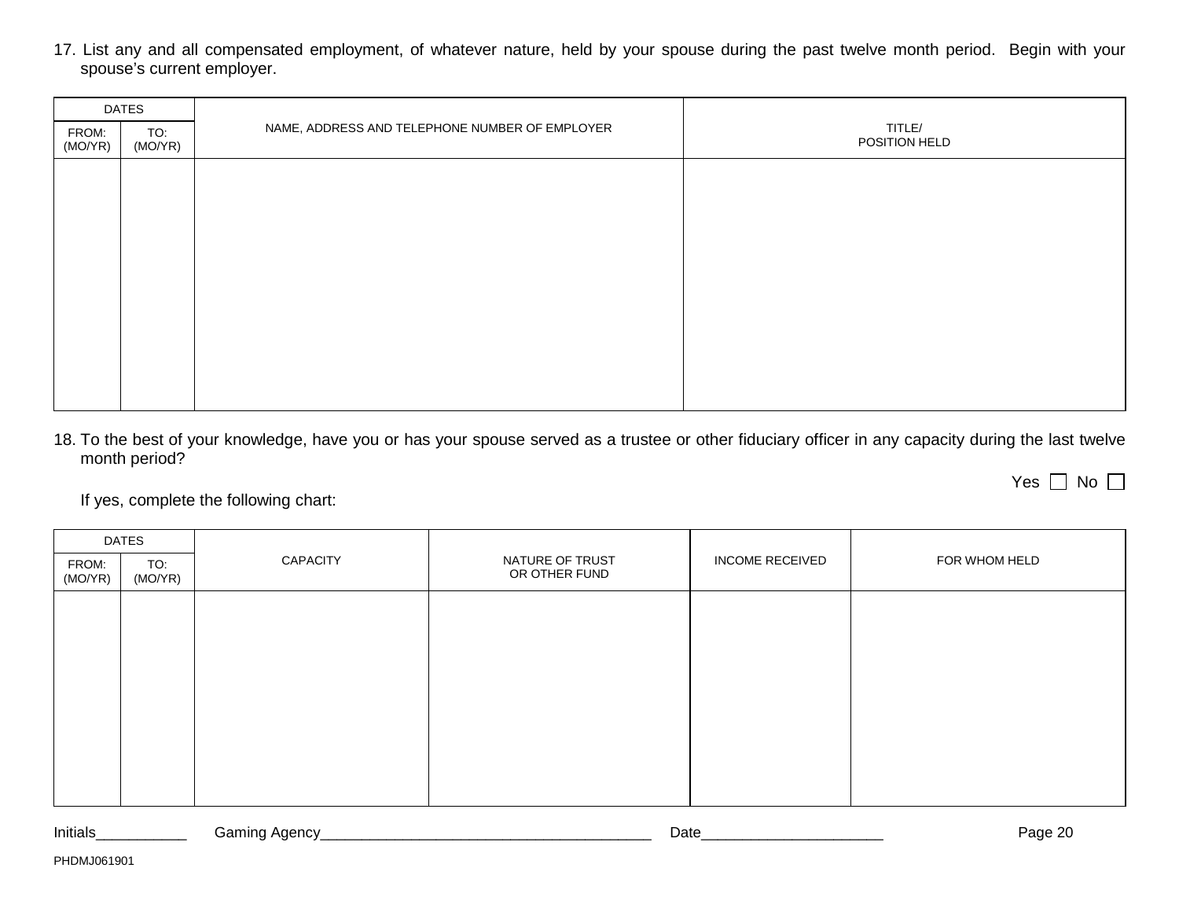17. List any and all compensated employment, of whatever nature, held by your spouse during the past twelve month period. Begin with your spouse's current employer.

| DATES | | NAME, ADDRESS AND TELEPHONE NUMBER OF EMPLOYER | TITLE/ POSITION HELD |
|---|---|---|---|
| FROM: (MO/YR) | TO: (MO/YR) | | |
| | | | |

18. To the best of your knowledge, have you or has your spouse served as a trustee or other fiduciary officer in any capacity during the last twelve month period?

Yes ☐ No ☐

If yes, complete the following chart:

| DATES | | CAPACITY | NATURE OF TRUST OR OTHER FUND | INCOME RECEIVED | FOR WHOM HELD |
|---|---|---|---|---|---|
| FROM: (MO/YR) | TO: (MO/YR) | | | | |
| | | | | | |

Initials___________ Gaming Agency________________________________________ Date______________________

PHDMJ061901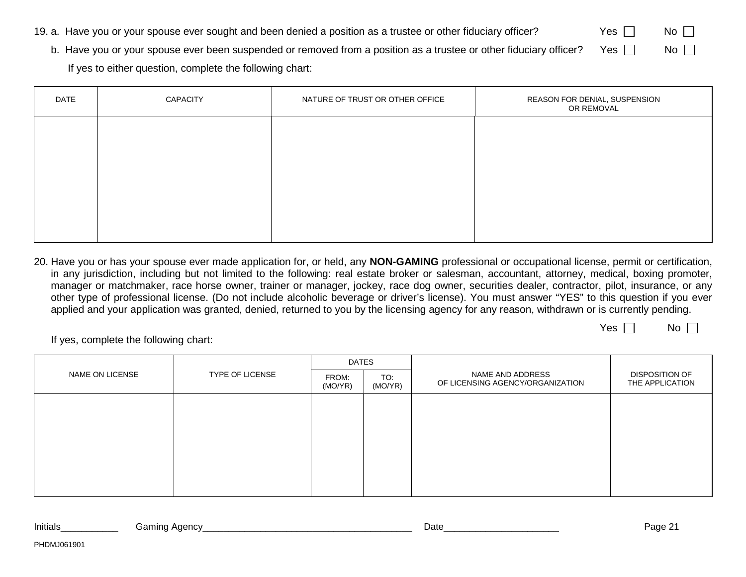19. a. Have you or your spouse ever sought and been denied a position as a trustee or other fiduciary officer? Yes ☐ No ☐

    b. Have you or your spouse ever been suspended or removed from a position as a trustee or other fiduciary officer? Yes ☐ No ☐

    If yes to either question, complete the following chart:

| DATE | CAPACITY | NATURE OF TRUST OR OTHER OFFICE | REASON FOR DENIAL, SUSPENSION OR REMOVAL |
|---|---|---|---|
| | | | |

20. Have you or has your spouse ever made application for, or held, any **NON-GAMING** professional or occupational license, permit or certification, in any jurisdiction, including but not limited to the following: real estate broker or salesman, accountant, attorney, medical, boxing promoter, manager or matchmaker, race horse owner, trainer or manager, jockey, race dog owner, securities dealer, contractor, pilot, insurance, or any other type of professional license. (Do not include alcoholic beverage or driver's license). You must answer "YES" to this question if you ever applied and your application was granted, denied, returned to you by the licensing agency for any reason, withdrawn or is currently pending.

    Yes ☐ No ☐

    If yes, complete the following chart:

| NAME ON LICENSE | TYPE OF LICENSE | DATES | | NAME AND ADDRESS OF LICENSING AGENCY/ORGANIZATION | DISPOSITION OF THE APPLICATION |
|---|---|---|---|---|---|
| | | FROM: (MO/YR) | TO: (MO/YR) | | |
| | | | | | |

Initials___________ Gaming Agency________________________________________ Date______________________

PHDMJ061901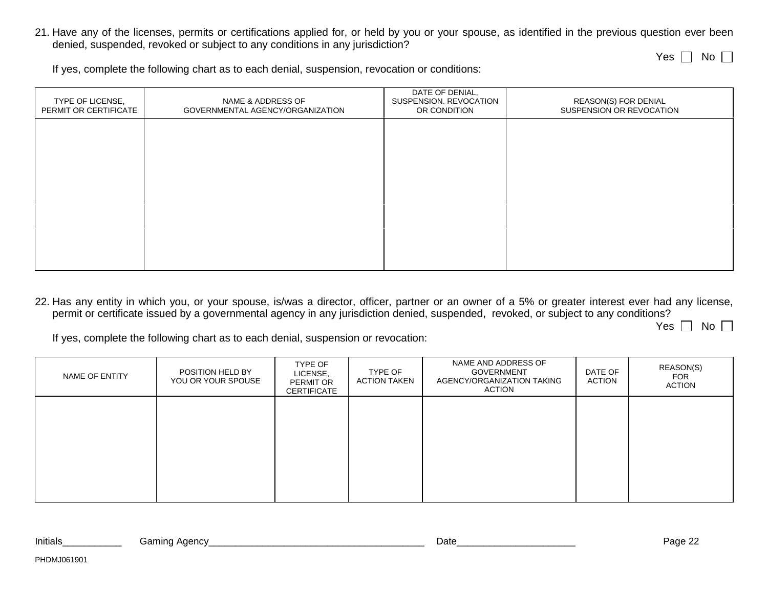21. Have any of the licenses, permits or certifications applied for, or held by you or your spouse, as identified in the previous question ever been denied, suspended, revoked or subject to any conditions in any jurisdiction?

Yes ☐ No ☐

If yes, complete the following chart as to each denial, suspension, revocation or conditions:

| TYPE OF LICENSE, PERMIT OR CERTIFICATE | NAME & ADDRESS OF GOVERNMENTAL AGENCY/ORGANIZATION | DATE OF DENIAL, SUSPENSION. REVOCATION OR CONDITION | REASON(S) FOR DENIAL SUSPENSION OR REVOCATION |
|---|---|---|---|
| | | | |
| | | | |
| | | | |

22. Has any entity in which you, or your spouse, is/was a director, officer, partner or an owner of a 5% or greater interest ever had any license, permit or certificate issued by a governmental agency in any jurisdiction denied, suspended, revoked, or subject to any conditions?

Yes ☐ No ☐

If yes, complete the following chart as to each denial, suspension or revocation:

| NAME OF ENTITY | POSITION HELD BY YOU OR YOUR SPOUSE | TYPE OF LICENSE, PERMIT OR CERTIFICATE | TYPE OF ACTION TAKEN | NAME AND ADDRESS OF GOVERNMENT AGENCY/ORGANIZATION TAKING ACTION | DATE OF ACTION | REASON(S) FOR ACTION |
|---|---|---|---|---|---|---|
| | | | | | | |

Initials___________ Gaming Agency________________________________________ Date______________________

PHDMJ061901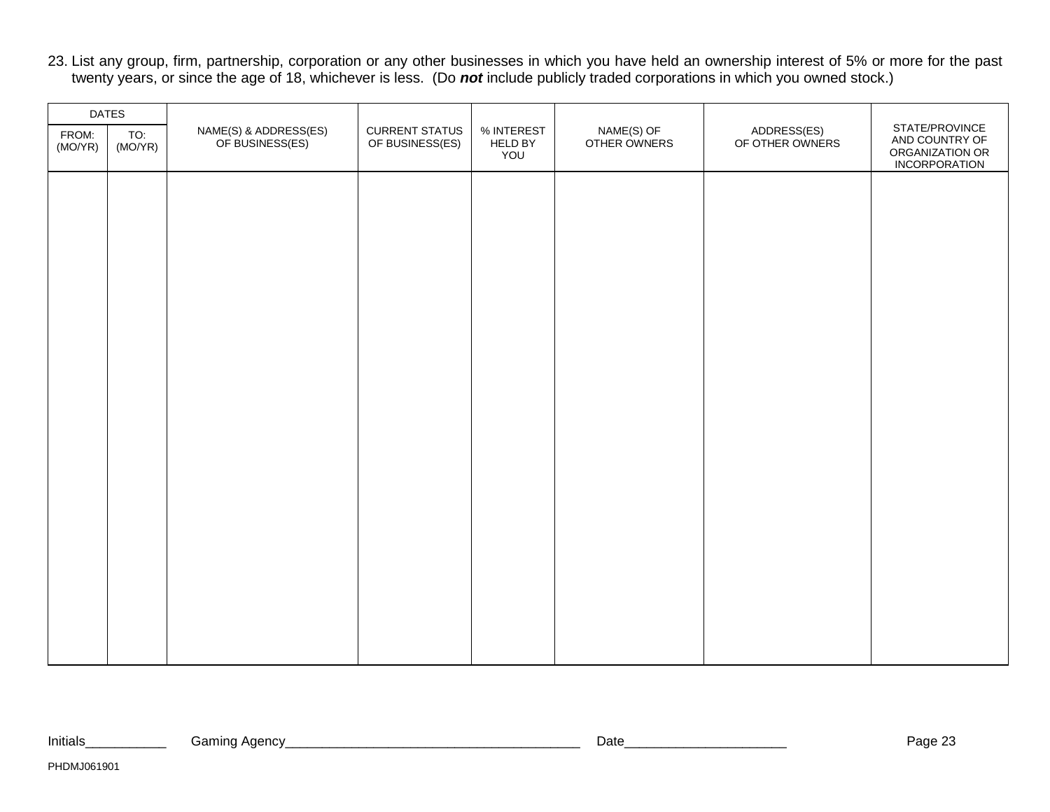23. List any group, firm, partnership, corporation or any other businesses in which you have held an ownership interest of 5% or more for the past twenty years, or since the age of 18, whichever is less. (Do ***not*** include publicly traded corporations in which you owned stock.)

| DATES | | NAME(S) & ADDRESS(ES) OF BUSINESS(ES) | CURRENT STATUS OF BUSINESS(ES) | % INTEREST HELD BY YOU | NAME(S) OF OTHER OWNERS | ADDRESS(ES) OF OTHER OWNERS | STATE/PROVINCE AND COUNTRY OF ORGANIZATION OR INCORPORATION |
|---|---|---|---|---|---|---|---|
| FROM: (MO/YR) | TO: (MO/YR) | | | | | | |
| | | | | | | | |

Initials___________ Gaming Agency_________________________________________ Date______________________

PHDMJ061901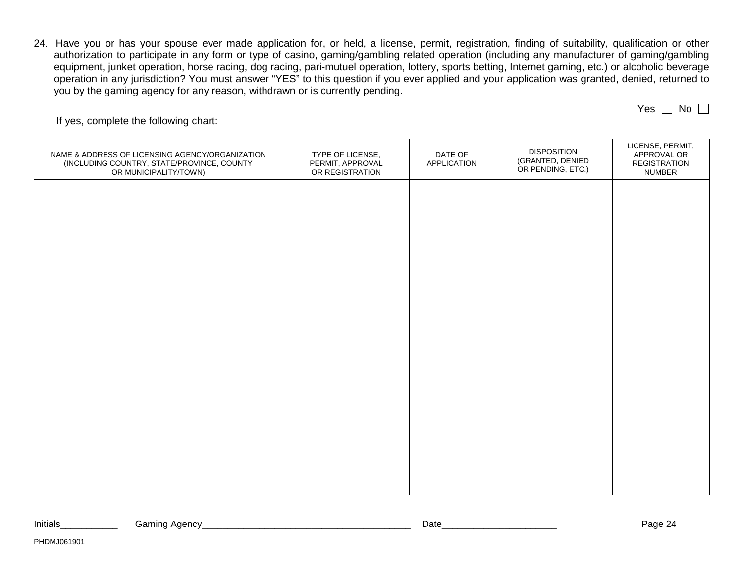24. Have you or has your spouse ever made application for, or held, a license, permit, registration, finding of suitability, qualification or other authorization to participate in any form or type of casino, gaming/gambling related operation (including any manufacturer of gaming/gambling equipment, junket operation, horse racing, dog racing, pari-mutuel operation, lottery, sports betting, Internet gaming, etc.) or alcoholic beverage operation in any jurisdiction? You must answer "YES" to this question if you ever applied and your application was granted, denied, returned to you by the gaming agency for any reason, withdrawn or is currently pending.

Yes ☐ No ☐

If yes, complete the following chart:

| NAME & ADDRESS OF LICENSING AGENCY/ORGANIZATION (INCLUDING COUNTRY, STATE/PROVINCE, COUNTY OR MUNICIPALITY/TOWN) | TYPE OF LICENSE, PERMIT, APPROVAL OR REGISTRATION | DATE OF APPLICATION | DISPOSITION (GRANTED, DENIED OR PENDING, ETC.) | LICENSE, PERMIT, APPROVAL OR REGISTRATION NUMBER |
|---|---|---|---|---|
| | | | | |
| | | | | |
| | | | | |

Initials___________ Gaming Agency________________________________________ Date______________________

PHDMJ061901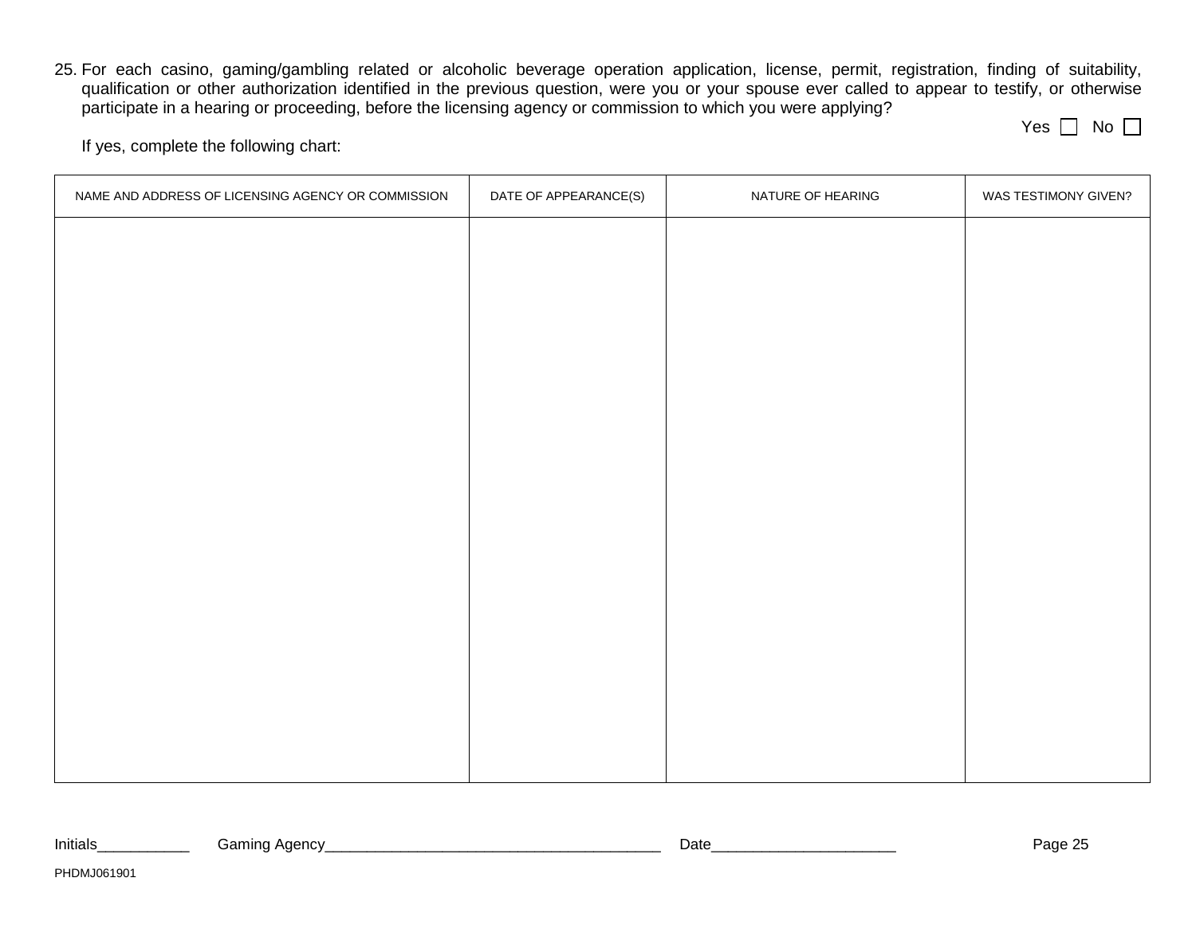25. For each casino, gaming/gambling related or alcoholic beverage operation application, license, permit, registration, finding of suitability, qualification or other authorization identified in the previous question, were you or your spouse ever called to appear to testify, or otherwise participate in a hearing or proceeding, before the licensing agency or commission to which you were applying?

Yes ☐ No ☐

If yes, complete the following chart:

| NAME AND ADDRESS OF LICENSING AGENCY OR COMMISSION | DATE OF APPEARANCE(S) | NATURE OF HEARING | WAS TESTIMONY GIVEN? |
|---|---|---|---|
| | | | |

Initials___________ Gaming Agency________________________________________ Date______________________

PHDMJ061901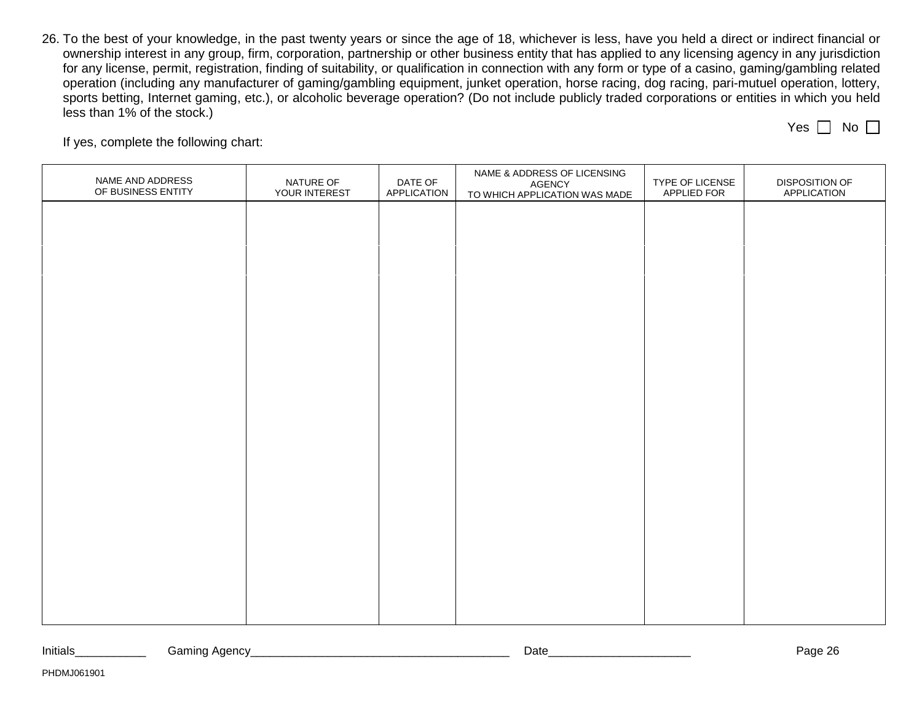26. To the best of your knowledge, in the past twenty years or since the age of 18, whichever is less, have you held a direct or indirect financial or ownership interest in any group, firm, corporation, partnership or other business entity that has applied to any licensing agency in any jurisdiction for any license, permit, registration, finding of suitability, or qualification in connection with any form or type of a casino, gaming/gambling related operation (including any manufacturer of gaming/gambling equipment, junket operation, horse racing, dog racing, pari-mutuel operation, lottery, sports betting, Internet gaming, etc.), or alcoholic beverage operation? (Do not include publicly traded corporations or entities in which you held less than 1% of the stock.)

Yes ☐ No ☐

If yes, complete the following chart:

| NAME AND ADDRESS OF BUSINESS ENTITY | NATURE OF YOUR INTEREST | DATE OF APPLICATION | NAME & ADDRESS OF LICENSING AGENCY TO WHICH APPLICATION WAS MADE | TYPE OF LICENSE APPLIED FOR | DISPOSITION OF APPLICATION |
|---|---|---|---|---|---|
| | | | | | |
| | | | | | |
| | | | | | |

Initials___________ Gaming Agency________________________________________ Date______________________

PHDMJ061901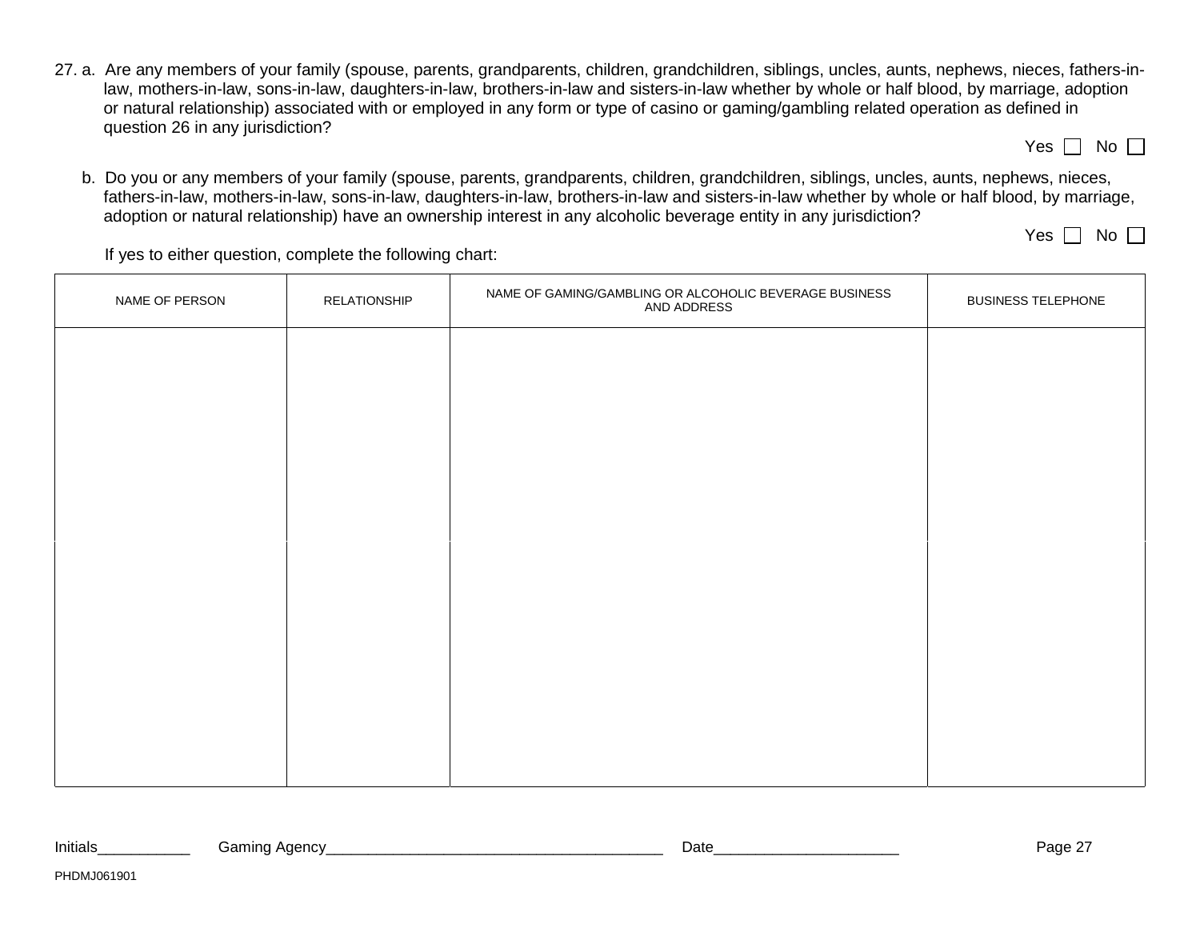27. a. Are any members of your family (spouse, parents, grandparents, children, grandchildren, siblings, uncles, aunts, nephews, nieces, fathers-in-law, mothers-in-law, sons-in-law, daughters-in-law, brothers-in-law and sisters-in-law whether by whole or half blood, by marriage, adoption or natural relationship) associated with or employed in any form or type of casino or gaming/gambling related operation as defined in question 26 in any jurisdiction?

Yes ☐ No ☐

b. Do you or any members of your family (spouse, parents, grandparents, children, grandchildren, siblings, uncles, aunts, nephews, nieces, fathers-in-law, mothers-in-law, sons-in-law, daughters-in-law, brothers-in-law and sisters-in-law whether by whole or half blood, by marriage, adoption or natural relationship) have an ownership interest in any alcoholic beverage entity in any jurisdiction?

Yes ☐ No ☐

If yes to either question, complete the following chart:

| NAME OF PERSON | RELATIONSHIP | NAME OF GAMING/GAMBLING OR ALCOHOLIC BEVERAGE BUSINESS AND ADDRESS | BUSINESS TELEPHONE |
|---|---|---|---|
| | | | |
| | | | |

Initials___________ Gaming Agency________________________________________ Date______________________

PHDMJ061901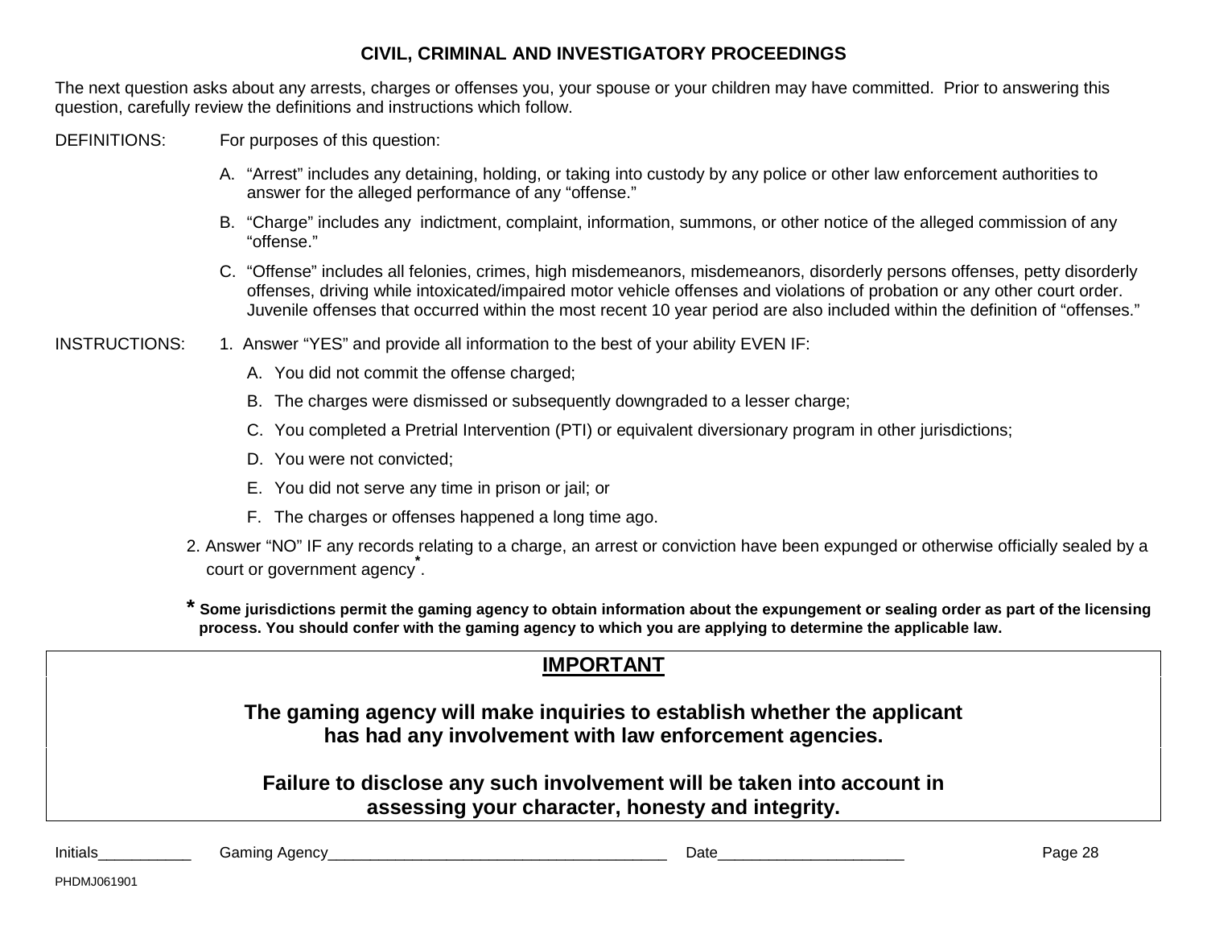## CIVIL, CRIMINAL AND INVESTIGATORY PROCEEDINGS

The next question asks about any arrests, charges or offenses you, your spouse or your children may have committed. Prior to answering this question, carefully review the definitions and instructions which follow.

DEFINITIONS: For purposes of this question:

A. "Arrest" includes any detaining, holding, or taking into custody by any police or other law enforcement authorities to answer for the alleged performance of any "offense."

B. "Charge" includes any indictment, complaint, information, summons, or other notice of the alleged commission of any "offense."

C. "Offense" includes all felonies, crimes, high misdemeanors, misdemeanors, disorderly persons offenses, petty disorderly offenses, driving while intoxicated/impaired motor vehicle offenses and violations of probation or any other court order. Juvenile offenses that occurred within the most recent 10 year period are also included within the definition of "offenses."

INSTRUCTIONS:

1. Answer "YES" and provide all information to the best of your ability EVEN IF:
   - A. You did not commit the offense charged;
   - B. The charges were dismissed or subsequently downgraded to a lesser charge;
   - C. You completed a Pretrial Intervention (PTI) or equivalent diversionary program in other jurisdictions;
   - D. You were not convicted;
   - E. You did not serve any time in prison or jail; or
   - F. The charges or offenses happened a long time ago.
2. Answer "NO" IF any records relating to a charge, an arrest or conviction have been expunged or otherwise officially sealed by a court or government agency*.

**\* Some jurisdictions permit the gaming agency to obtain information about the expungement or sealing order as part of the licensing process. You should confer with the gaming agency to which you are applying to determine the applicable law.**

---

**IMPORTANT**

**The gaming agency will make inquiries to establish whether the applicant has had any involvement with law enforcement agencies.**

**Failure to disclose any such involvement will be taken into account in assessing your character, honesty and integrity.**

---

Initials___________ Gaming Agency________________________________________ Date______________________

PHDMJ061901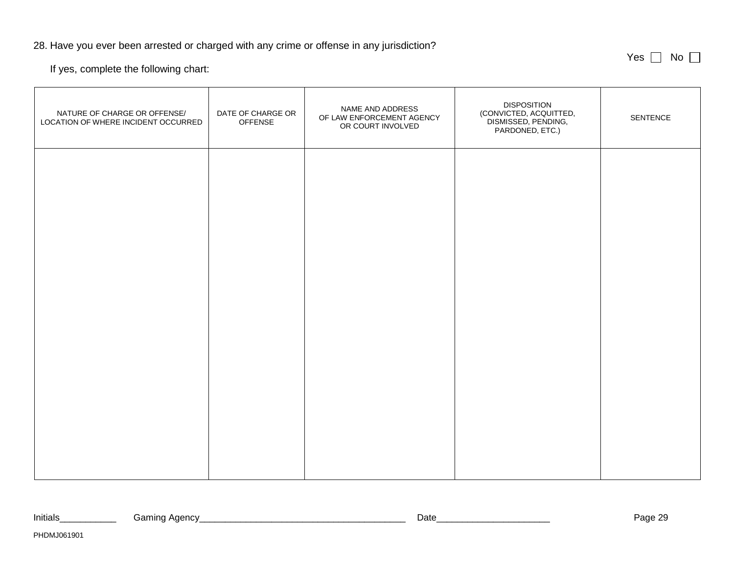28. Have you ever been arrested or charged with any crime or offense in any jurisdiction?

Yes ☐ No ☐

If yes, complete the following chart:

| NATURE OF CHARGE OR OFFENSE/ LOCATION OF WHERE INCIDENT OCCURRED | DATE OF CHARGE OR OFFENSE | NAME AND ADDRESS OF LAW ENFORCEMENT AGENCY OR COURT INVOLVED | DISPOSITION (CONVICTED, ACQUITTED, DISMISSED, PENDING, PARDONED, ETC.) | SENTENCE |
|---|---|---|---|---|
| | | | | |

Initials___________ Gaming Agency________________________________________ Date_____________________

PHDMJ061901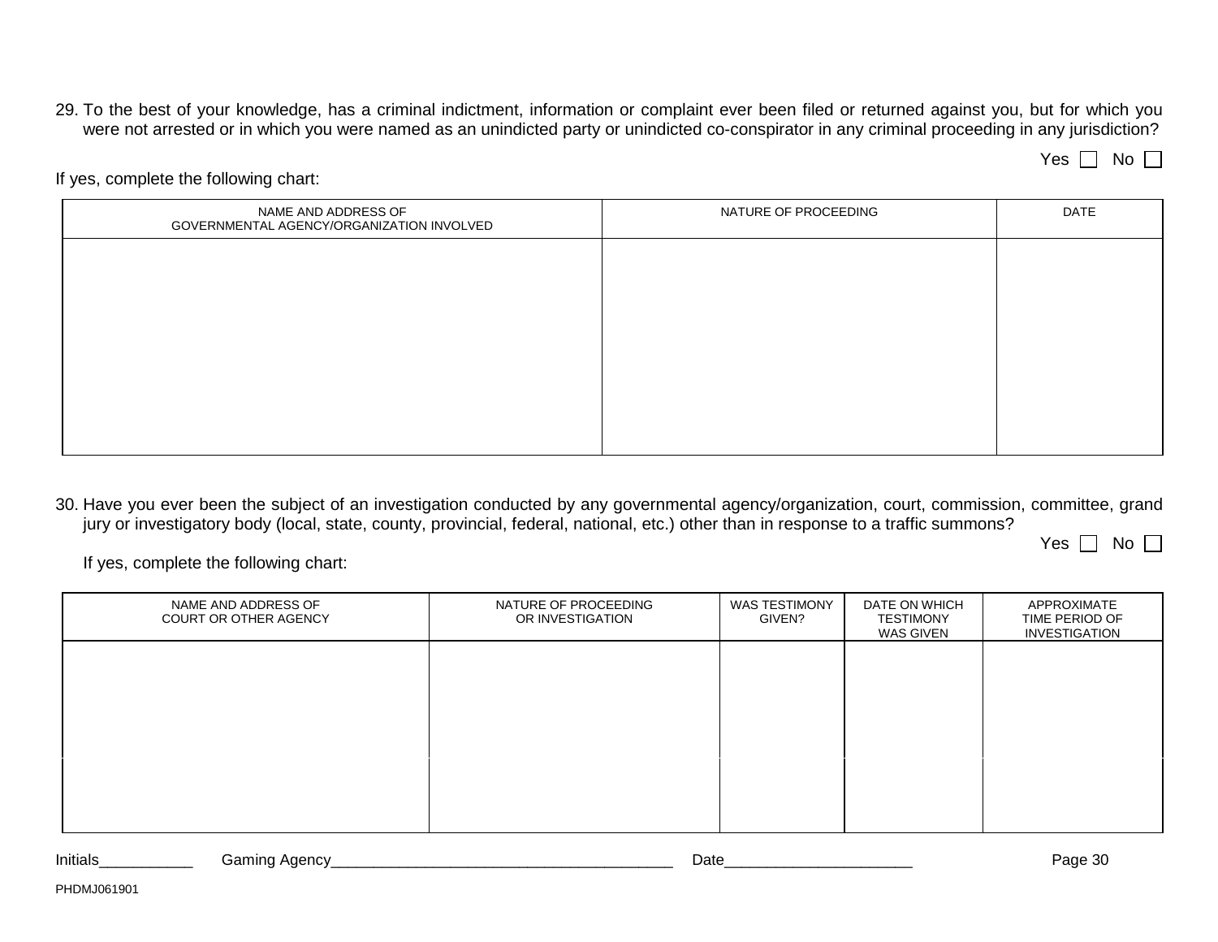29. To the best of your knowledge, has a criminal indictment, information or complaint ever been filed or returned against you, but for which you were not arrested or in which you were named as an unindicted party or unindicted co-conspirator in any criminal proceeding in any jurisdiction?

Yes ☐ No ☐

If yes, complete the following chart:

| NAME AND ADDRESS OF GOVERNMENTAL AGENCY/ORGANIZATION INVOLVED | NATURE OF PROCEEDING | DATE |
|---|---|---|
| | | |

30. Have you ever been the subject of an investigation conducted by any governmental agency/organization, court, commission, committee, grand jury or investigatory body (local, state, county, provincial, federal, national, etc.) other than in response to a traffic summons?

Yes ☐ No ☐

If yes, complete the following chart:

| NAME AND ADDRESS OF COURT OR OTHER AGENCY | NATURE OF PROCEEDING OR INVESTIGATION | WAS TESTIMONY GIVEN? | DATE ON WHICH TESTIMONY WAS GIVEN | APPROXIMATE TIME PERIOD OF INVESTIGATION |
|---|---|---|---|---|
| | | | | |
| | | | | |

Initials___________ Gaming Agency________________________________________ Date______________________

PHDMJ061901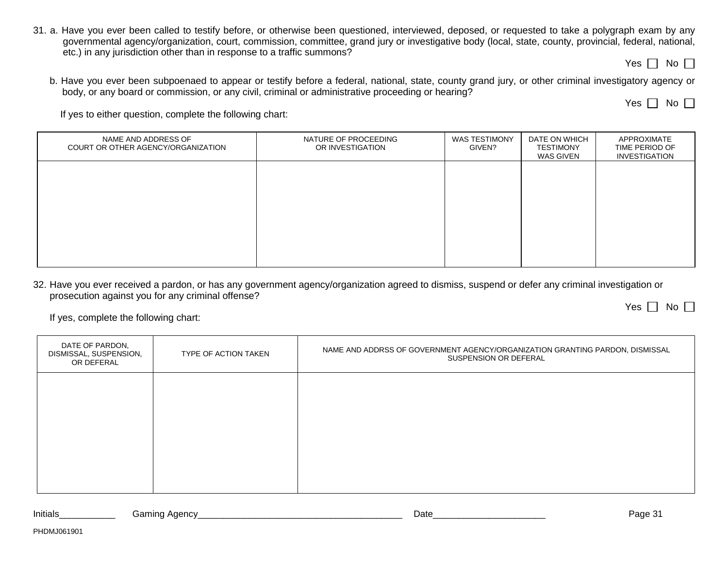31. a. Have you ever been called to testify before, or otherwise been questioned, interviewed, deposed, or requested to take a polygraph exam by any governmental agency/organization, court, commission, committee, grand jury or investigative body (local, state, county, provincial, federal, national, etc.) in any jurisdiction other than in response to a traffic summons?

Yes ☐ No ☐

b. Have you ever been subpoenaed to appear or testify before a federal, national, state, county grand jury, or other criminal investigatory agency or body, or any board or commission, or any civil, criminal or administrative proceeding or hearing?

Yes ☐ No ☐

If yes to either question, complete the following chart:

| NAME AND ADDRESS OF COURT OR OTHER AGENCY/ORGANIZATION | NATURE OF PROCEEDING OR INVESTIGATION | WAS TESTIMONY GIVEN? | DATE ON WHICH TESTIMONY WAS GIVEN | APPROXIMATE TIME PERIOD OF INVESTIGATION |
|---|---|---|---|---|
| | | | | |

32. Have you ever received a pardon, or has any government agency/organization agreed to dismiss, suspend or defer any criminal investigation or prosecution against you for any criminal offense?

Yes ☐ No ☐

If yes, complete the following chart:

| DATE OF PARDON, DISMISSAL, SUSPENSION, OR DEFERAL | TYPE OF ACTION TAKEN | NAME AND ADDRSS OF GOVERNMENT AGENCY/ORGANIZATION GRANTING PARDON, DISMISSAL SUSPENSION OR DEFERAL |
|---|---|---|
| | | |

Initials___________ Gaming Agency________________________________________ Date______________________

PHDMJ061901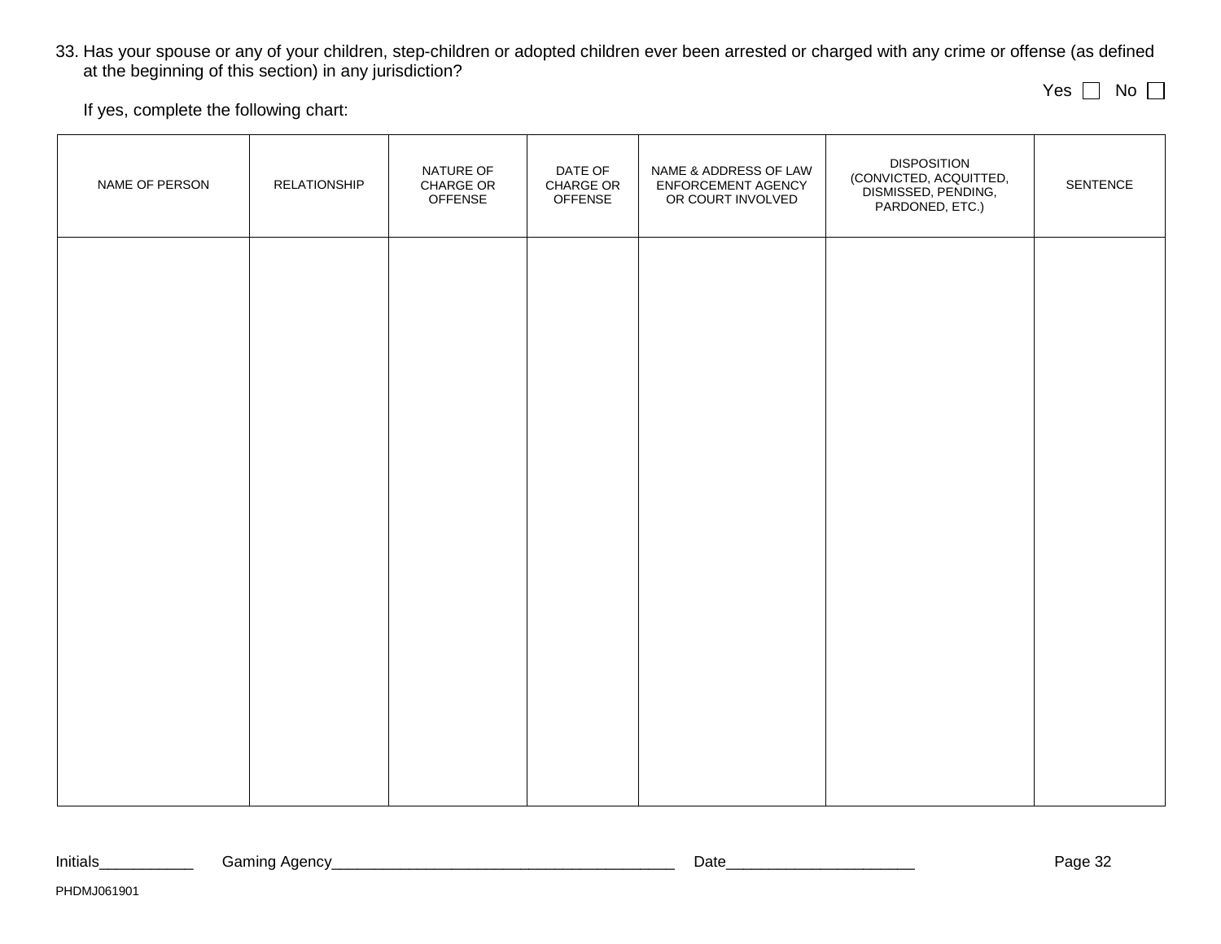33. Has your spouse or any of your children, step-children or adopted children ever been arrested or charged with any crime or offense (as defined at the beginning of this section) in any jurisdiction?

Yes ☐ No ☐

If yes, complete the following chart:

| NAME OF PERSON | RELATIONSHIP | NATURE OF CHARGE OR OFFENSE | DATE OF CHARGE OR OFFENSE | NAME & ADDRESS OF LAW ENFORCEMENT AGENCY OR COURT INVOLVED | DISPOSITION (CONVICTED, ACQUITTED, DISMISSED, PENDING, PARDONED, ETC.) | SENTENCE |
|---|---|---|---|---|---|---|
| | | | | | | |

Initials___________ Gaming Agency________________________________________ Date_____________________

PHDMJ061901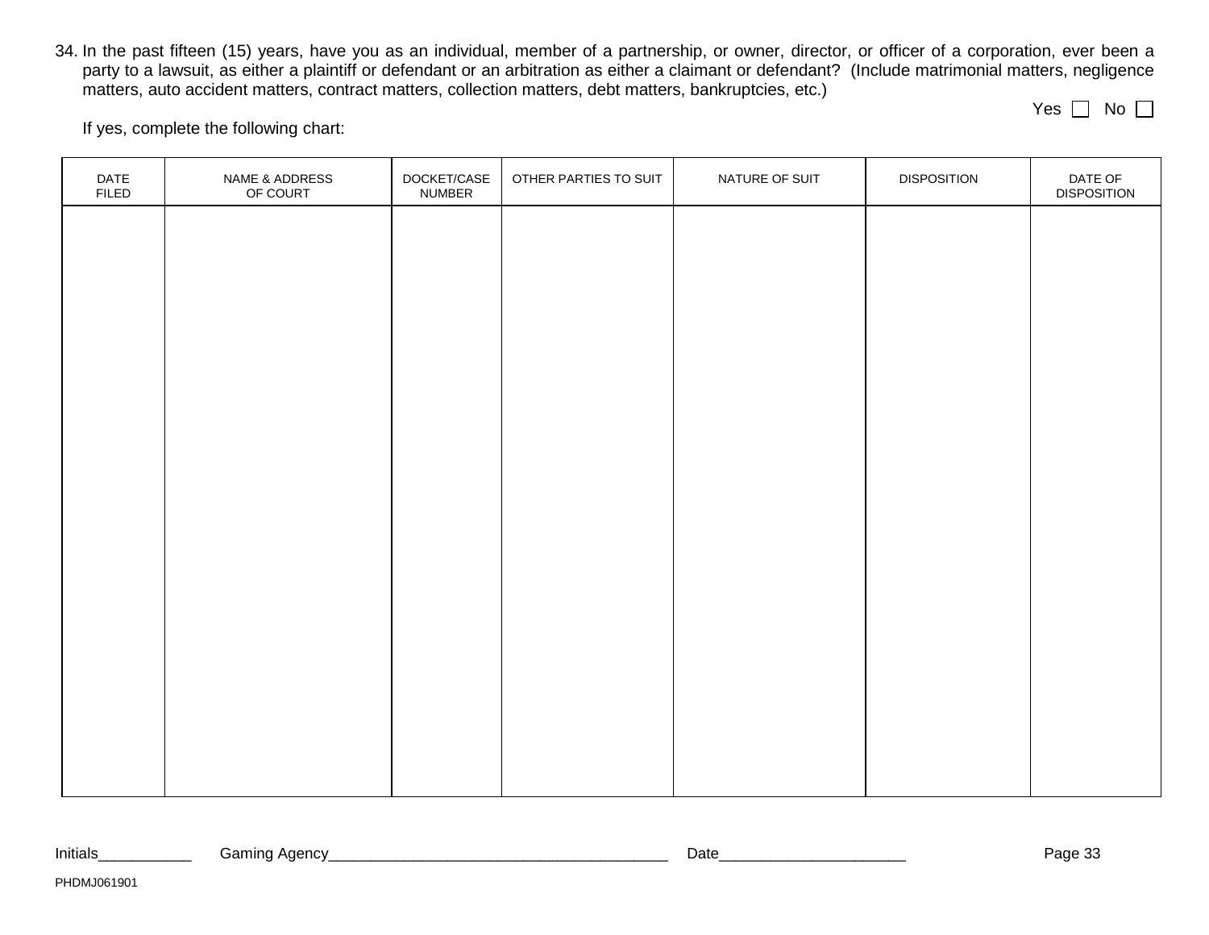34. In the past fifteen (15) years, have you as an individual, member of a partnership, or owner, director, or officer of a corporation, ever been a party to a lawsuit, as either a plaintiff or defendant or an arbitration as either a claimant or defendant? (Include matrimonial matters, negligence matters, auto accident matters, contract matters, collection matters, debt matters, bankruptcies, etc.)

Yes ☐ No ☐

If yes, complete the following chart:

| DATE FILED | NAME & ADDRESS OF COURT | DOCKET/CASE NUMBER | OTHER PARTIES TO SUIT | NATURE OF SUIT | DISPOSITION | DATE OF DISPOSITION |
|---|---|---|---|---|---|---|
| | | | | | | |

Initials___________ Gaming Agency________________________________________ Date______________________

PHDMJ061901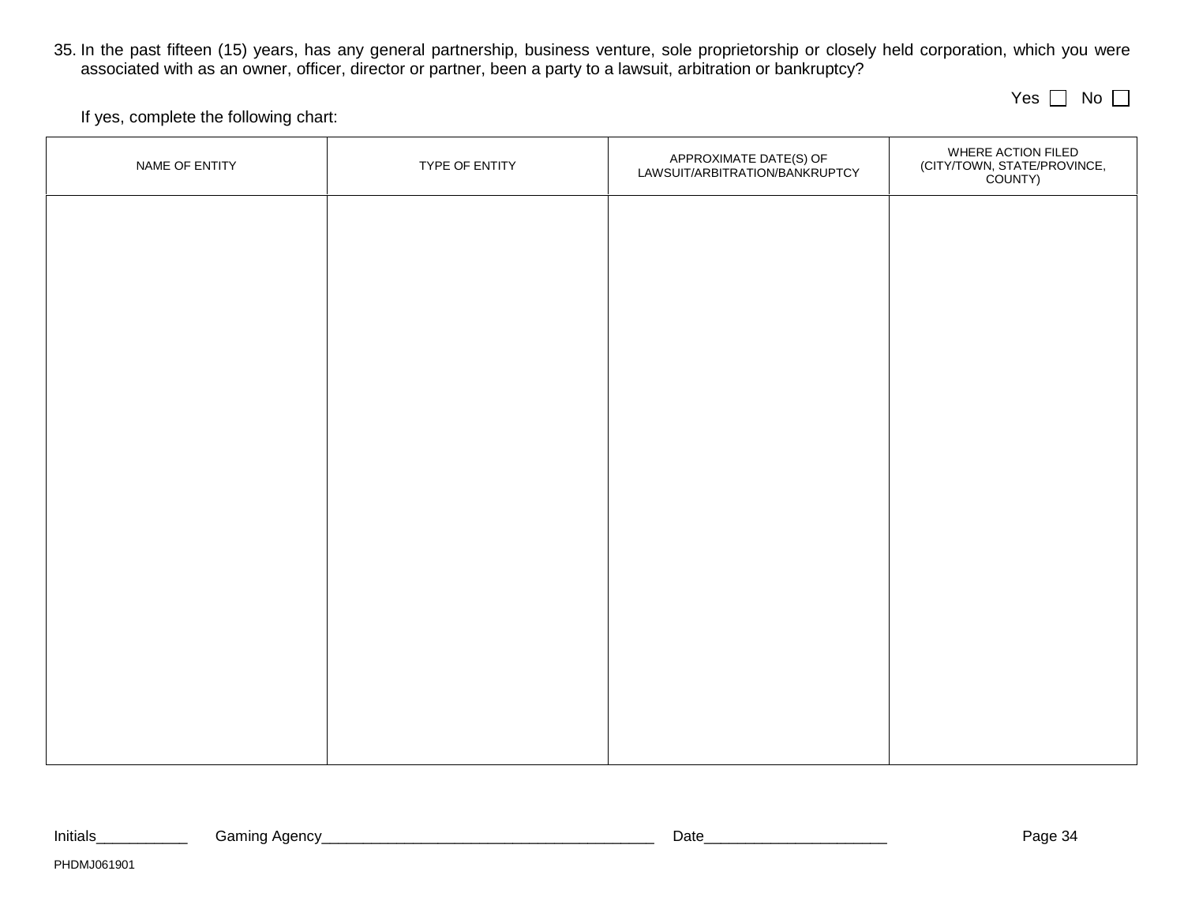35. In the past fifteen (15) years, has any general partnership, business venture, sole proprietorship or closely held corporation, which you were associated with as an owner, officer, director or partner, been a party to a lawsuit, arbitration or bankruptcy?

Yes ☐ No ☐

If yes, complete the following chart:

| NAME OF ENTITY | TYPE OF ENTITY | APPROXIMATE DATE(S) OF LAWSUIT/ARBITRATION/BANKRUPTCY | WHERE ACTION FILED (CITY/TOWN, STATE/PROVINCE, COUNTY) |
|---|---|---|---|
| | | | |

Initials___________ Gaming Agency________________________________________ Date______________________

PHDMJ061901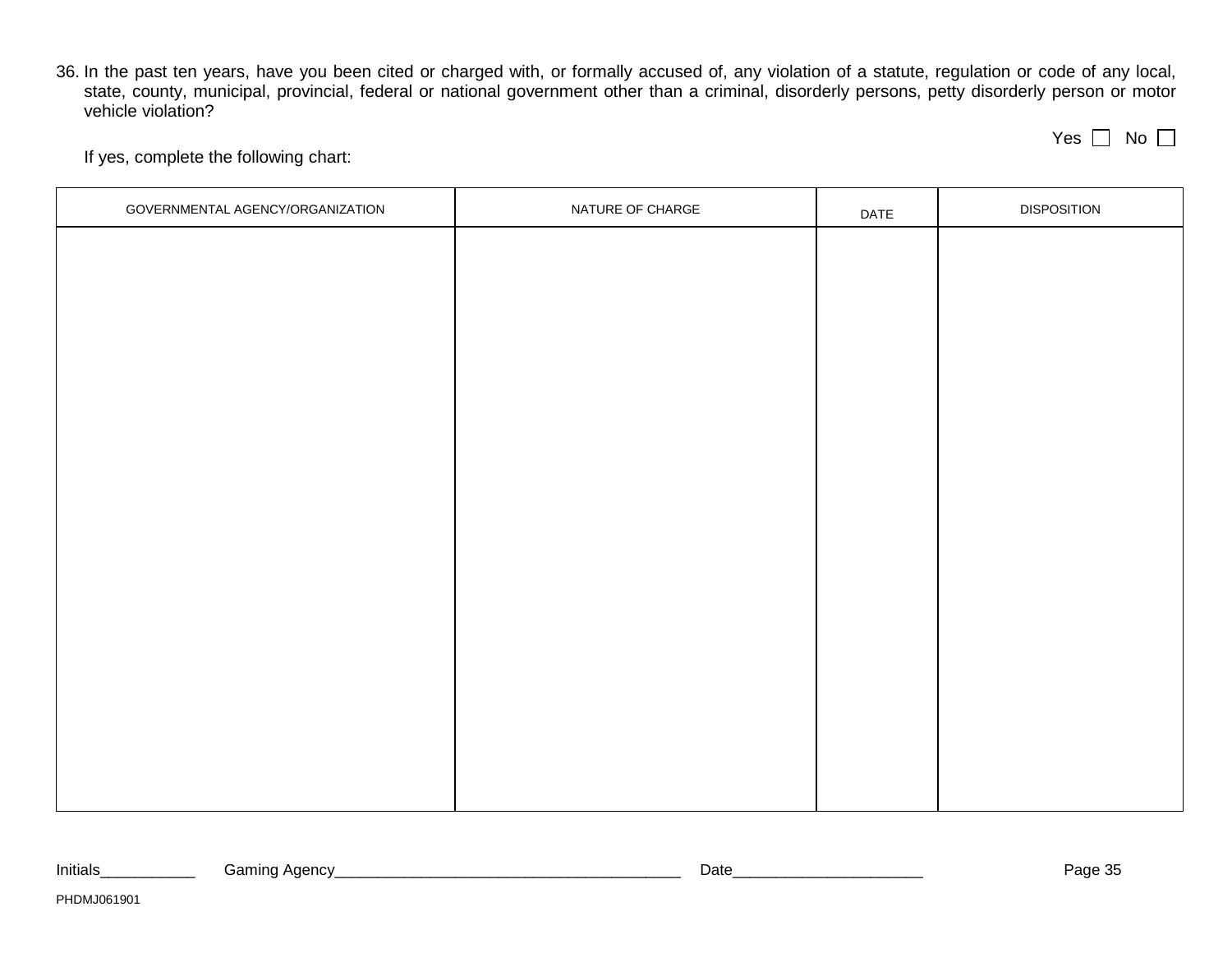36. In the past ten years, have you been cited or charged with, or formally accused of, any violation of a statute, regulation or code of any local, state, county, municipal, provincial, federal or national government other than a criminal, disorderly persons, petty disorderly person or motor vehicle violation?

Yes ☐ No ☐

If yes, complete the following chart:

| GOVERNMENTAL AGENCY/ORGANIZATION | NATURE OF CHARGE | DATE | DISPOSITION |
|---|---|---|---|
| | | | |

Initials___________ Gaming Agency________________________________________ Date_____________________

PHDMJ061901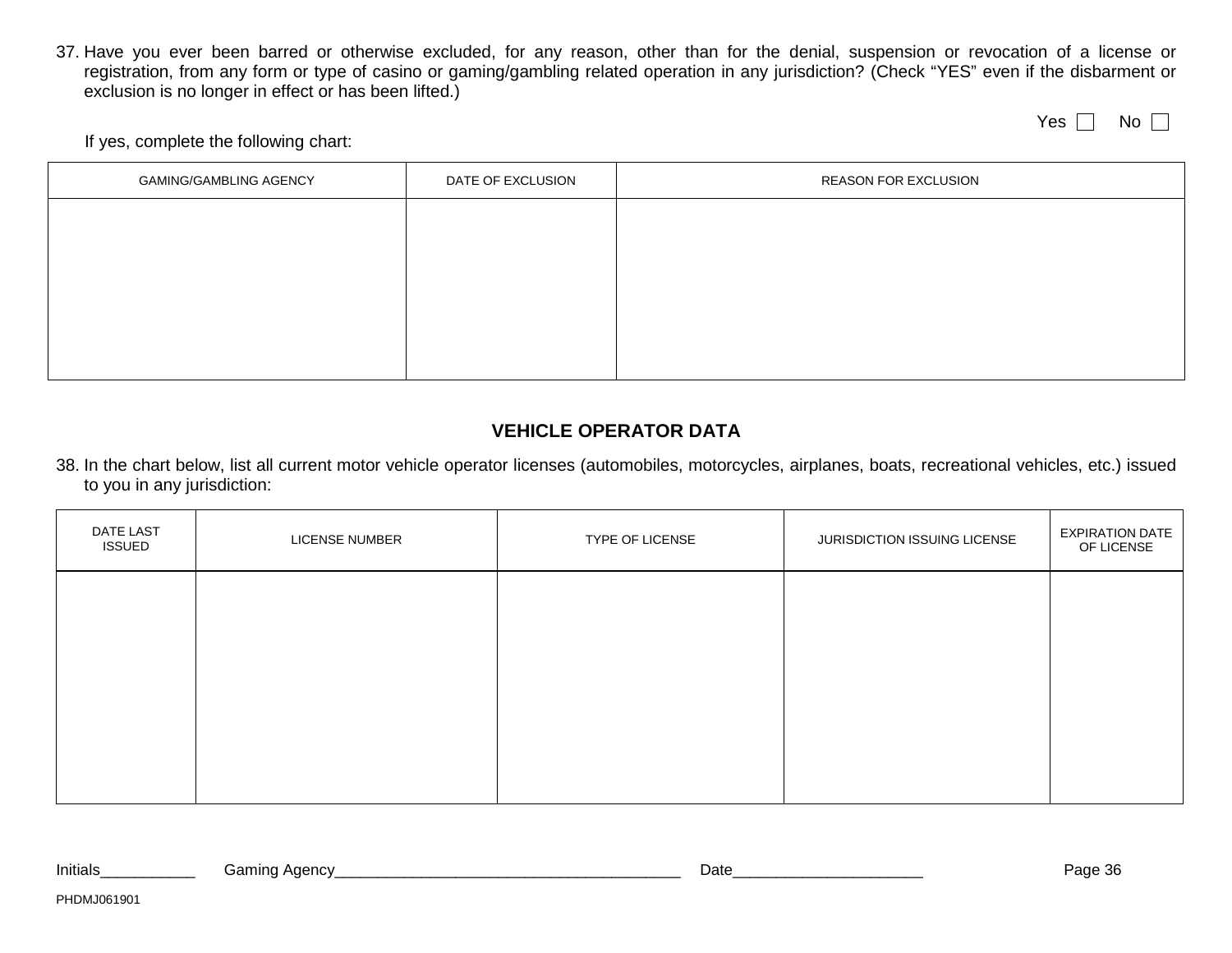37. Have you ever been barred or otherwise excluded, for any reason, other than for the denial, suspension or revocation of a license or registration, from any form or type of casino or gaming/gambling related operation in any jurisdiction? (Check "YES" even if the disbarment or exclusion is no longer in effect or has been lifted.)

Yes ☐ No ☐

If yes, complete the following chart:

| GAMING/GAMBLING AGENCY | DATE OF EXCLUSION | REASON FOR EXCLUSION |
|---|---|---|
| | | |

## VEHICLE OPERATOR DATA

38. In the chart below, list all current motor vehicle operator licenses (automobiles, motorcycles, airplanes, boats, recreational vehicles, etc.) issued to you in any jurisdiction:

| DATE LAST ISSUED | LICENSE NUMBER | TYPE OF LICENSE | JURISDICTION ISSUING LICENSE | EXPIRATION DATE OF LICENSE |
|---|---|---|---|---|
| | | | | |

Initials___________ Gaming Agency________________________________________ Date______________________

PHDMJ061901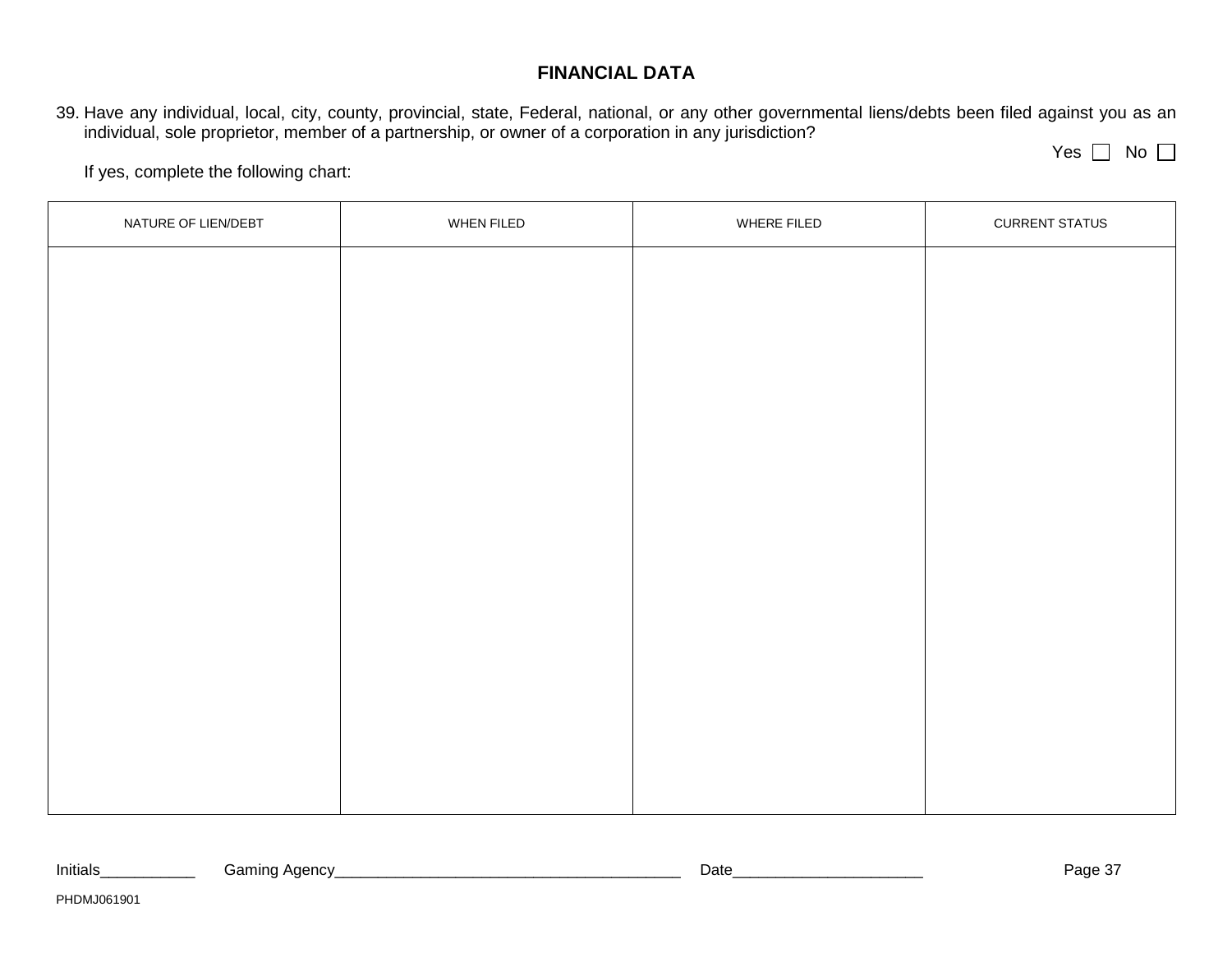## FINANCIAL DATA

39. Have any individual, local, city, county, provincial, state, Federal, national, or any other governmental liens/debts been filed against you as an individual, sole proprietor, member of a partnership, or owner of a corporation in any jurisdiction?

Yes ☐ No ☐

If yes, complete the following chart:

| NATURE OF LIEN/DEBT | WHEN FILED | WHERE FILED | CURRENT STATUS |
|---|---|---|---|
| | | | |

Initials___________ Gaming Agency________________________________________ Date_____________________

PHDMJ061901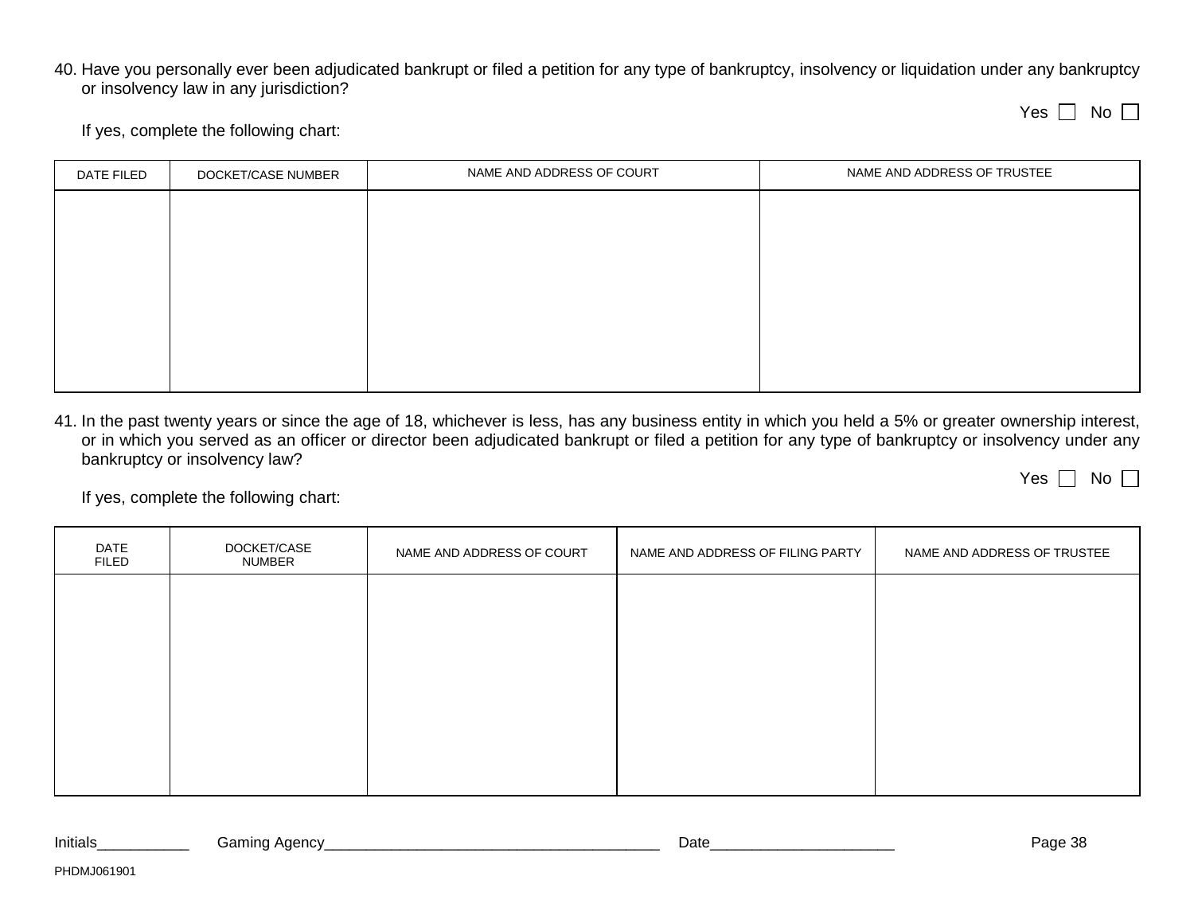40. Have you personally ever been adjudicated bankrupt or filed a petition for any type of bankruptcy, insolvency or liquidation under any bankruptcy or insolvency law in any jurisdiction?

Yes ☐ No ☐

If yes, complete the following chart:

| DATE FILED | DOCKET/CASE NUMBER | NAME AND ADDRESS OF COURT | NAME AND ADDRESS OF TRUSTEE |
|---|---|---|---|
| | | | |

41. In the past twenty years or since the age of 18, whichever is less, has any business entity in which you held a 5% or greater ownership interest, or in which you served as an officer or director been adjudicated bankrupt or filed a petition for any type of bankruptcy or insolvency under any bankruptcy or insolvency law?

Yes ☐ No ☐

If yes, complete the following chart:

| DATE FILED | DOCKET/CASE NUMBER | NAME AND ADDRESS OF COURT | NAME AND ADDRESS OF FILING PARTY | NAME AND ADDRESS OF TRUSTEE |
|---|---|---|---|---|
| | | | | |

Initials___________ Gaming Agency________________________________________ Date______________________

PHDMJ061901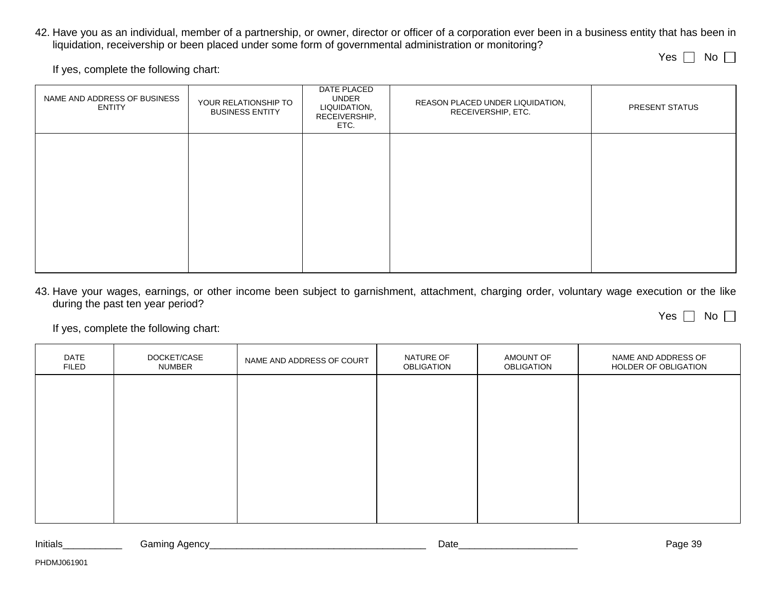42. Have you as an individual, member of a partnership, or owner, director or officer of a corporation ever been in a business entity that has been in liquidation, receivership or been placed under some form of governmental administration or monitoring?

Yes ☐ No ☐

If yes, complete the following chart:

| NAME AND ADDRESS OF BUSINESS ENTITY | YOUR RELATIONSHIP TO BUSINESS ENTITY | DATE PLACED UNDER LIQUIDATION, RECEIVERSHIP, ETC. | REASON PLACED UNDER LIQUIDATION, RECEIVERSHIP, ETC. | PRESENT STATUS |
|---|---|---|---|---|
| | | | | |

43. Have your wages, earnings, or other income been subject to garnishment, attachment, charging order, voluntary wage execution or the like during the past ten year period?

Yes ☐ No ☐

If yes, complete the following chart:

| DATE FILED | DOCKET/CASE NUMBER | NAME AND ADDRESS OF COURT | NATURE OF OBLIGATION | AMOUNT OF OBLIGATION | NAME AND ADDRESS OF HOLDER OF OBLIGATION |
|---|---|---|---|---|---|
| | | | | | |

Initials___________ Gaming Agency________________________________________ Date______________________

PHDMJ061901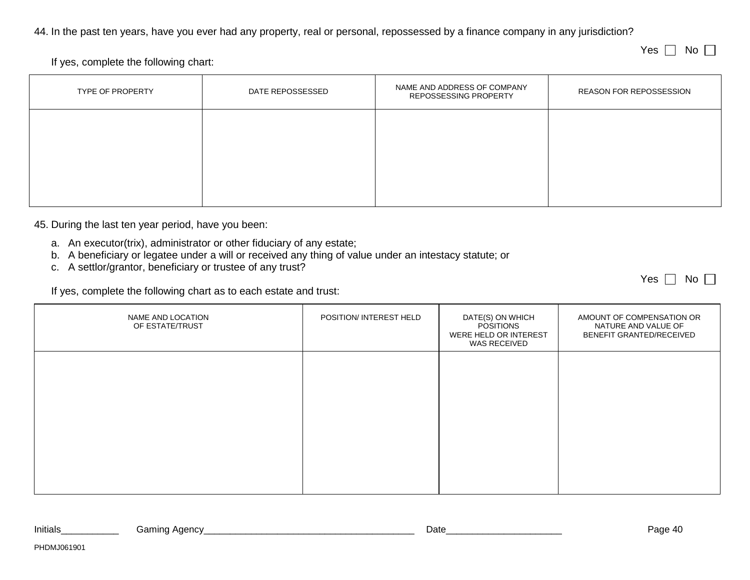44. In the past ten years, have you ever had any property, real or personal, repossessed by a finance company in any jurisdiction?

Yes ☐ No ☐

If yes, complete the following chart:

| TYPE OF PROPERTY | DATE REPOSSESSED | NAME AND ADDRESS OF COMPANY REPOSSESSING PROPERTY | REASON FOR REPOSSESSION |
| --- | --- | --- | --- |
| | | | |

45. During the last ten year period, have you been:

a. An executor(trix), administrator or other fiduciary of any estate;
b. A beneficiary or legatee under a will or received any thing of value under an intestacy statute; or
c. A settlor/grantor, beneficiary or trustee of any trust?

Yes ☐ No ☐

If yes, complete the following chart as to each estate and trust:

| NAME AND LOCATION OF ESTATE/TRUST | POSITION/ INTEREST HELD | DATE(S) ON WHICH POSITIONS WERE HELD OR INTEREST WAS RECEIVED | AMOUNT OF COMPENSATION OR NATURE AND VALUE OF BENEFIT GRANTED/RECEIVED |
| --- | --- | --- | --- |
| | | | |

Initials___________ Gaming Agency________________________________________ Date______________________

PHDMJ061901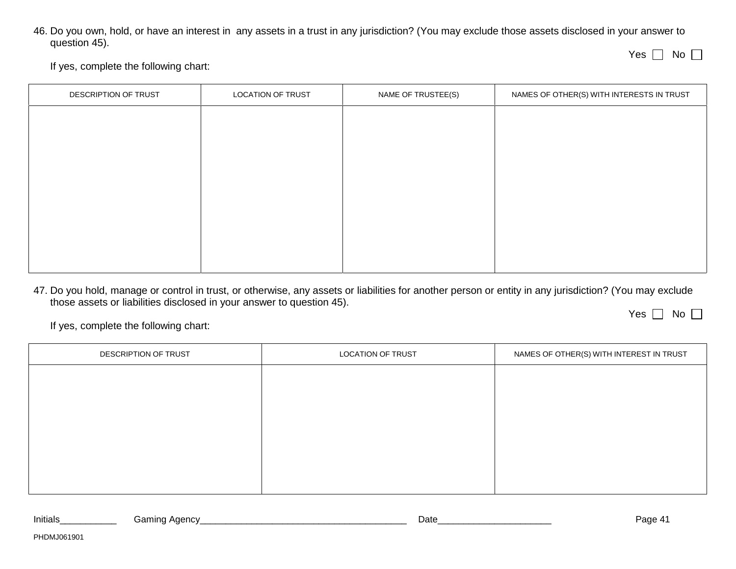46. Do you own, hold, or have an interest in any assets in a trust in any jurisdiction? (You may exclude those assets disclosed in your answer to question 45).

    Yes ☐ No ☐

    If yes, complete the following chart:

| DESCRIPTION OF TRUST | LOCATION OF TRUST | NAME OF TRUSTEE(S) | NAMES OF OTHER(S) WITH INTERESTS IN TRUST |
|---|---|---|---|
| | | | |

47. Do you hold, manage or control in trust, or otherwise, any assets or liabilities for another person or entity in any jurisdiction? (You may exclude those assets or liabilities disclosed in your answer to question 45).

    Yes ☐ No ☐

    If yes, complete the following chart:

| DESCRIPTION OF TRUST | LOCATION OF TRUST | NAMES OF OTHER(S) WITH INTEREST IN TRUST |
|---|---|---|
| | | |

Initials___________ Gaming Agency________________________________________ Date______________________

PHDMJ061901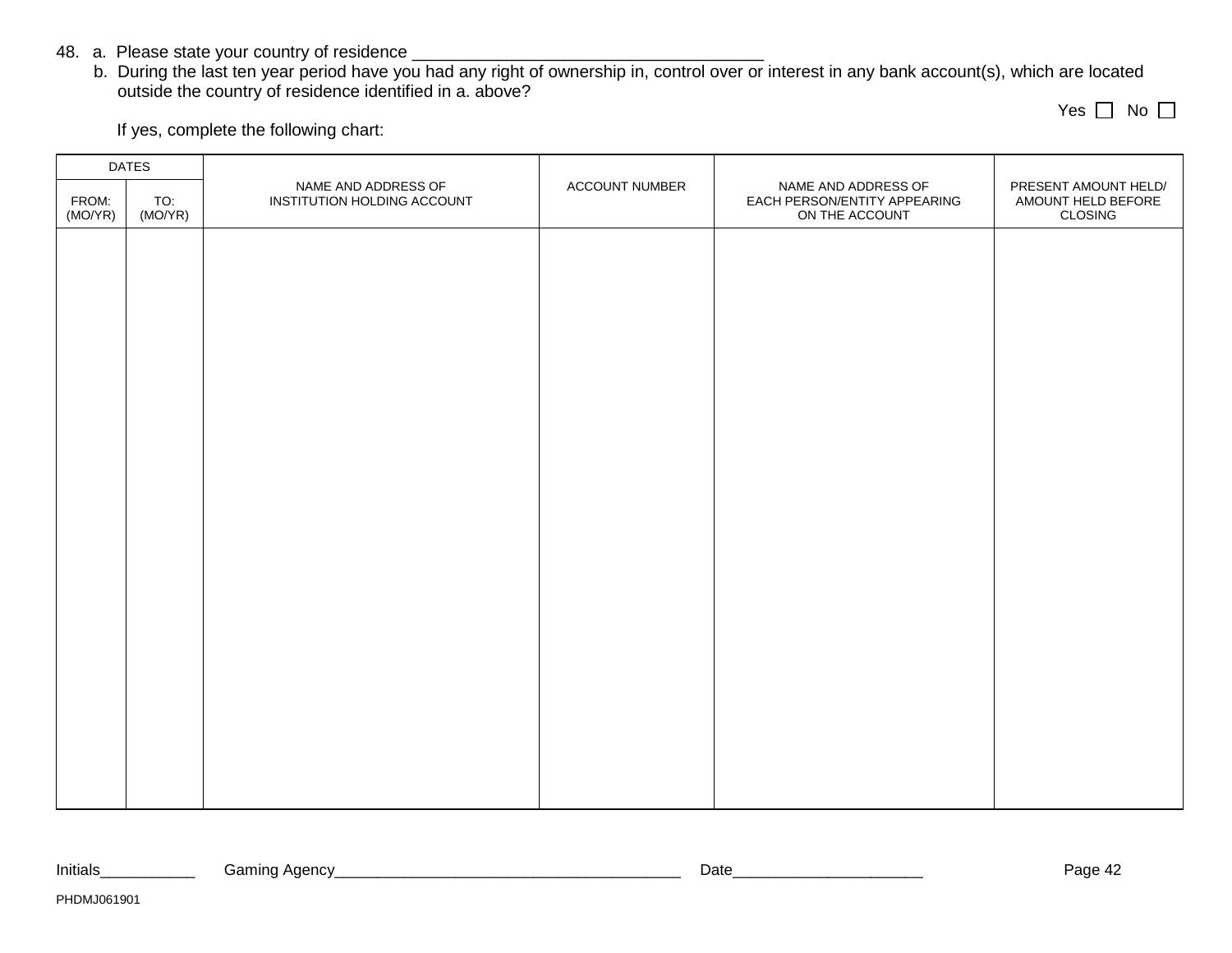48. a. Please state your country of residence _____________________________________

b. During the last ten year period have you had any right of ownership in, control over or interest in any bank account(s), which are located outside the country of residence identified in a. above?

Yes ☐ No ☐

If yes, complete the following chart:

| DATES | | NAME AND ADDRESS OF INSTITUTION HOLDING ACCOUNT | ACCOUNT NUMBER | NAME AND ADDRESS OF EACH PERSON/ENTITY APPEARING ON THE ACCOUNT | PRESENT AMOUNT HELD/ AMOUNT HELD BEFORE CLOSING |
|---|---|---|---|---|---|
| FROM: (MO/YR) | TO: (MO/YR) | | | | |
| | | | | | |

Initials___________ Gaming Agency________________________________________ Date_____________________

PHDMJ061901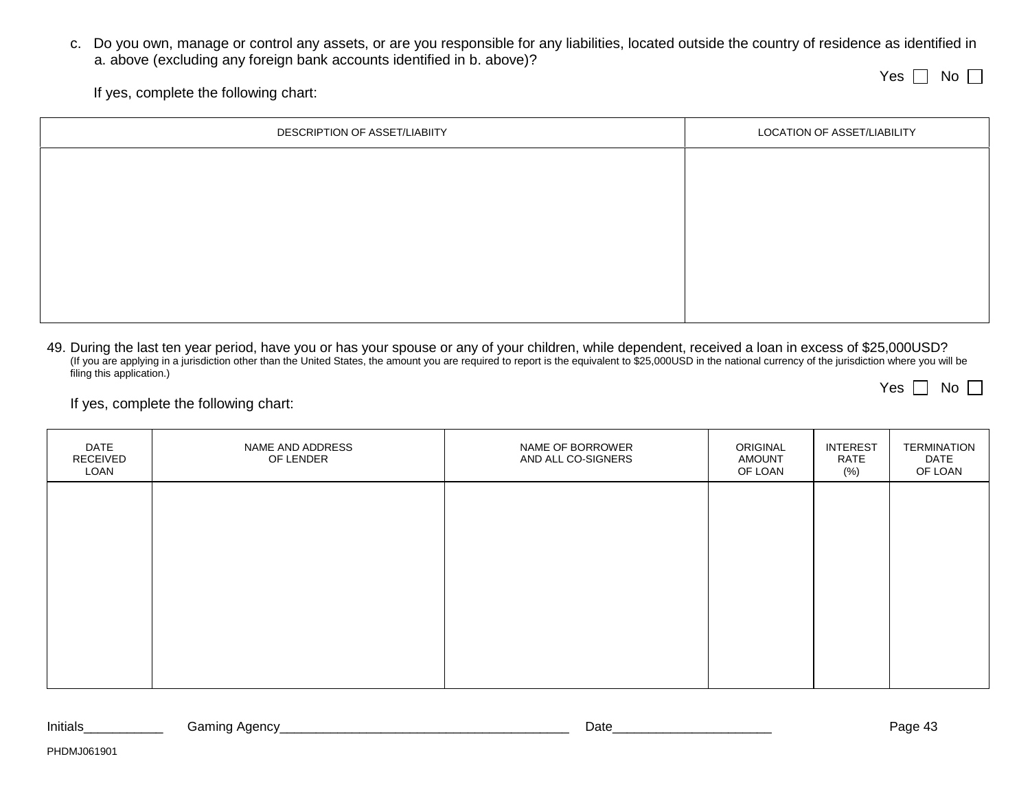c. Do you own, manage or control any assets, or are you responsible for any liabilities, located outside the country of residence as identified in a. above (excluding any foreign bank accounts identified in b. above)?

Yes ☐ No ☐

If yes, complete the following chart:

| DESCRIPTION OF ASSET/LIABIITY | LOCATION OF ASSET/LIABILITY |
|---|---|
| | |

49. During the last ten year period, have you or has your spouse or any of your children, while dependent, received a loan in excess of $25,000USD?
(If you are applying in a jurisdiction other than the United States, the amount you are required to report is the equivalent to $25,000USD in the national currency of the jurisdiction where you will be filing this application.)

Yes ☐ No ☐

If yes, complete the following chart:

| DATE RECEIVED LOAN | NAME AND ADDRESS OF LENDER | NAME OF BORROWER AND ALL CO-SIGNERS | ORIGINAL AMOUNT OF LOAN | INTEREST RATE (%) | TERMINATION DATE OF LOAN |
|---|---|---|---|---|---|
| | | | | | |

Initials___________ Gaming Agency________________________________________ Date_____________________

PHDMJ061901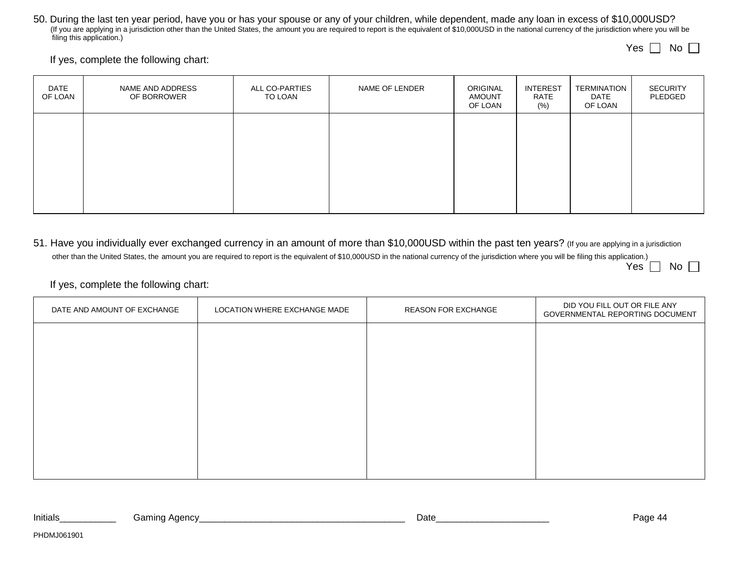50. During the last ten year period, have you or has your spouse or any of your children, while dependent, made any loan in excess of $10,000USD? (If you are applying in a jurisdiction other than the United States, the amount you are required to report is the equivalent of $10,000USD in the national currency of the jurisdiction where you will be filing this application.)

Yes ☐ No ☐

If yes, complete the following chart:

| DATE OF LOAN | NAME AND ADDRESS OF BORROWER | ALL CO-PARTIES TO LOAN | NAME OF LENDER | ORIGINAL AMOUNT OF LOAN | INTEREST RATE (%) | TERMINATION DATE OF LOAN | SECURITY PLEDGED |
|---|---|---|---|---|---|---|---|
| | | | | | | | |

51. Have you individually ever exchanged currency in an amount of more than $10,000USD within the past ten years? (If you are applying in a jurisdiction other than the United States, the amount you are required to report is the equivalent of $10,000USD in the national currency of the jurisdiction where you will be filing this application.)

Yes ☐ No ☐

If yes, complete the following chart:

| DATE AND AMOUNT OF EXCHANGE | LOCATION WHERE EXCHANGE MADE | REASON FOR EXCHANGE | DID YOU FILL OUT OR FILE ANY GOVERNMENTAL REPORTING DOCUMENT |
|---|---|---|---|
| | | | |

Initials___________ Gaming Agency________________________________________ Date_____________________

PHDMJ061901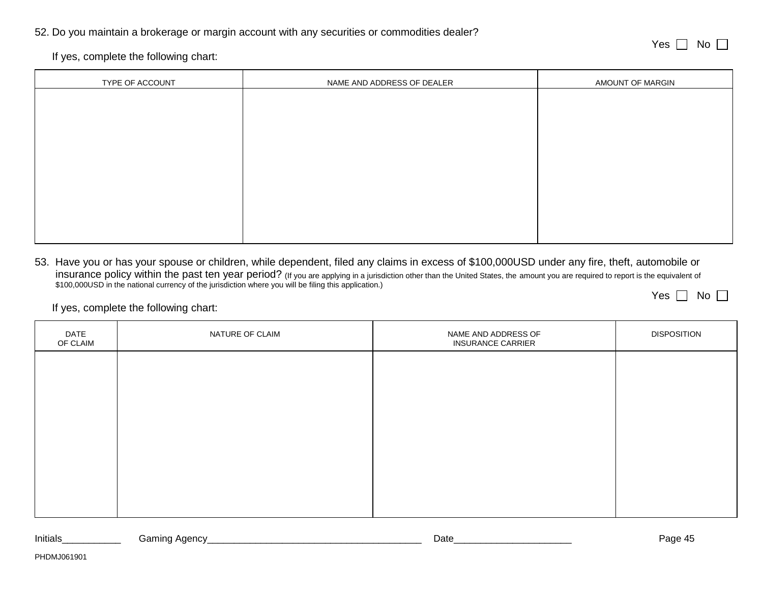52. Do you maintain a brokerage or margin account with any securities or commodities dealer?

Yes ☐ No ☐

If yes, complete the following chart:

| TYPE OF ACCOUNT | NAME AND ADDRESS OF DEALER | AMOUNT OF MARGIN |
|---|---|---|
| | | |

53. Have you or has your spouse or children, while dependent, filed any claims in excess of $100,000USD under any fire, theft, automobile or insurance policy within the past ten year period? (If you are applying in a jurisdiction other than the United States, the amount you are required to report is the equivalent of $100,000USD in the national currency of the jurisdiction where you will be filing this application.)

Yes ☐ No ☐

If yes, complete the following chart:

| DATE OF CLAIM | NATURE OF CLAIM | NAME AND ADDRESS OF INSURANCE CARRIER | DISPOSITION |
|---|---|---|---|
| | | | |

Initials___________ Gaming Agency________________________________________ Date______________________

PHDMJ061901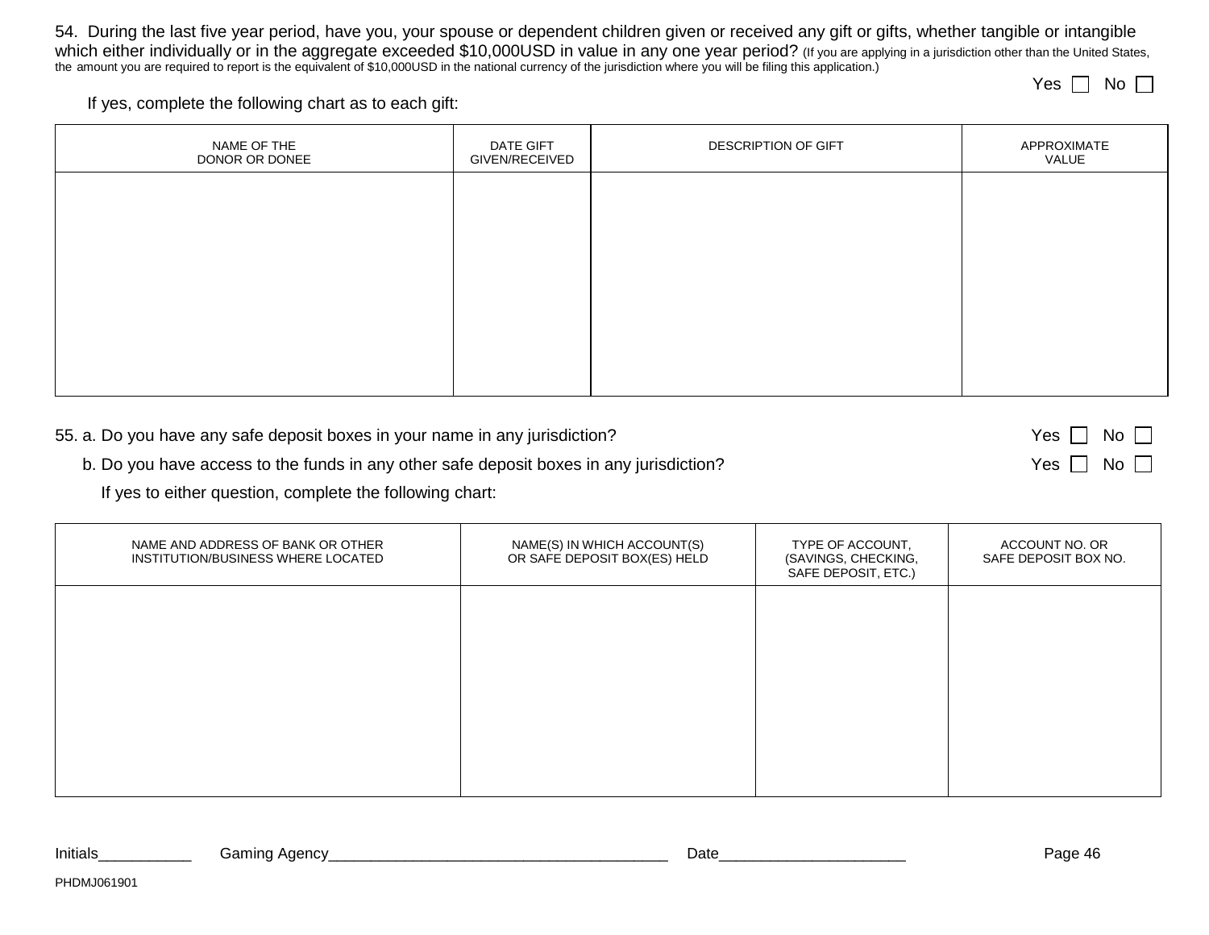54. During the last five year period, have you, your spouse or dependent children given or received any gift or gifts, whether tangible or intangible which either individually or in the aggregate exceeded $10,000USD in value in any one year period? (If you are applying in a jurisdiction other than the United States, the amount you are required to report is the equivalent of $10,000USD in the national currency of the jurisdiction where you will be filing this application.)

Yes ☐ No ☐

If yes, complete the following chart as to each gift:

| NAME OF THE DONOR OR DONEE | DATE GIFT GIVEN/RECEIVED | DESCRIPTION OF GIFT | APPROXIMATE VALUE |
|---|---|---|---|
| | | | |

55. a. Do you have any safe deposit boxes in your name in any jurisdiction? Yes ☐ No ☐

b. Do you have access to the funds in any other safe deposit boxes in any jurisdiction? Yes ☐ No ☐

If yes to either question, complete the following chart:

| NAME AND ADDRESS OF BANK OR OTHER INSTITUTION/BUSINESS WHERE LOCATED | NAME(S) IN WHICH ACCOUNT(S) OR SAFE DEPOSIT BOX(ES) HELD | TYPE OF ACCOUNT, (SAVINGS, CHECKING, SAFE DEPOSIT, ETC.) | ACCOUNT NO. OR SAFE DEPOSIT BOX NO. |
|---|---|---|---|
| | | | |

Initials___________ Gaming Agency________________________________________ Date_____________________

PHDMJ061901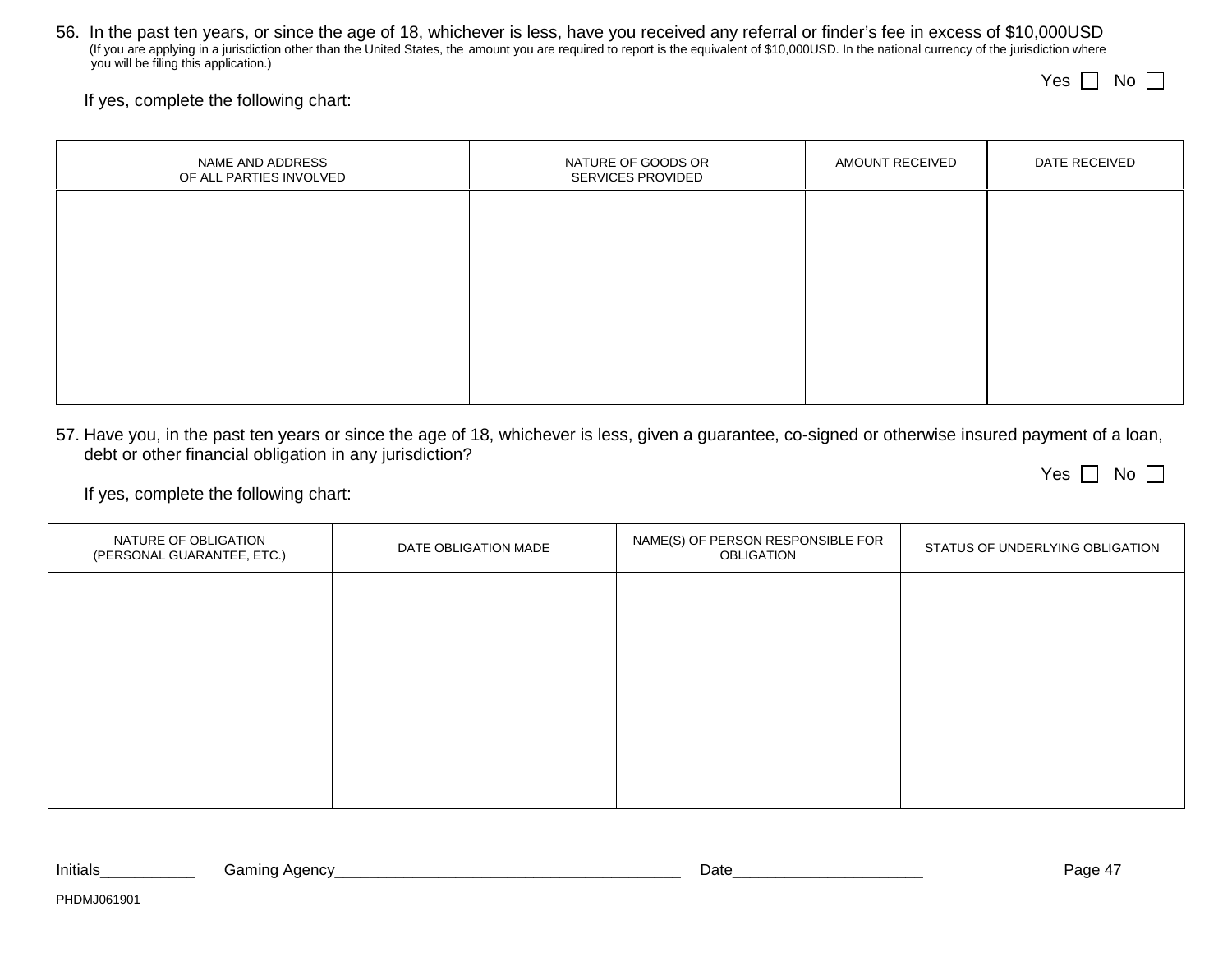56. In the past ten years, or since the age of 18, whichever is less, have you received any referral or finder's fee in excess of $10,000USD (If you are applying in a jurisdiction other than the United States, the amount you are required to report is the equivalent of $10,000USD. In the national currency of the jurisdiction where you will be filing this application.)

Yes ☐ No ☐

If yes, complete the following chart:

| NAME AND ADDRESS OF ALL PARTIES INVOLVED | NATURE OF GOODS OR SERVICES PROVIDED | AMOUNT RECEIVED | DATE RECEIVED |
|---|---|---|---|
| | | | |

57. Have you, in the past ten years or since the age of 18, whichever is less, given a guarantee, co-signed or otherwise insured payment of a loan, debt or other financial obligation in any jurisdiction?

Yes ☐ No ☐

If yes, complete the following chart:

| NATURE OF OBLIGATION (PERSONAL GUARANTEE, ETC.) | DATE OBLIGATION MADE | NAME(S) OF PERSON RESPONSIBLE FOR OBLIGATION | STATUS OF UNDERLYING OBLIGATION |
|---|---|---|---|
| | | | |

Initials___________ Gaming Agency________________________________________ Date_____________________

PHDMJ061901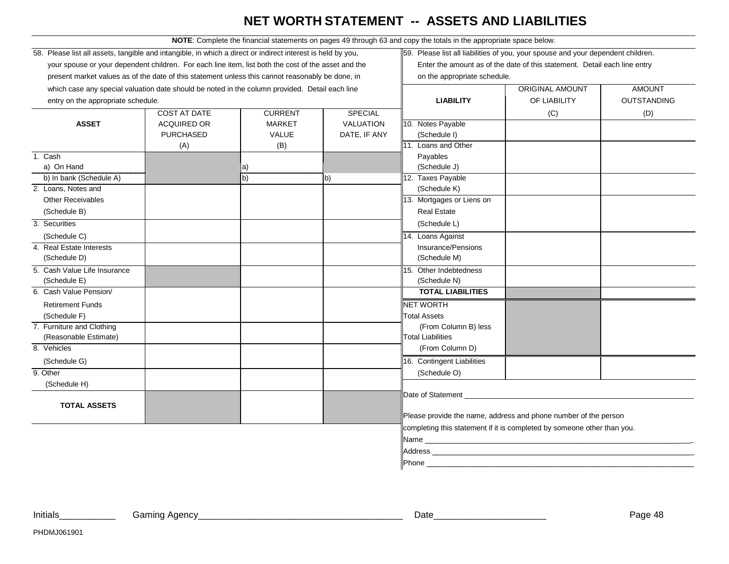# NET WORTH STATEMENT -- ASSETS AND LIABILITIES

**NOTE**: Complete the financial statements on pages 49 through 63 and copy the totals in the appropriate space below.

58. Please list all assets, tangible and intangible, in which a direct or indirect interest is held by you, your spouse or your dependent children. For each line item, list both the cost of the asset and the present market values as of the date of this statement unless this cannot reasonably be done, in which case any special valuation date should be noted in the column provided. Detail each line entry on the appropriate schedule.

| ASSET | COST AT DATE ACQUIRED OR PURCHASED (A) | CURRENT MARKET VALUE (B) | SPECIAL VALUATION DATE, IF ANY |
|---|---|---|---|
| 1. Cash a) On Hand | | a) | |
| b) In bank (Schedule A) | | b) | b) |
| 2. Loans, Notes and Other Receivables (Schedule B) | | | |
| 3. Securities (Schedule C) | | | |
| 4. Real Estate Interests (Schedule D) | | | |
| 5. Cash Value Life Insurance (Schedule E) | | | |
| 6. Cash Value Pension/ Retirement Funds (Schedule F) | | | |
| 7. Furniture and Clothing (Reasonable Estimate) | | | |
| 8. Vehicles (Schedule G) | | | |
| 9. Other (Schedule H) | | | |
| **TOTAL ASSETS** | | | |

59. Please list all liabilities of you, your spouse and your dependent children. Enter the amount as of the date of this statement. Detail each line entry on the appropriate schedule.

| LIABILITY | ORIGINAL AMOUNT OF LIABILITY (C) | AMOUNT OUTSTANDING (D) |
|---|---|---|
| 10. Notes Payable (Schedule I) | | |
| 11. Loans and Other Payables (Schedule J) | | |
| 12. Taxes Payable (Schedule K) | | |
| 13. Mortgages or Liens on Real Estate (Schedule L) | | |
| 14. Loans Against Insurance/Pensions (Schedule M) | | |
| 15. Other Indebtedness (Schedule N) | | |
| **TOTAL LIABILITIES** | | |
| NET WORTH Total Assets (From Column B) less Total Liabilities (From Column D) | | |
| 16. Contingent Liabilities (Schedule O) | | |

Date of Statement ____________________________________________

Please provide the name, address and phone number of the person completing this statement if it is completed by someone other than you.

Name ____________________________________________

Address ____________________________________________

Phone ____________________________________________

Initials___________ Gaming Agency________________________________________ Date______________________

PHDMJ061901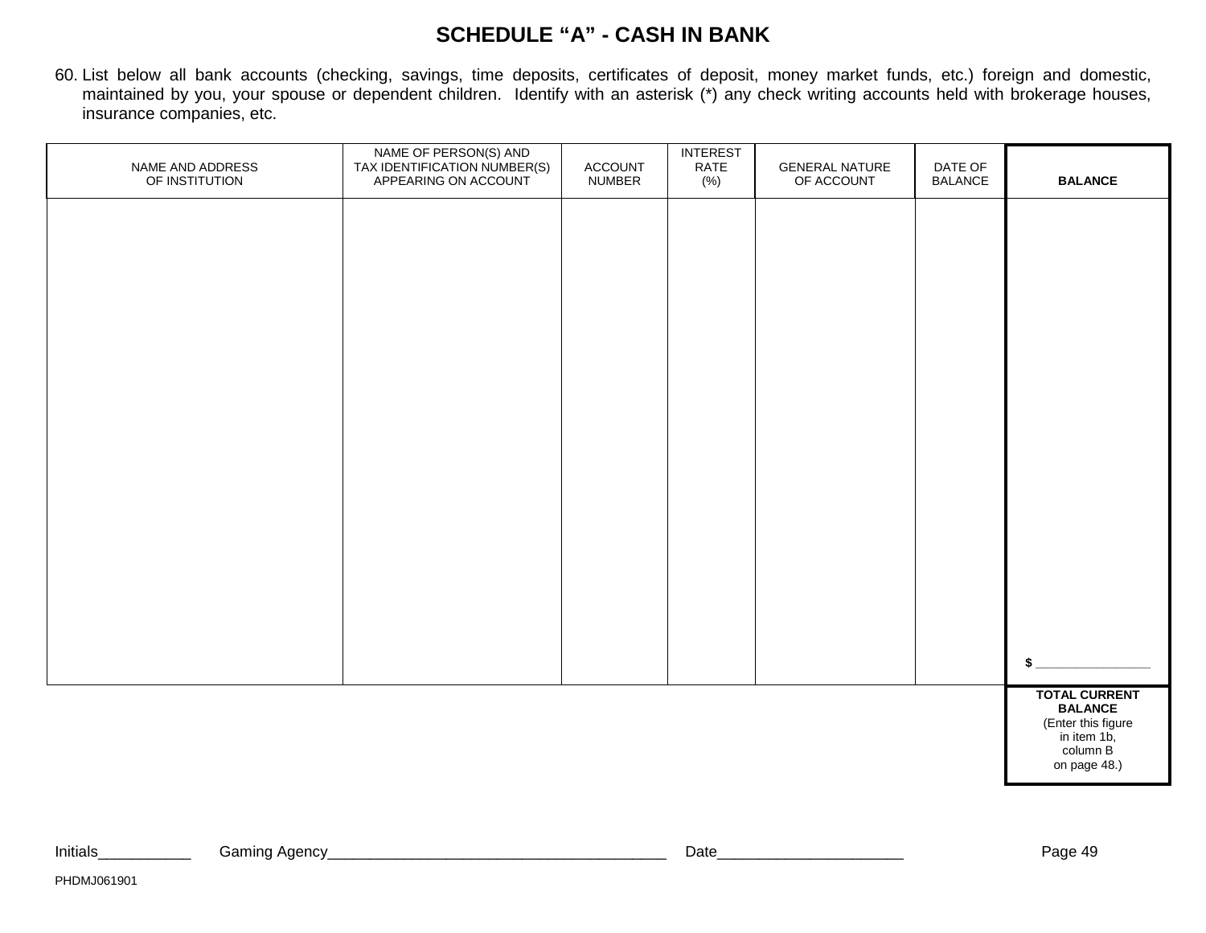# SCHEDULE “A” - CASH IN BANK

60. List below all bank accounts (checking, savings, time deposits, certificates of deposit, money market funds, etc.) foreign and domestic, maintained by you, your spouse or dependent children. Identify with an asterisk (*) any check writing accounts held with brokerage houses, insurance companies, etc.

| NAME AND ADDRESS OF INSTITUTION | NAME OF PERSON(S) AND TAX IDENTIFICATION NUMBER(S) APPEARING ON ACCOUNT | ACCOUNT NUMBER | INTEREST RATE (%) | GENERAL NATURE OF ACCOUNT | DATE OF BALANCE | BALANCE |
|---|---|---|---|---|---|---|
| | | | | | | $ ________________ |
| | | | | | | **TOTAL CURRENT BALANCE** (Enter this figure in item 1b, column B on page 48.) |

Initials___________ Gaming Agency________________________________________ Date_____________________

PHDMJ061901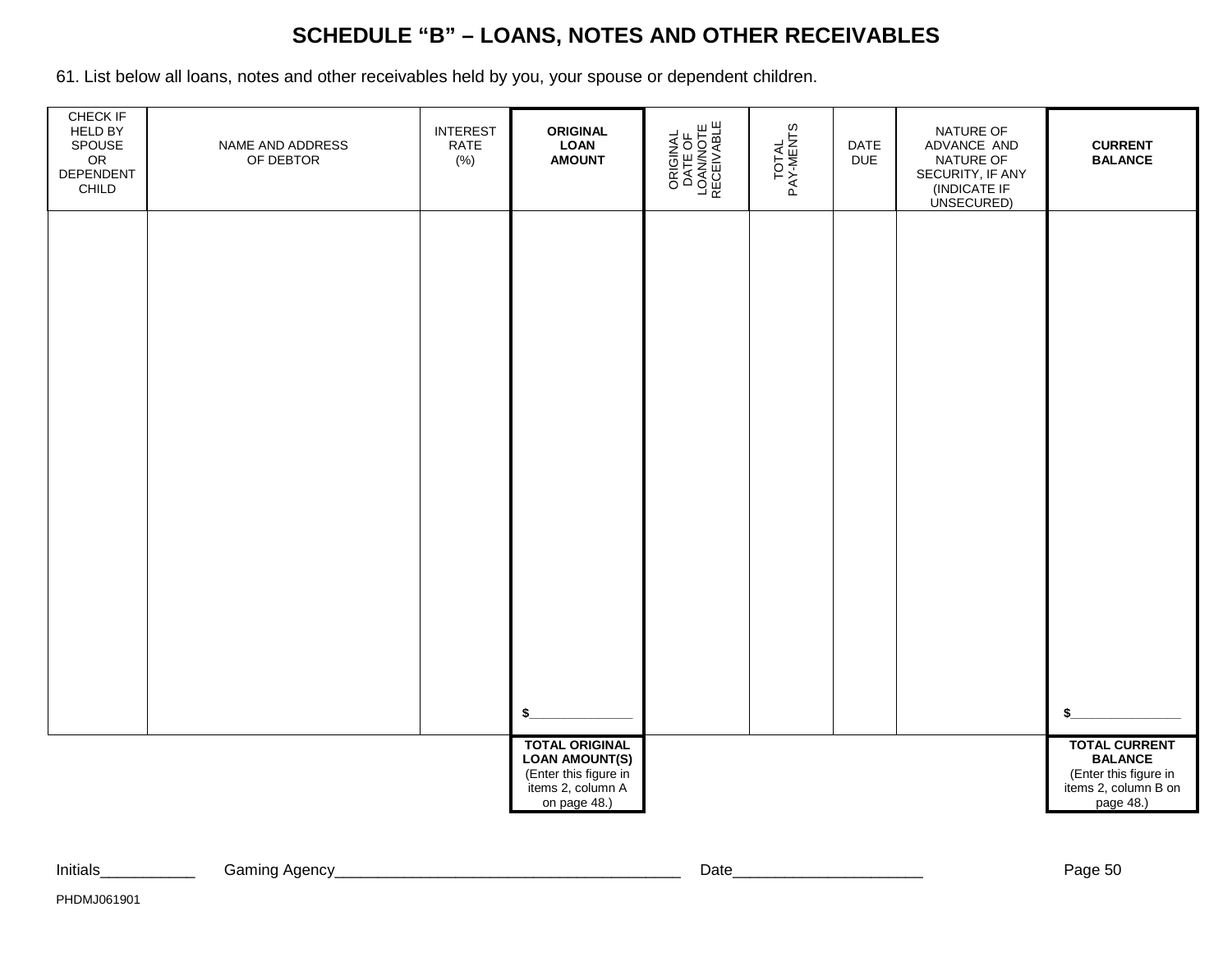## SCHEDULE "B" – LOANS, NOTES AND OTHER RECEIVABLES

61. List below all loans, notes and other receivables held by you, your spouse or dependent children.

| CHECK IF HELD BY SPOUSE OR DEPENDENT CHILD | NAME AND ADDRESS OF DEBTOR | INTEREST RATE (%) | **ORIGINAL LOAN AMOUNT** | ORIGINAL DATE OF LOAN/NOTE RECEIVABLE | TOTAL PAY-MENTS | DATE DUE | NATURE OF ADVANCE AND NATURE OF SECURITY, IF ANY (INDICATE IF UNSECURED) | **CURRENT BALANCE** |
|---|---|---|---|---|---|---|---|---|
| | | | | | | | | |
| | | | **$**_______________ | | | | | **$**________________ |
| | | | **TOTAL ORIGINAL LOAN AMOUNT(S)** (Enter this figure in items 2, column A on page 48.) | | | | | **TOTAL CURRENT BALANCE** (Enter this figure in items 2, column B on page 48.) |

Initials___________ Gaming Agency________________________________________ Date______________________

PHDMJ061901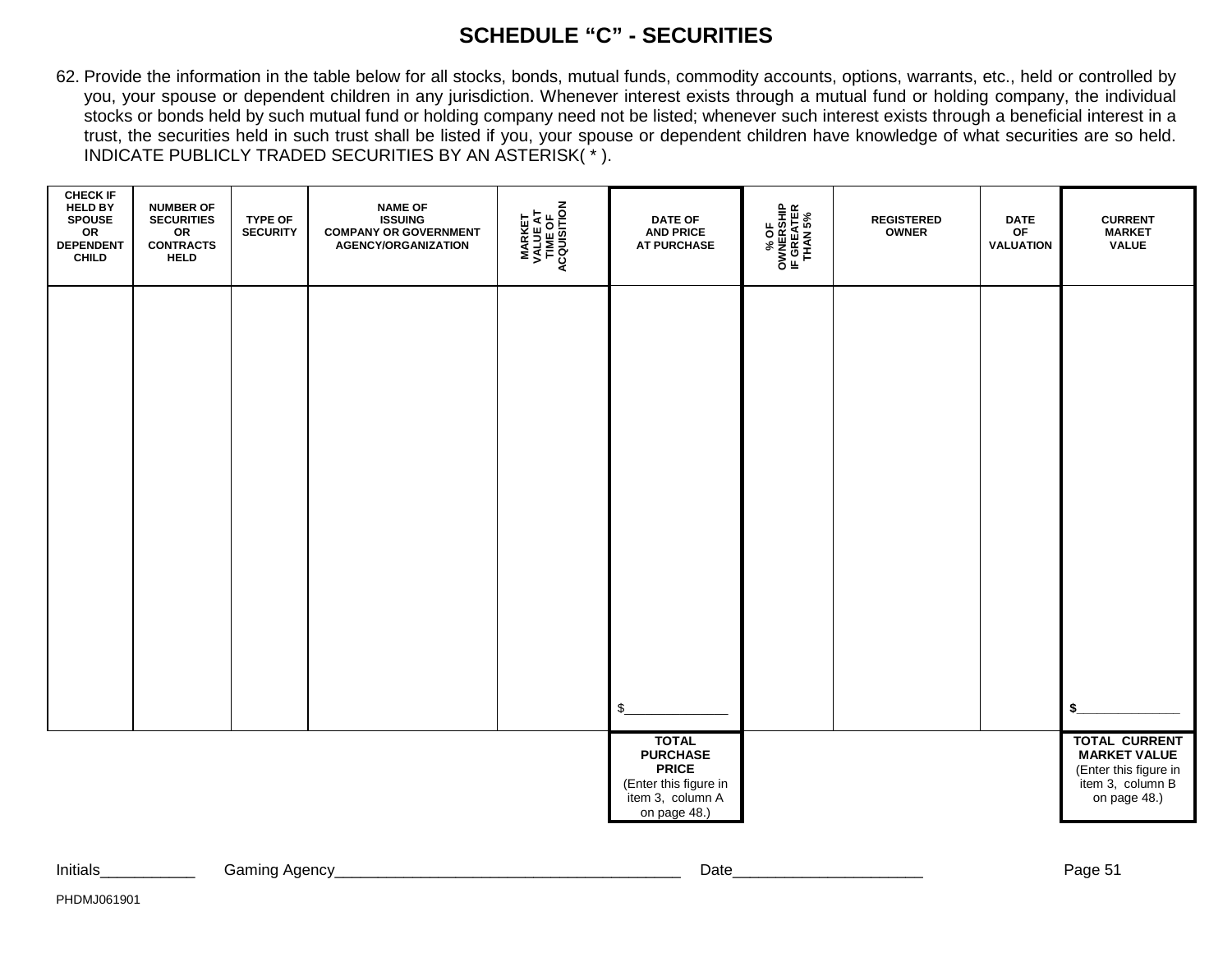# SCHEDULE "C" - SECURITIES

62. Provide the information in the table below for all stocks, bonds, mutual funds, commodity accounts, options, warrants, etc., held or controlled by you, your spouse or dependent children in any jurisdiction. Whenever interest exists through a mutual fund or holding company, the individual stocks or bonds held by such mutual fund or holding company need not be listed; whenever such interest exists through a beneficial interest in a trust, the securities held in such trust shall be listed if you, your spouse or dependent children have knowledge of what securities are so held. INDICATE PUBLICLY TRADED SECURITIES BY AN ASTERISK( * ).

| CHECK IF HELD BY SPOUSE OR DEPENDENT CHILD | NUMBER OF SECURITIES OR CONTRACTS HELD | TYPE OF SECURITY | NAME OF ISSUING COMPANY OR GOVERNMENT AGENCY/ORGANIZATION | MARKET VALUE AT TIME OF ACQUISITION | DATE OF AND PRICE AT PURCHASE | % OF OWNERSHIP IF GREATER THAN 5% | REGISTERED OWNER | DATE OF VALUATION | CURRENT MARKET VALUE |
|---|---|---|---|---|---|---|---|---|---|
| | | | | | | | | | |
| | | | | | $_______________ | | | | $_______________ |
| | | | | | **TOTAL PURCHASE PRICE** (Enter this figure in item 3, column A on page 48.) | | | | **TOTAL CURRENT MARKET VALUE** (Enter this figure in item 3, column B on page 48.) |

Initials___________ Gaming Agency________________________________________ Date______________________

PHDMJ061901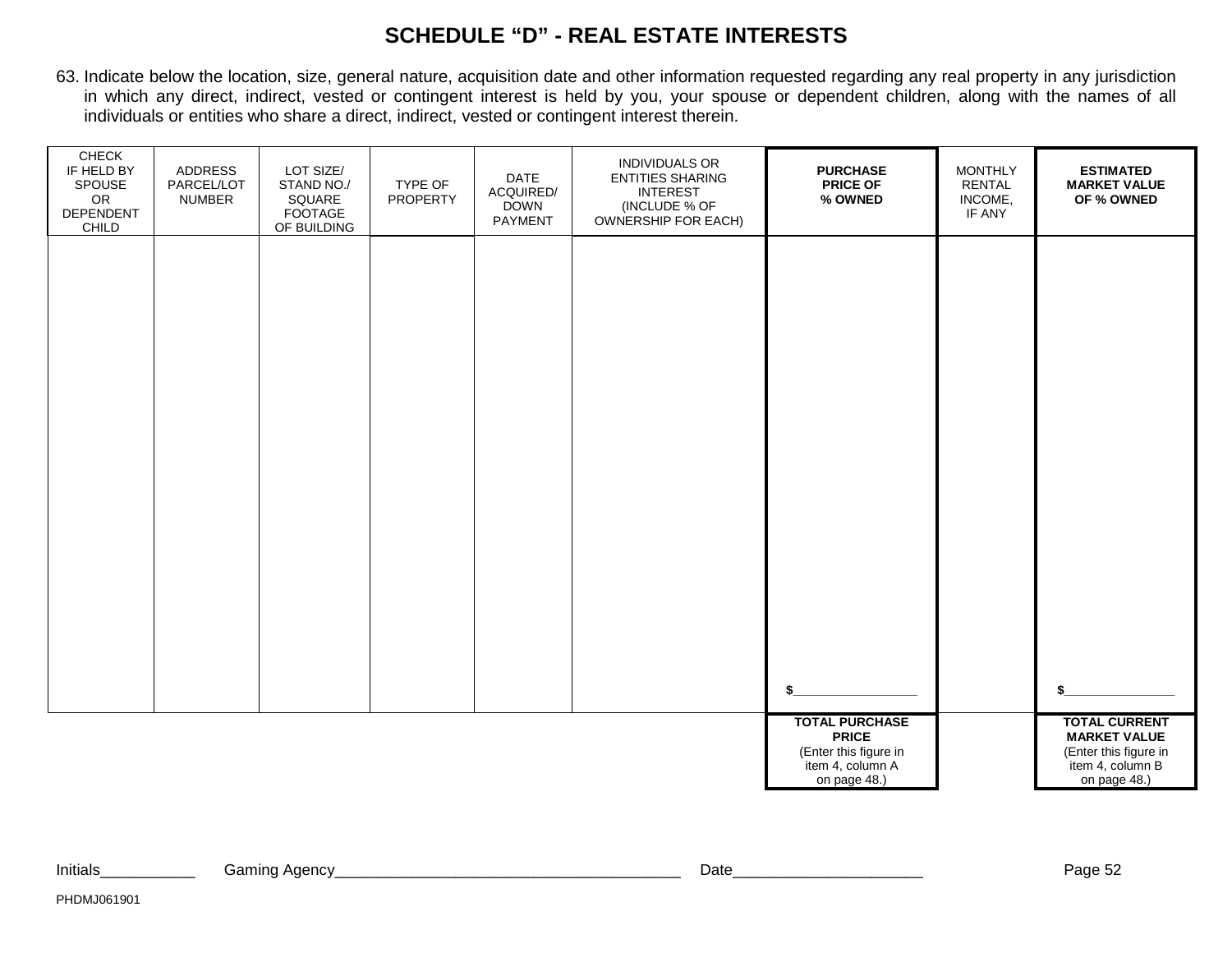# SCHEDULE "D" - REAL ESTATE INTERESTS

63. Indicate below the location, size, general nature, acquisition date and other information requested regarding any real property in any jurisdiction in which any direct, indirect, vested or contingent interest is held by you, your spouse or dependent children, along with the names of all individuals or entities who share a direct, indirect, vested or contingent interest therein.

| CHECK IF HELD BY SPOUSE OR DEPENDENT CHILD | ADDRESS PARCEL/LOT NUMBER | LOT SIZE/ STAND NO./ SQUARE FOOTAGE OF BUILDING | TYPE OF PROPERTY | DATE ACQUIRED/ DOWN PAYMENT | INDIVIDUALS OR ENTITIES SHARING INTEREST (INCLUDE % OF OWNERSHIP FOR EACH) | **PURCHASE PRICE OF % OWNED** | MONTHLY RENTAL INCOME, IF ANY | **ESTIMATED MARKET VALUE OF % OWNED** |
|---|---|---|---|---|---|---|---|---|
| | | | | | | | | |
| | | | | | | **$**__________________ | | **$**________________ |
| | | | | | | **TOTAL PURCHASE PRICE** (Enter this figure in item 4, column A on page 48.) | | **TOTAL CURRENT MARKET VALUE** (Enter this figure in item 4, column B on page 48.) |

Initials___________ Gaming Agency________________________________________ Date______________________

PHDMJ061901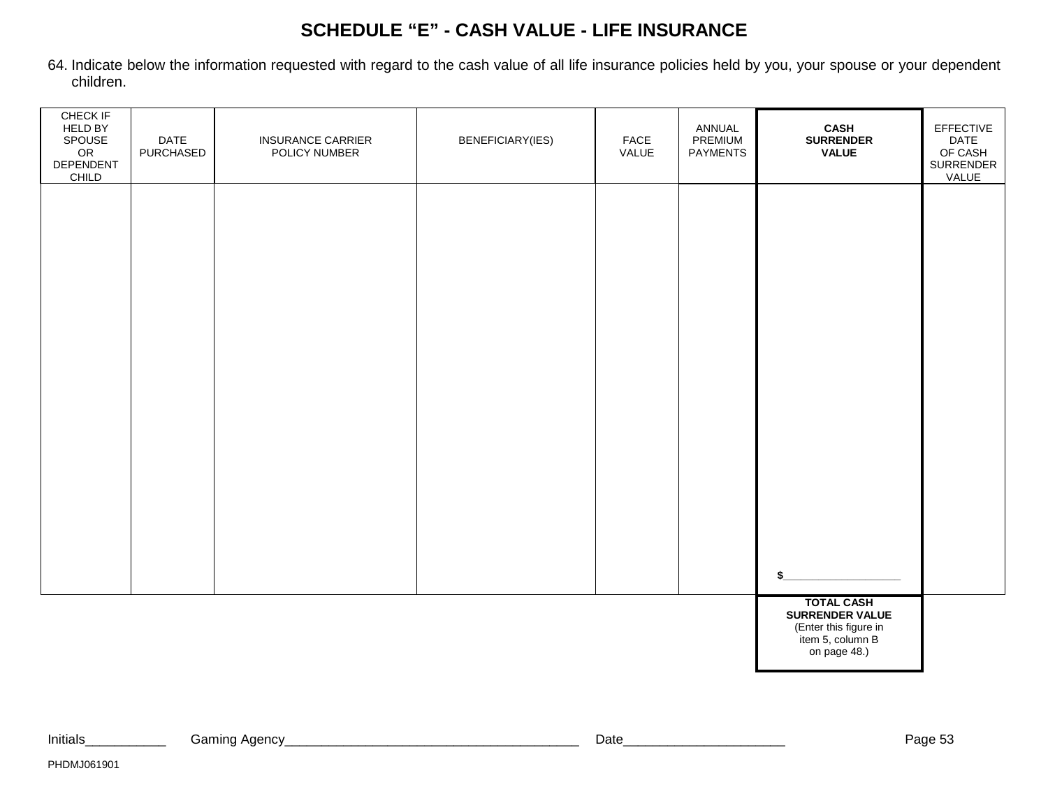# SCHEDULE "E" - CASH VALUE - LIFE INSURANCE

64. Indicate below the information requested with regard to the cash value of all life insurance policies held by you, your spouse or your dependent children.

| CHECK IF HELD BY SPOUSE OR DEPENDENT CHILD | DATE PURCHASED | INSURANCE CARRIER POLICY NUMBER | BENEFICIARY(IES) | FACE VALUE | ANNUAL PREMIUM PAYMENTS | **CASH SURRENDER VALUE** | EFFECTIVE DATE OF CASH SURRENDER VALUE |
|---|---|---|---|---|---|---|---|
| | | | | | | **$**____________________ | |
| | | | | | | **TOTAL CASH SURRENDER VALUE** (Enter this figure in item 5, column B on page 48.) | |

Initials___________ Gaming Agency________________________________________ Date_____________________

PHDMJ061901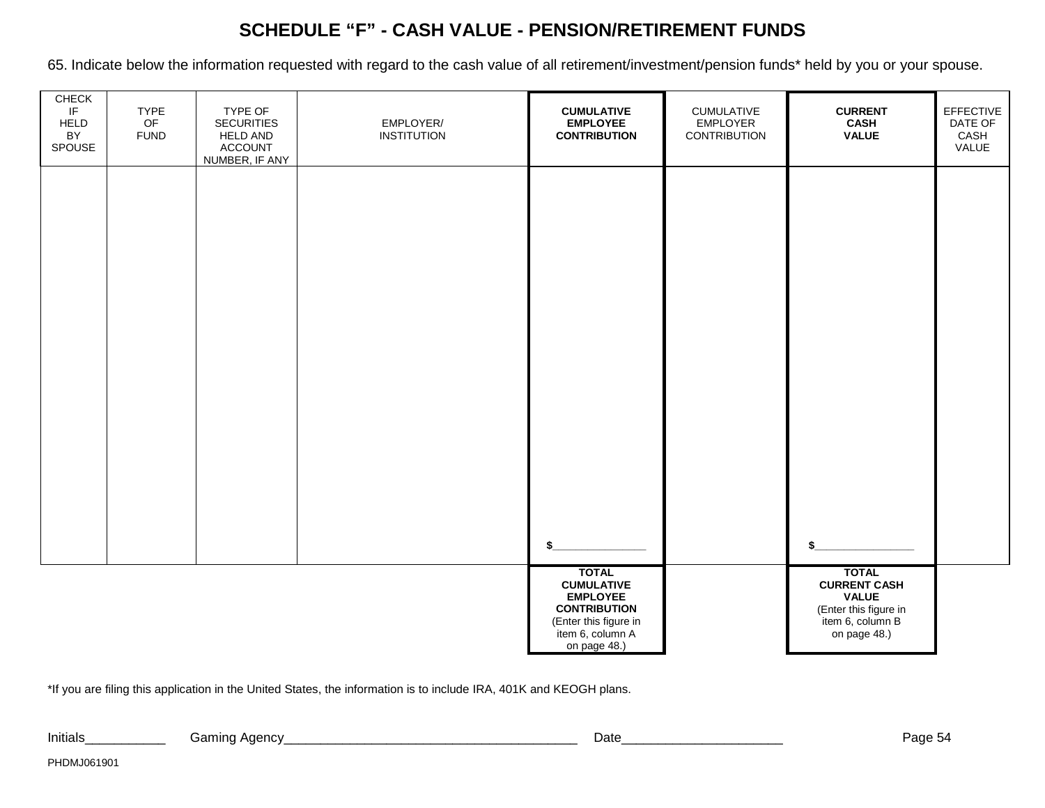# SCHEDULE "F" - CASH VALUE - PENSION/RETIREMENT FUNDS

65. Indicate below the information requested with regard to the cash value of all retirement/investment/pension funds* held by you or your spouse.

| CHECK IF HELD BY SPOUSE | TYPE OF FUND | TYPE OF SECURITIES HELD AND ACCOUNT NUMBER, IF ANY | EMPLOYER/ INSTITUTION | **CUMULATIVE EMPLOYEE CONTRIBUTION** | CUMULATIVE EMPLOYER CONTRIBUTION | **CURRENT CASH VALUE** | EFFECTIVE DATE OF CASH VALUE |
|---|---|---|---|---|---|---|---|
| | | | | | | | |
| | | | | $________________ | | $_________________ | |
| | | | | **TOTAL CUMULATIVE EMPLOYEE CONTRIBUTION** (Enter this figure in item 6, column A on page 48.) | | **TOTAL CURRENT CASH VALUE** (Enter this figure in item 6, column B on page 48.) | |

*If you are filing this application in the United States, the information is to include IRA, 401K and KEOGH plans.

Initials___________ Gaming Agency________________________________________ Date______________________

PHDMJ061901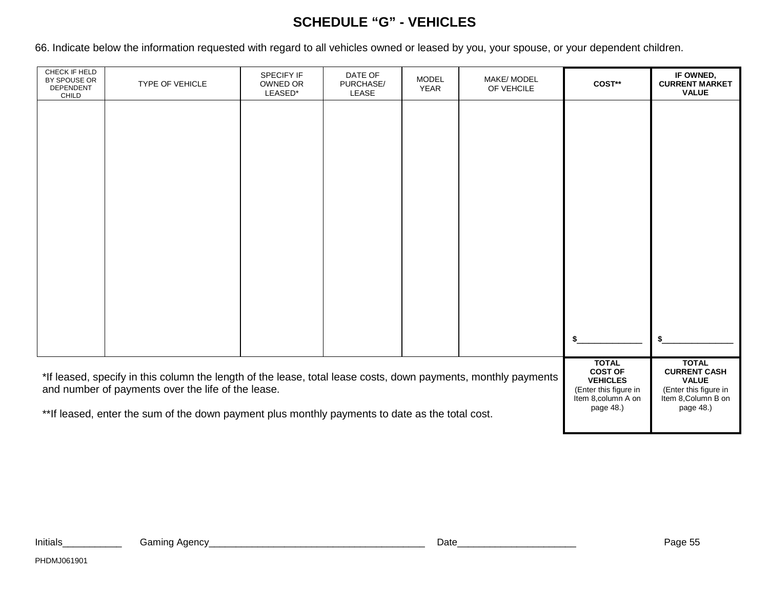# SCHEDULE "G" - VEHICLES

66. Indicate below the information requested with regard to all vehicles owned or leased by you, your spouse, or your dependent children.

| CHECK IF HELD BY SPOUSE OR DEPENDENT CHILD | TYPE OF VEHICLE | SPECIFY IF OWNED OR LEASED* | DATE OF PURCHASE/ LEASE | MODEL YEAR | MAKE/ MODEL OF VEHCILE | **COST**** | **IF OWNED, CURRENT MARKET VALUE** |
|---|---|---|---|---|---|---|---|
| | | | | | | | |
| | | | | | | $______________ | $_______________ |
| | | | | | | **TOTAL COST OF VEHICLES** (Enter this figure in Item 8,column A on page 48.) | **TOTAL CURRENT CASH VALUE** (Enter this figure in Item 8,Column B on page 48.) |

*If leased, specify in this column the length of the lease, total lease costs, down payments, monthly payments and number of payments over the life of the lease.

**If leased, enter the sum of the down payment plus monthly payments to date as the total cost.

Initials___________ Gaming Agency________________________________________ Date_____________________

PHDMJ061901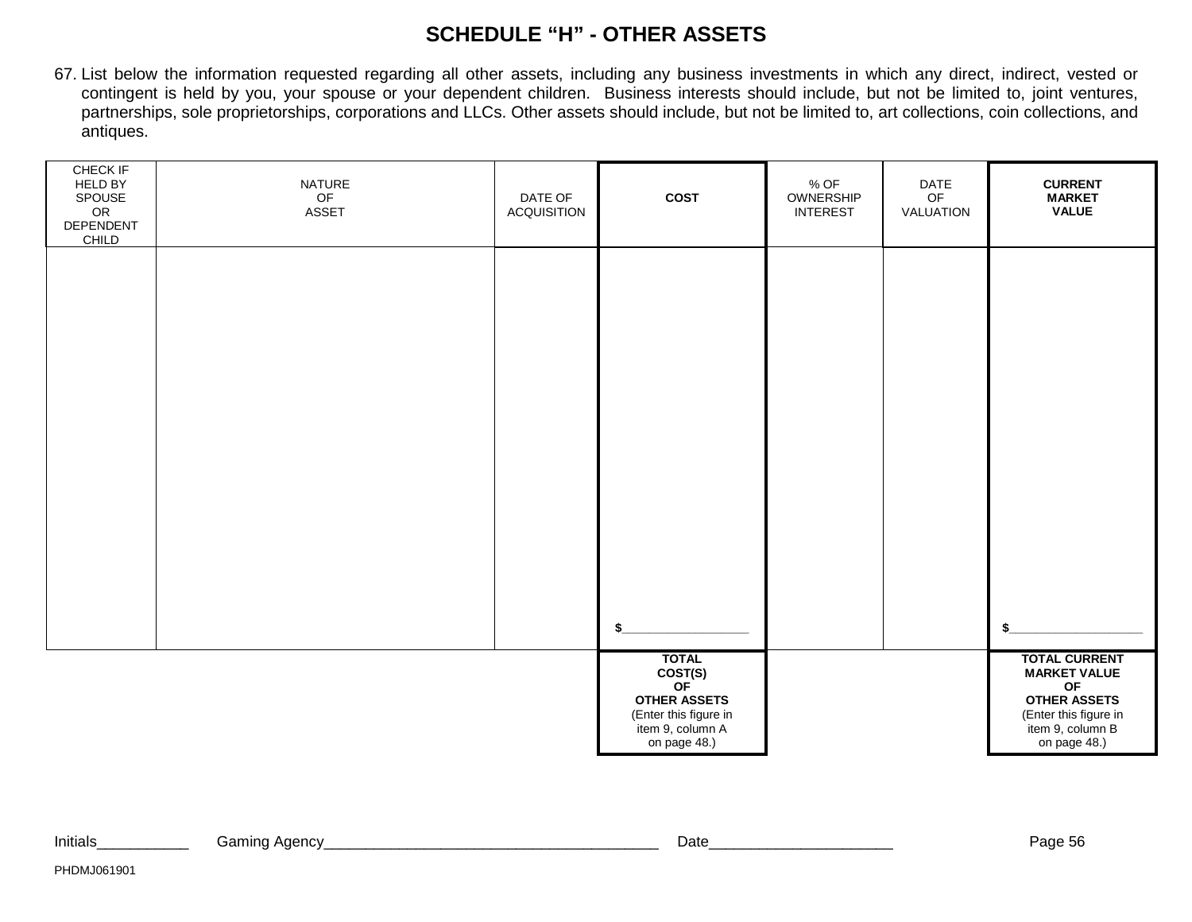# SCHEDULE "H" - OTHER ASSETS

67. List below the information requested regarding all other assets, including any business investments in which any direct, indirect, vested or contingent is held by you, your spouse or your dependent children. Business interests should include, but not be limited to, joint ventures, partnerships, sole proprietorships, corporations and LLCs. Other assets should include, but not be limited to, art collections, coin collections, and antiques.

| CHECK IF HELD BY SPOUSE OR DEPENDENT CHILD | NATURE OF ASSET | DATE OF ACQUISITION | **COST** | % OF OWNERSHIP INTEREST | DATE OF VALUATION | **CURRENT MARKET VALUE** |
|---|---|---|---|---|---|---|
| | | | | | | |
| | | | **$**___________________ | | | **$**___________________ |
| | | | **TOTAL COST(S) OF OTHER ASSETS** (Enter this figure in item 9, column A on page 48.) | | | **TOTAL CURRENT MARKET VALUE OF OTHER ASSETS** (Enter this figure in item 9, column B on page 48.) |

Initials___________ Gaming Agency________________________________________ Date______________________

PHDMJ061901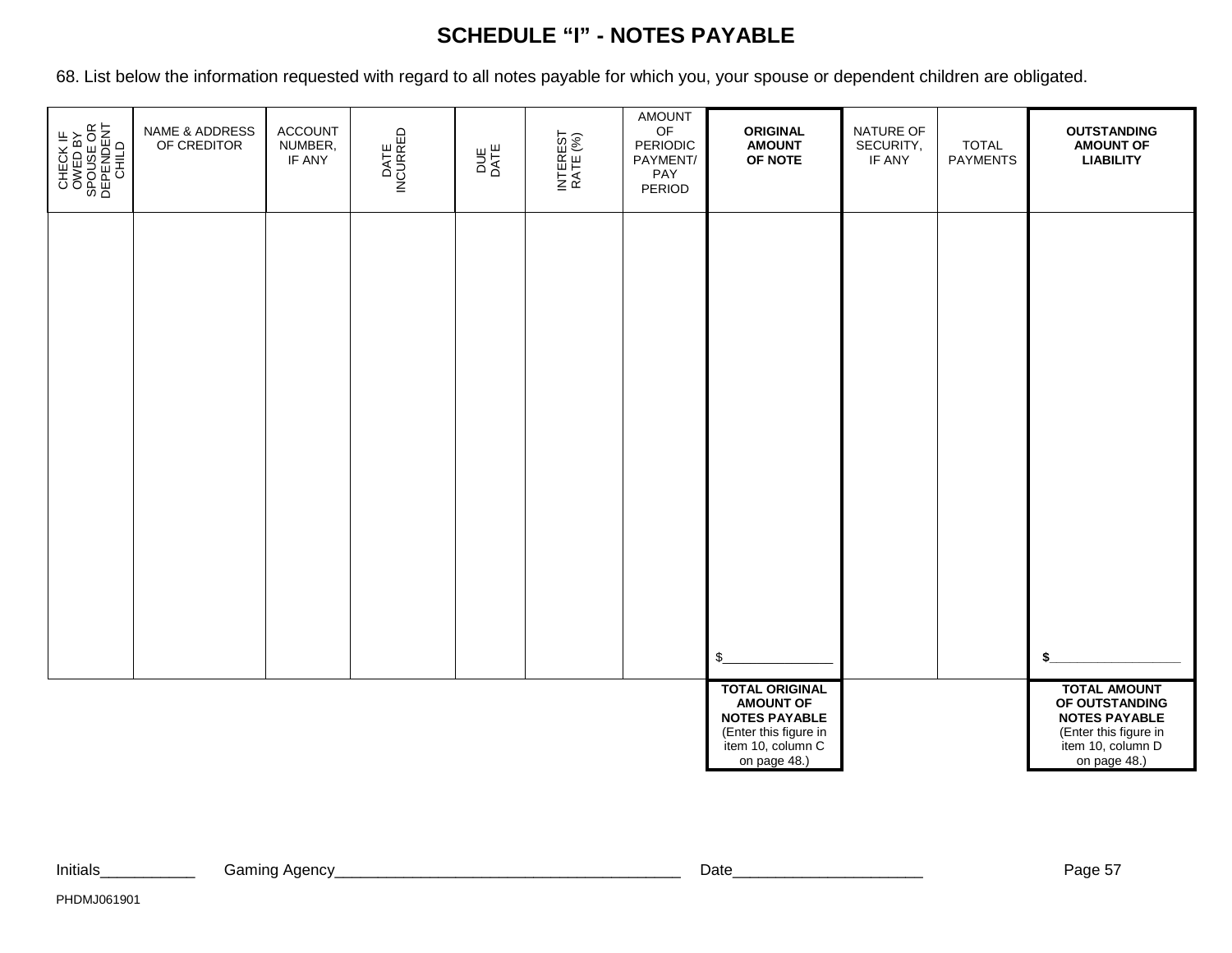# SCHEDULE "I" - NOTES PAYABLE

68. List below the information requested with regard to all notes payable for which you, your spouse or dependent children are obligated.

| CHECK IF OWED BY SPOUSE OR DEPENDENT CHILD | NAME & ADDRESS OF CREDITOR | ACCOUNT NUMBER, IF ANY | DATE INCURRED | DUE DATE | INTEREST RATE (%) | AMOUNT OF PERIODIC PAYMENT/ PAY PERIOD | **ORIGINAL AMOUNT OF NOTE** | NATURE OF SECURITY, IF ANY | TOTAL PAYMENTS | **OUTSTANDING AMOUNT OF LIABILITY** |
|---|---|---|---|---|---|---|---|---|---|---|
| | | | | | | | | | | |
| | | | | | | | $_______________ | | | **$**__________________ |
| | | | | | | | **TOTAL ORIGINAL AMOUNT OF NOTES PAYABLE** (Enter this figure in item 10, column C on page 48.) | | | **TOTAL AMOUNT OF OUTSTANDING NOTES PAYABLE** (Enter this figure in item 10, column D on page 48.) |

Initials___________ Gaming Agency________________________________________ Date_____________________

PHDMJ061901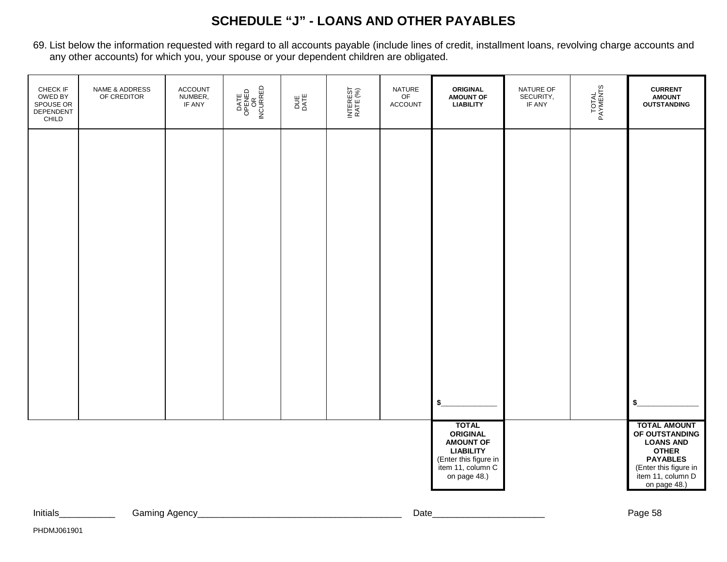# SCHEDULE "J" - LOANS AND OTHER PAYABLES

69. List below the information requested with regard to all accounts payable (include lines of credit, installment loans, revolving charge accounts and any other accounts) for which you, your spouse or your dependent children are obligated.

| CHECK IF OWED BY SPOUSE OR DEPENDENT CHILD | NAME & ADDRESS OF CREDITOR | ACCOUNT NUMBER, IF ANY | DATE OPENED OR INCURRED | DUE DATE | INTEREST RATE (%) | NATURE OF ACCOUNT | **ORIGINAL AMOUNT OF LIABILITY** | NATURE OF SECURITY, IF ANY | TOTAL PAYMENTS | **CURRENT AMOUNT OUTSTANDING** |
|---|---|---|---|---|---|---|---|---|---|---|
| | | | | | | | $______________ | | | $______________ |
| | | | | | | | **TOTAL ORIGINAL AMOUNT OF LIABILITY** (Enter this figure in item 11, column C on page 48.) | | | **TOTAL AMOUNT OF OUTSTANDING LOANS AND OTHER PAYABLES** (Enter this figure in item 11, column D on page 48.) |

Initials___________ Gaming Agency________________________________________ Date______________________

PHDMJ061901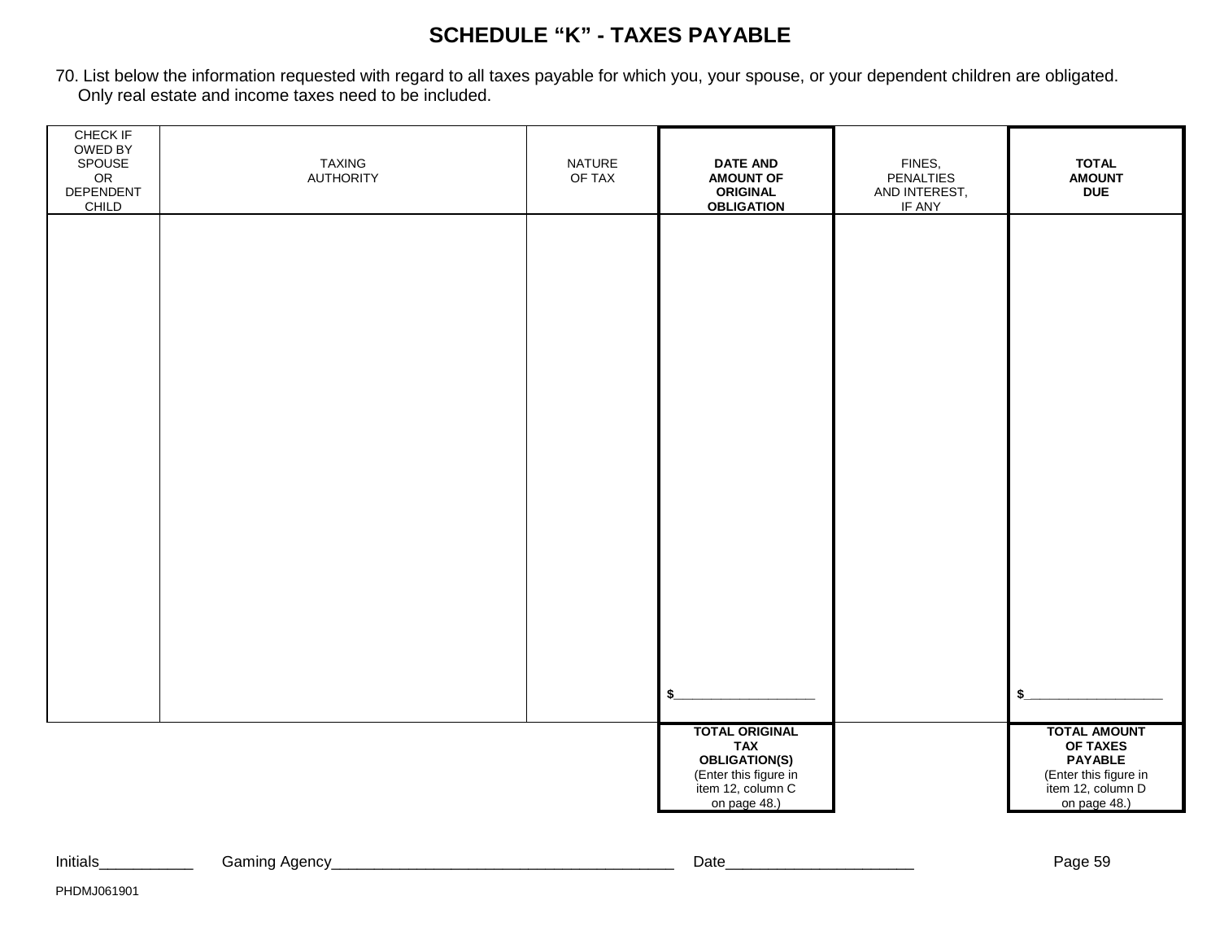# SCHEDULE “K” - TAXES PAYABLE

70. List below the information requested with regard to all taxes payable for which you, your spouse, or your dependent children are obligated. Only real estate and income taxes need to be included.

| CHECK IF OWED BY SPOUSE OR DEPENDENT CHILD | TAXING AUTHORITY | NATURE OF TAX | **DATE AND AMOUNT OF ORIGINAL OBLIGATION** | FINES, PENALTIES AND INTEREST, IF ANY | **TOTAL AMOUNT DUE** |
|---|---|---|---|---|---|
| | | | | | |
| | | | $____________________ | | $____________________ |
| | | | **TOTAL ORIGINAL TAX OBLIGATION(S)** (Enter this figure in item 12, column C on page 48.) | | **TOTAL AMOUNT OF TAXES PAYABLE** (Enter this figure in item 12, column D on page 48.) |

Initials___________ Gaming Agency_________________________________________ Date______________________

PHDMJ061901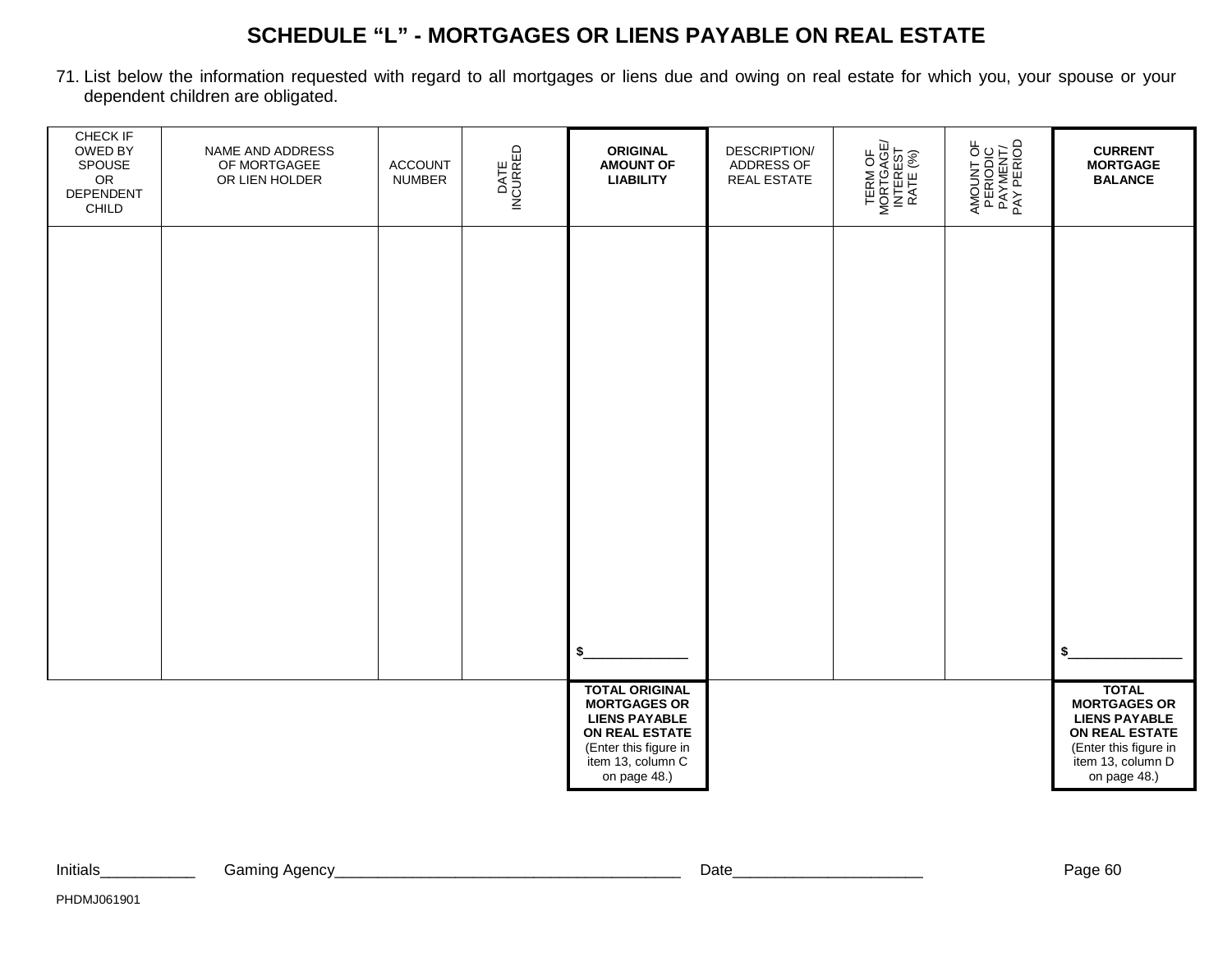# SCHEDULE "L" - MORTGAGES OR LIENS PAYABLE ON REAL ESTATE

71. List below the information requested with regard to all mortgages or liens due and owing on real estate for which you, your spouse or your dependent children are obligated.

| CHECK IF OWED BY SPOUSE OR DEPENDENT CHILD | NAME AND ADDRESS OF MORTGAGEE OR LIEN HOLDER | ACCOUNT NUMBER | DATE INCURRED | **ORIGINAL AMOUNT OF LIABILITY** | DESCRIPTION/ ADDRESS OF REAL ESTATE | TERM OF MORTGAGE/ INTEREST RATE (%) | AMOUNT OF PERIODIC PAYMENT/ PAY PERIOD | **CURRENT MORTGAGE BALANCE** |
|---|---|---|---|---|---|---|---|---|
| | | | | | | | | |
| | | | | $______________ | | | | $_______________ |
| | | | | **TOTAL ORIGINAL MORTGAGES OR LIENS PAYABLE ON REAL ESTATE** (Enter this figure in item 13, column C on page 48.) | | | | **TOTAL MORTGAGES OR LIENS PAYABLE ON REAL ESTATE** (Enter this figure in item 13, column D on page 48.) |

Initials___________ Gaming Agency________________________________________ Date______________________

PHDMJ061901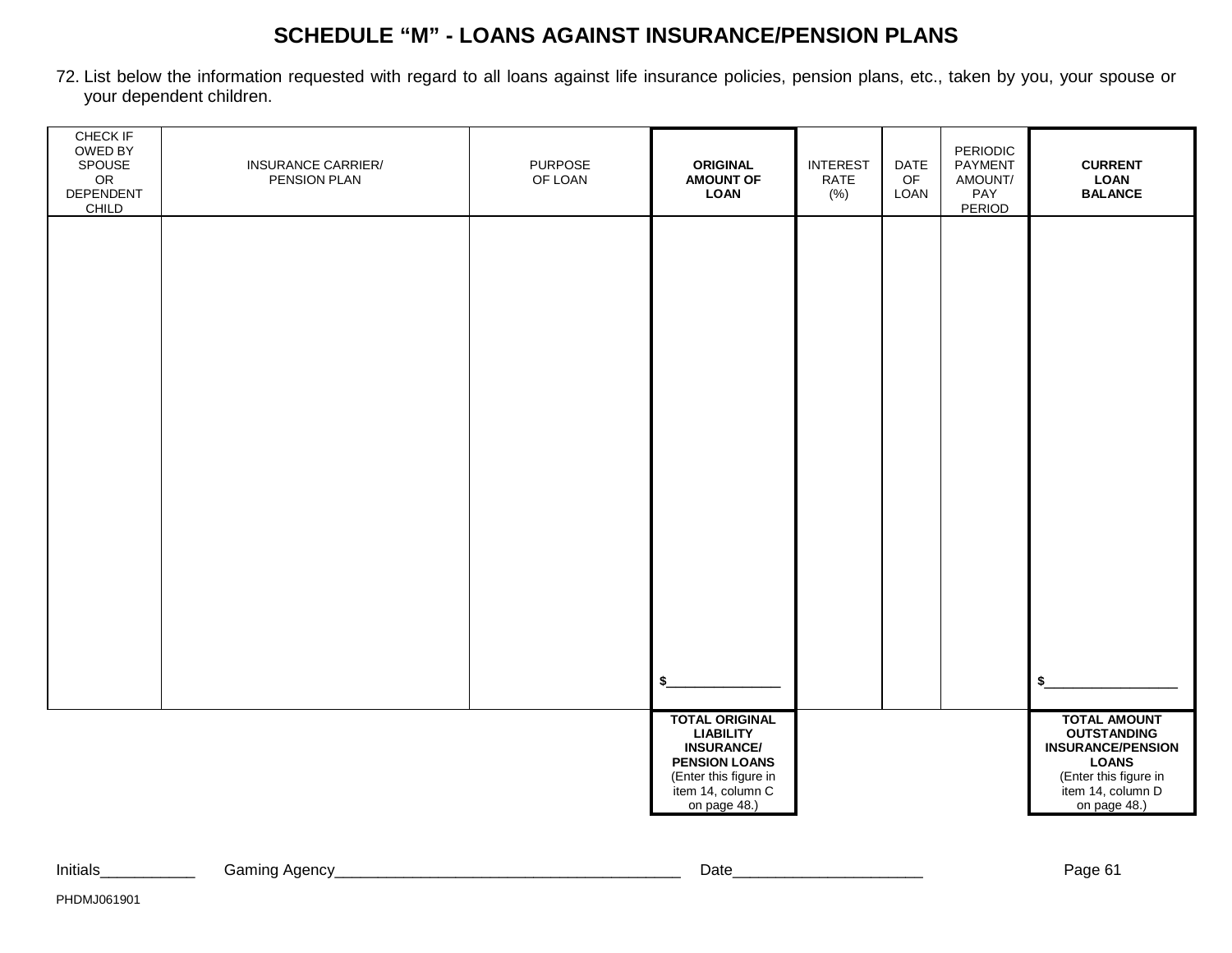# SCHEDULE “M” - LOANS AGAINST INSURANCE/PENSION PLANS

72. List below the information requested with regard to all loans against life insurance policies, pension plans, etc., taken by you, your spouse or your dependent children.

| CHECK IF OWED BY SPOUSE OR DEPENDENT CHILD | INSURANCE CARRIER/ PENSION PLAN | PURPOSE OF LOAN | **ORIGINAL AMOUNT OF LOAN** | INTEREST RATE (%) | DATE OF LOAN | PERIODIC PAYMENT AMOUNT/ PAY PERIOD | **CURRENT LOAN BALANCE** |
|---|---|---|---|---|---|---|---|
| | | | | | | | |
| | | | $________________ | | | | $__________________ |
| | | | **TOTAL ORIGINAL LIABILITY INSURANCE/ PENSION LOANS** (Enter this figure in item 14, column C on page 48.) | | | | **TOTAL AMOUNT OUTSTANDING INSURANCE/PENSION LOANS** (Enter this figure in item 14, column D on page 48.) |

Initials___________ Gaming Agency________________________________________ Date______________________

PHDMJ061901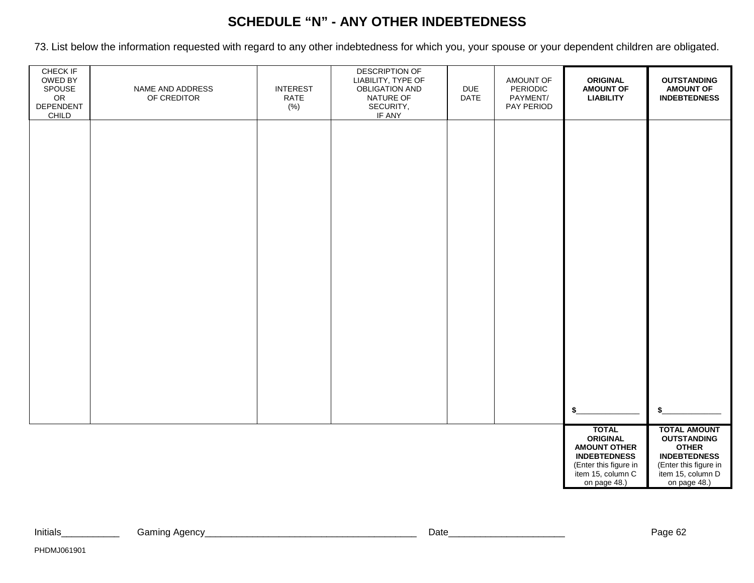# SCHEDULE "N" - ANY OTHER INDEBTEDNESS

73. List below the information requested with regard to any other indebtedness for which you, your spouse or your dependent children are obligated.

| CHECK IF OWED BY SPOUSE OR DEPENDENT CHILD | NAME AND ADDRESS OF CREDITOR | INTEREST RATE (%) | DESCRIPTION OF LIABILITY, TYPE OF OBLIGATION AND NATURE OF SECURITY, IF ANY | DUE DATE | AMOUNT OF PERIODIC PAYMENT/ PAY PERIOD | **ORIGINAL AMOUNT OF LIABILITY** | **OUTSTANDING AMOUNT OF INDEBTEDNESS** |
|---|---|---|---|---|---|---|---|
| | | | | | | $______________ | $______________ |
| | | | | | | **TOTAL ORIGINAL AMOUNT OTHER INDEBTEDNESS** (Enter this figure in item 15, column C on page 48.) | **TOTAL AMOUNT OUTSTANDING OTHER INDEBTEDNESS** (Enter this figure in item 15, column D on page 48.) |

Initials___________ Gaming Agency________________________________________ Date_____________________

PHDMJ061901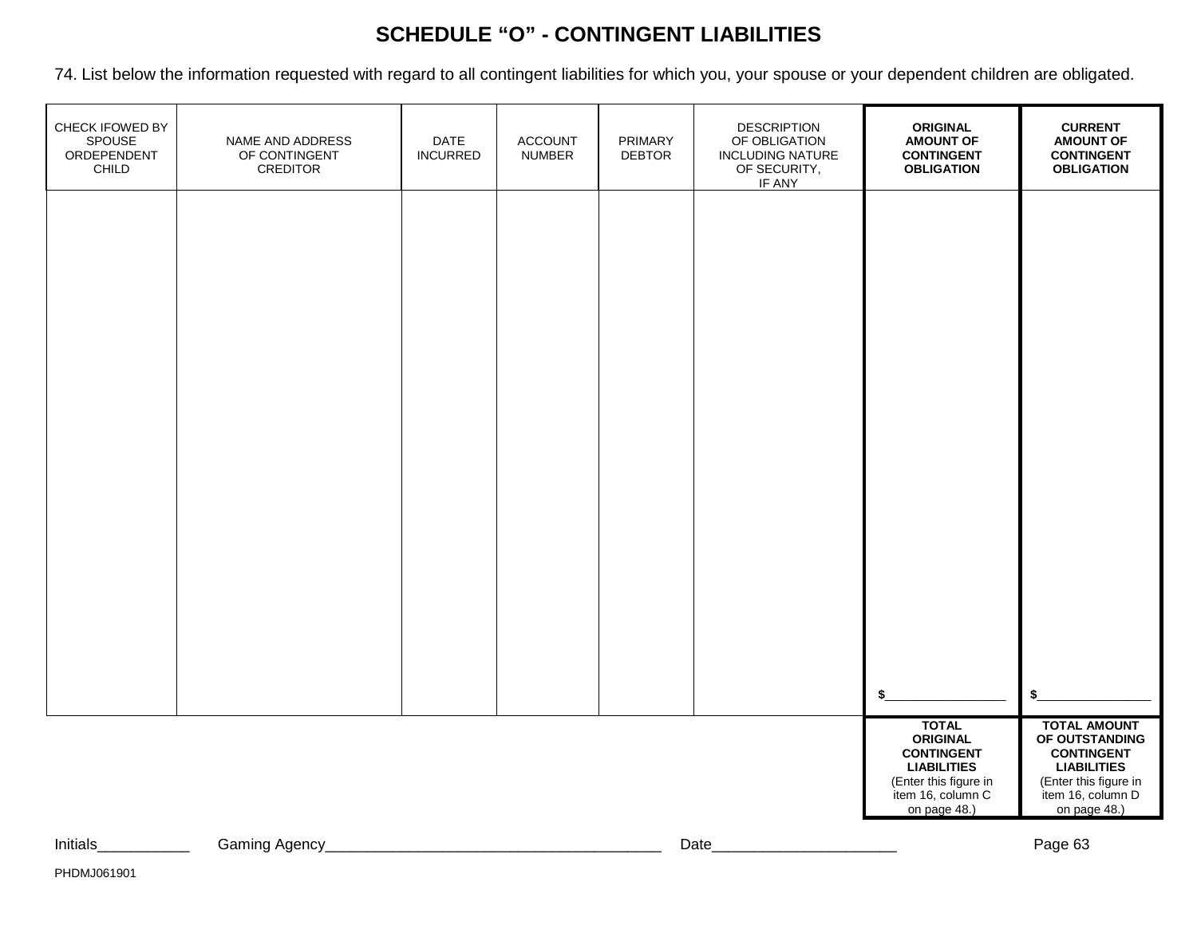# SCHEDULE "O" - CONTINGENT LIABILITIES

74. List below the information requested with regard to all contingent liabilities for which you, your spouse or your dependent children are obligated.

| CHECK IFOWED BY SPOUSE ORDEPENDENT CHILD | NAME AND ADDRESS OF CONTINGENT CREDITOR | DATE INCURRED | ACCOUNT NUMBER | PRIMARY DEBTOR | DESCRIPTION OF OBLIGATION INCLUDING NATURE OF SECURITY, IF ANY | **ORIGINAL AMOUNT OF CONTINGENT OBLIGATION** | **CURRENT AMOUNT OF CONTINGENT OBLIGATION** |
|---|---|---|---|---|---|---|---|
| | | | | | | | |
| | | | | | | **$**__________________ | **$**_________________ |
| | | | | | | **TOTAL ORIGINAL CONTINGENT LIABILITIES** (Enter this figure in item 16, column C on page 48.) | **TOTAL AMOUNT OF OUTSTANDING CONTINGENT LIABILITIES** (Enter this figure in item 16, column D on page 48.) |

Initials___________ Gaming Agency________________________________________ Date______________________

PHDMJ061901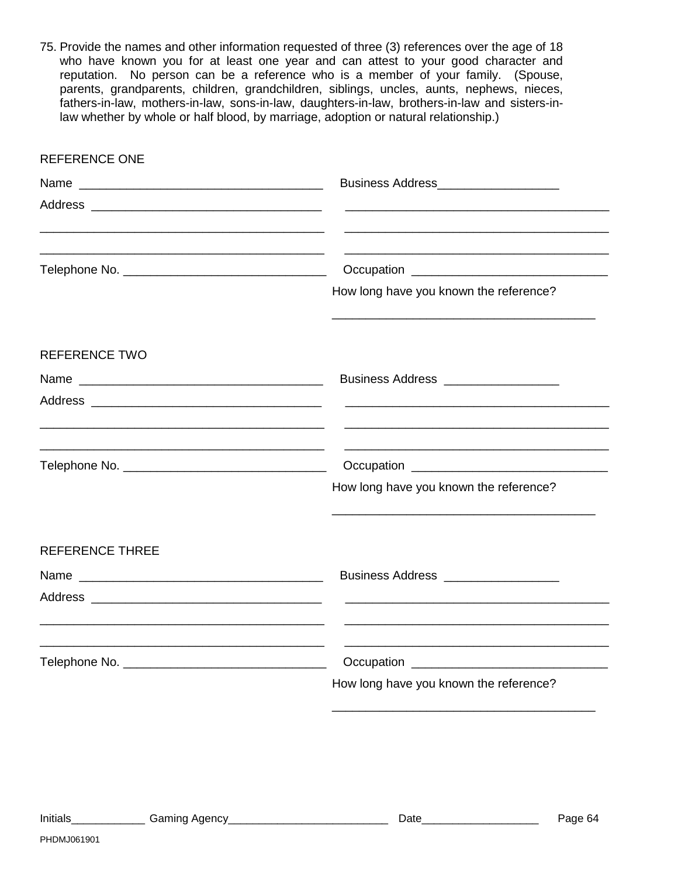75. Provide the names and other information requested of three (3) references over the age of 18 who have known you for at least one year and can attest to your good character and reputation. No person can be a reference who is a member of your family. (Spouse, parents, grandparents, children, grandchildren, siblings, uncles, aunts, nephews, nieces, fathers-in-law, mothers-in-law, sons-in-law, daughters-in-law, brothers-in-law and sisters-in-law whether by whole or half blood, by marriage, adoption or natural relationship.)

REFERENCE ONE

Name ____________________________________ Business Address__________________

Address __________________________________ ________________________________________

__________________________________________ ________________________________________

__________________________________________ ________________________________________

Telephone No. ______________________________ Occupation ____________________________

How long have you known the reference?

______________________________________

REFERENCE TWO

Name ____________________________________ Business Address _________________

Address __________________________________ ________________________________________

__________________________________________ ________________________________________

__________________________________________ ________________________________________

Telephone No. ______________________________ Occupation ____________________________

How long have you known the reference?

______________________________________

REFERENCE THREE

Name ____________________________________ Business Address _________________

Address __________________________________ ________________________________________

__________________________________________ ________________________________________

__________________________________________ ________________________________________

Telephone No. ______________________________ Occupation ____________________________

How long have you known the reference?

______________________________________

Initials____________ Gaming Agency__________________________ Date___________________

PHDMJ061901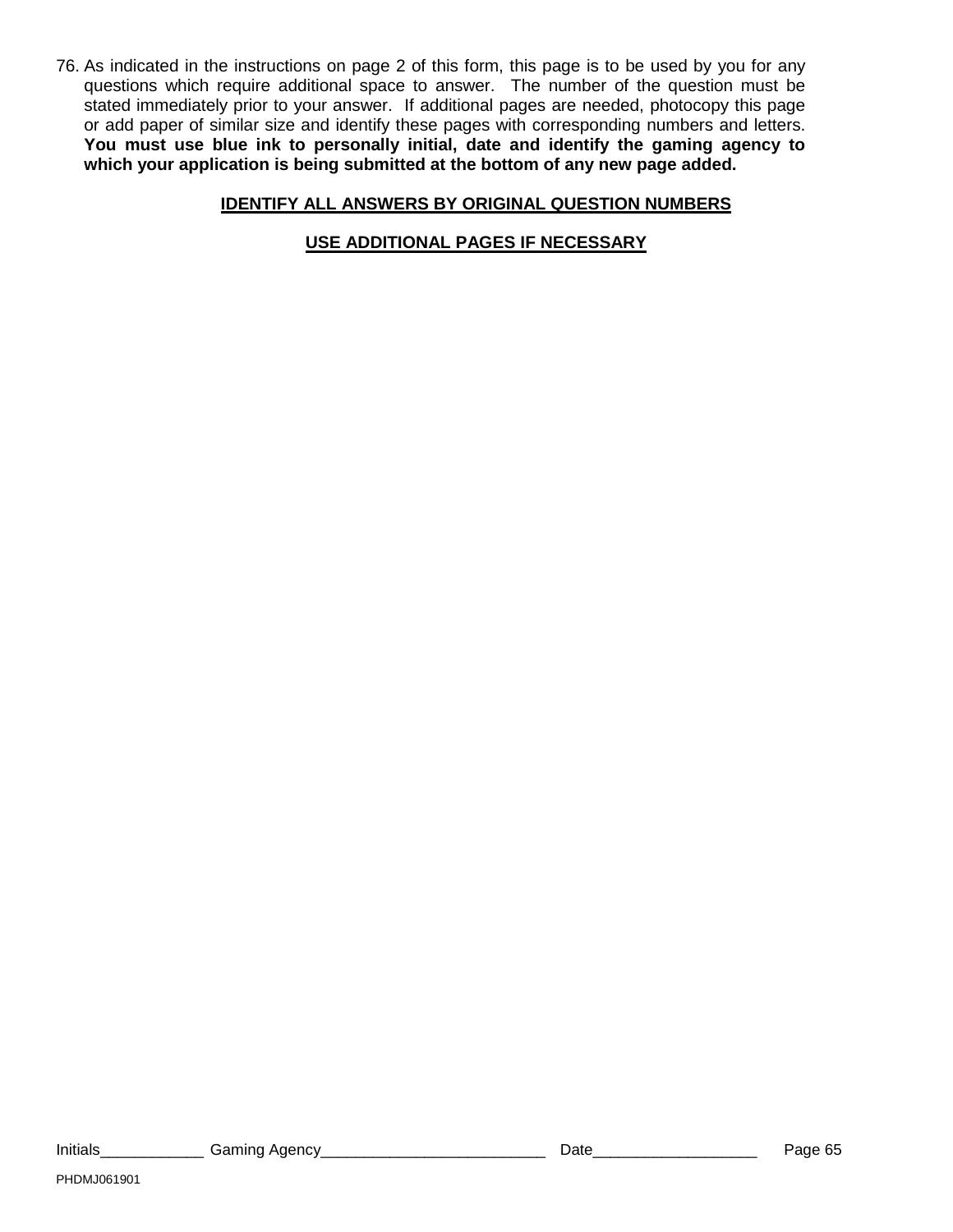76. As indicated in the instructions on page 2 of this form, this page is to be used by you for any questions which require additional space to answer. The number of the question must be stated immediately prior to your answer. If additional pages are needed, photocopy this page or add paper of similar size and identify these pages with corresponding numbers and letters. **You must use blue ink to personally initial, date and identify the gaming agency to which your application is being submitted at the bottom of any new page added.**

**IDENTIFY ALL ANSWERS BY ORIGINAL QUESTION NUMBERS**

**USE ADDITIONAL PAGES IF NECESSARY**

Initials____________ Gaming Agency__________________________ Date___________________

PHDMJ061901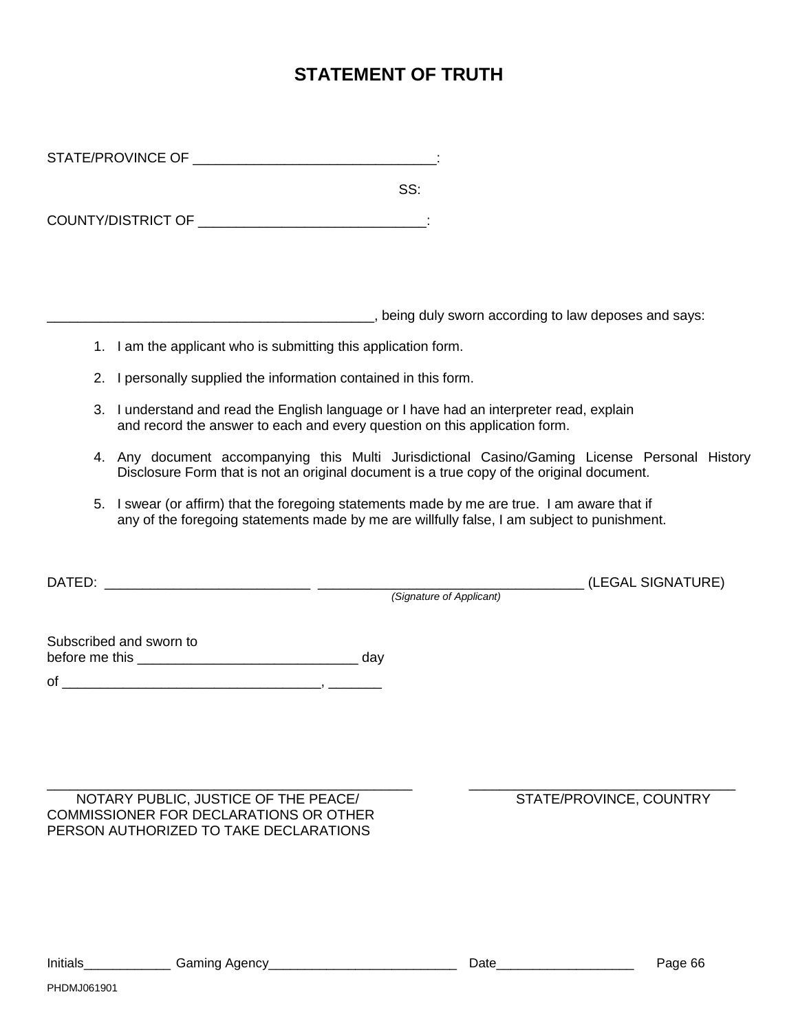# STATEMENT OF TRUTH

STATE/PROVINCE OF _______________________________:

SS:

COUNTY/DISTRICT OF _____________________________:

___________________________________________, being duly sworn according to law deposes and says:

1. I am the applicant who is submitting this application form.
2. I personally supplied the information contained in this form.
3. I understand and read the English language or I have had an interpreter read, explain and record the answer to each and every question on this application form.
4. Any document accompanying this Multi Jurisdictional Casino/Gaming License Personal History Disclosure Form that is not an original document is a true copy of the original document.
5. I swear (or affirm) that the foregoing statements made by me are true. I am aware that if any of the foregoing statements made by me are willfully false, I am subject to punishment.

DATED: ___________________________ __________________________________ (LEGAL SIGNATURE)

*(Signature of Applicant)*

Subscribed and sworn to
before me this ____________________________ day

of _________________________________, _______

_______________________________________________
NOTARY PUBLIC, JUSTICE OF THE PEACE/
COMMISSIONER FOR DECLARATIONS OR OTHER
PERSON AUTHORIZED TO TAKE DECLARATIONS

___________________________________
STATE/PROVINCE, COUNTRY

Initials____________ Gaming Agency__________________________ Date___________________

PHDMJ061901